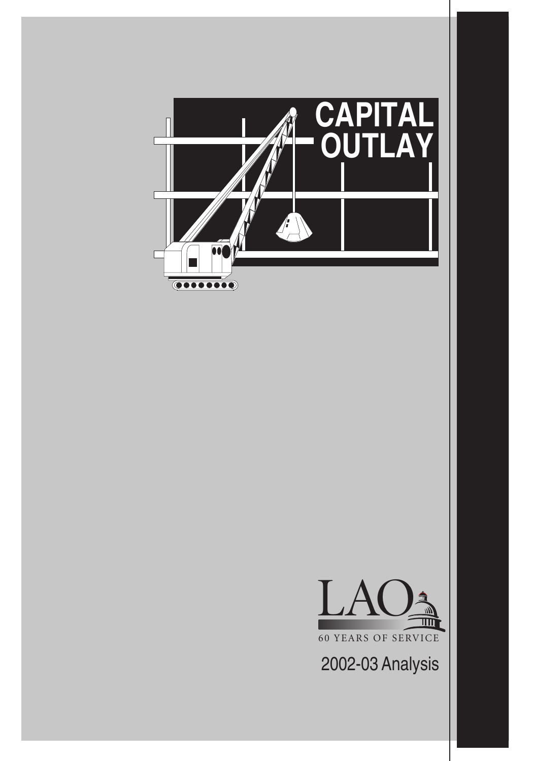# CAPITAL OUTLAY

LAO

60 YEARS OF SERVICE

2002-03 Analysis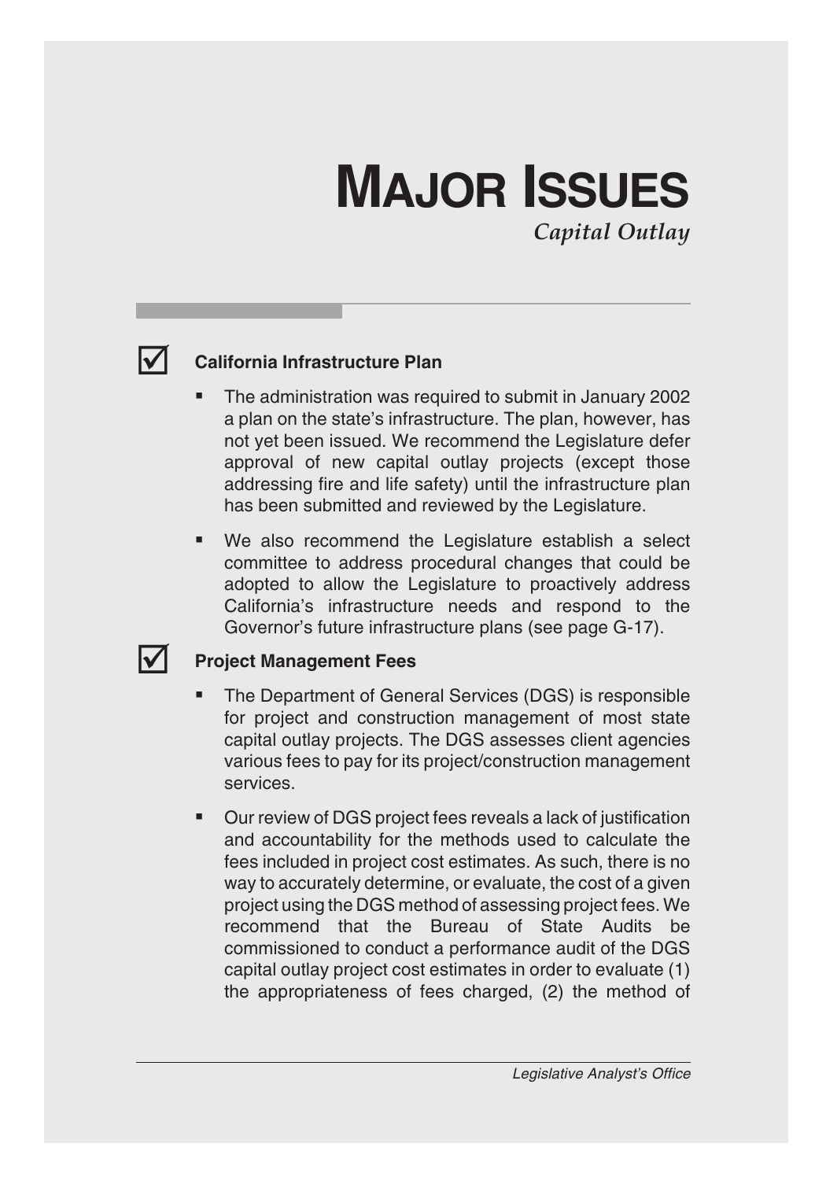# MAJOR ISSUES

*Capital Outlay*

## ☑ California Infrastructure Plan

- The administration was required to submit in January 2002 a plan on the state's infrastructure. The plan, however, has not yet been issued. We recommend the Legislature defer approval of new capital outlay projects (except those addressing fire and life safety) until the infrastructure plan has been submitted and reviewed by the Legislature.
- We also recommend the Legislature establish a select committee to address procedural changes that could be adopted to allow the Legislature to proactively address California's infrastructure needs and respond to the Governor's future infrastructure plans (see page G-17).

## ☑ Project Management Fees

- The Department of General Services (DGS) is responsible for project and construction management of most state capital outlay projects. The DGS assesses client agencies various fees to pay for its project/construction management services.
- Our review of DGS project fees reveals a lack of justification and accountability for the methods used to calculate the fees included in project cost estimates. As such, there is no way to accurately determine, or evaluate, the cost of a given project using the DGS method of assessing project fees. We recommend that the Bureau of State Audits be commissioned to conduct a performance audit of the DGS capital outlay project cost estimates in order to evaluate (1) the appropriateness of fees charged, (2) the method of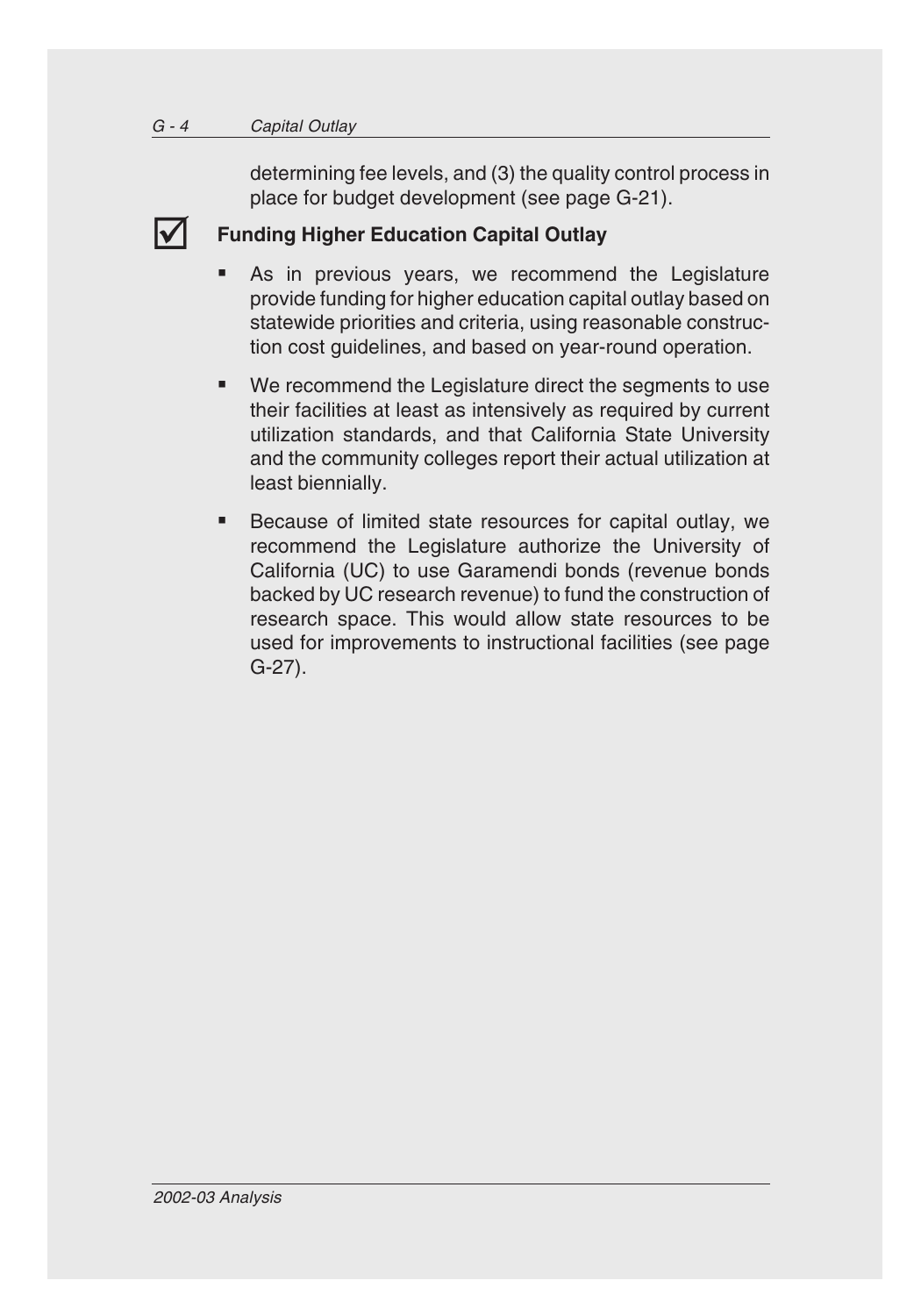determining fee levels, and (3) the quality control process in place for budget development (see page G-21).

### ☑ Funding Higher Education Capital Outlay

- As in previous years, we recommend the Legislature provide funding for higher education capital outlay based on statewide priorities and criteria, using reasonable construction cost guidelines, and based on year-round operation.
- We recommend the Legislature direct the segments to use their facilities at least as intensively as required by current utilization standards, and that California State University and the community colleges report their actual utilization at least biennially.
- Because of limited state resources for capital outlay, we recommend the Legislature authorize the University of California (UC) to use Garamendi bonds (revenue bonds backed by UC research revenue) to fund the construction of research space. This would allow state resources to be used for improvements to instructional facilities (see page G-27).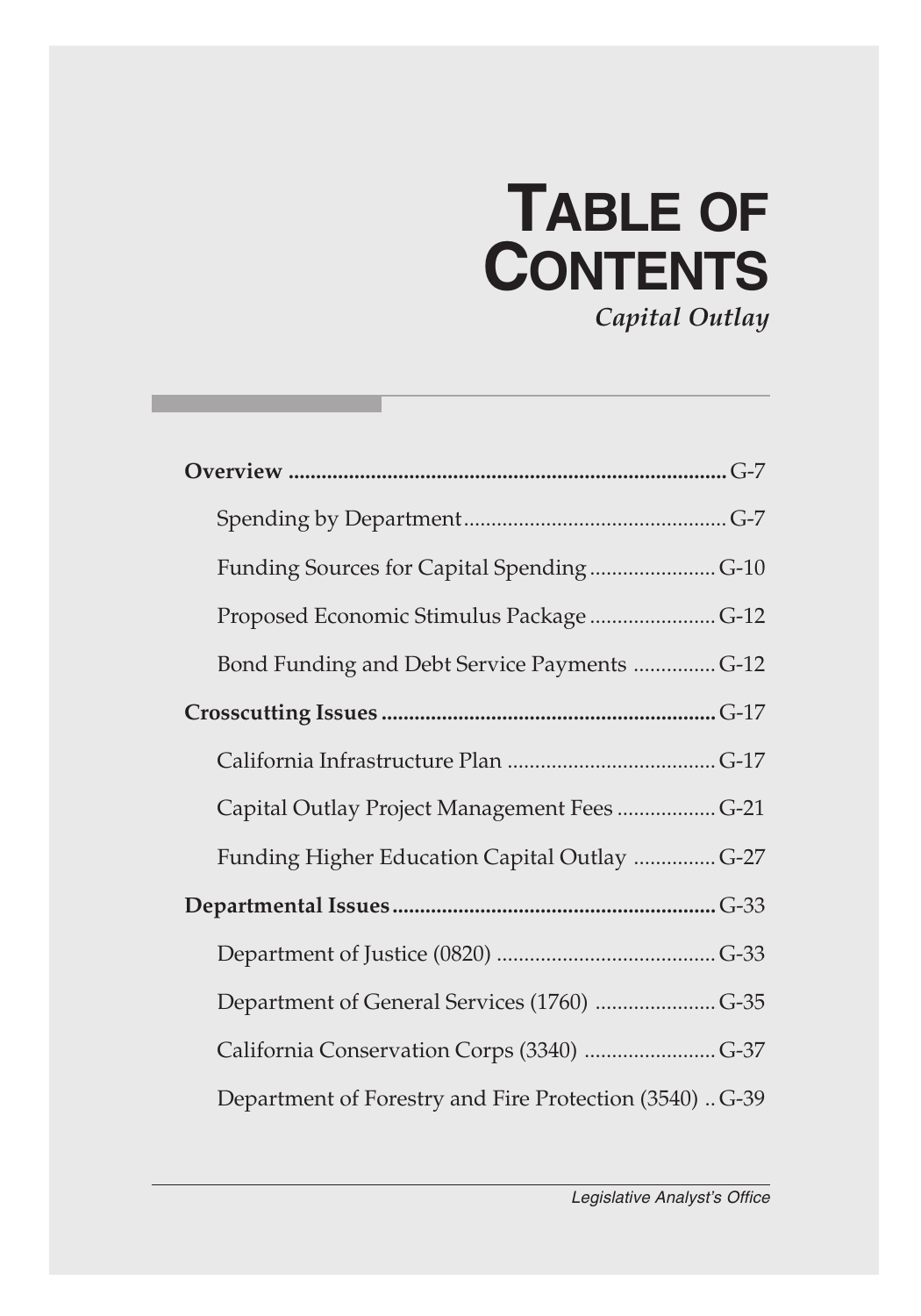# TABLE OF CONTENTS

*Capital Outlay*

**Overview** .......... G-7

- Spending by Department .......... G-7
- Funding Sources for Capital Spending .......... G-10
- Proposed Economic Stimulus Package .......... G-12
- Bond Funding and Debt Service Payments .......... G-12

**Crosscutting Issues** .......... G-17

- California Infrastructure Plan .......... G-17
- Capital Outlay Project Management Fees .......... G-21
- Funding Higher Education Capital Outlay .......... G-27

**Departmental Issues** .......... G-33

- Department of Justice (0820) .......... G-33
- Department of General Services (1760) .......... G-35
- California Conservation Corps (3340) .......... G-37
- Department of Forestry and Fire Protection (3540) .......... G-39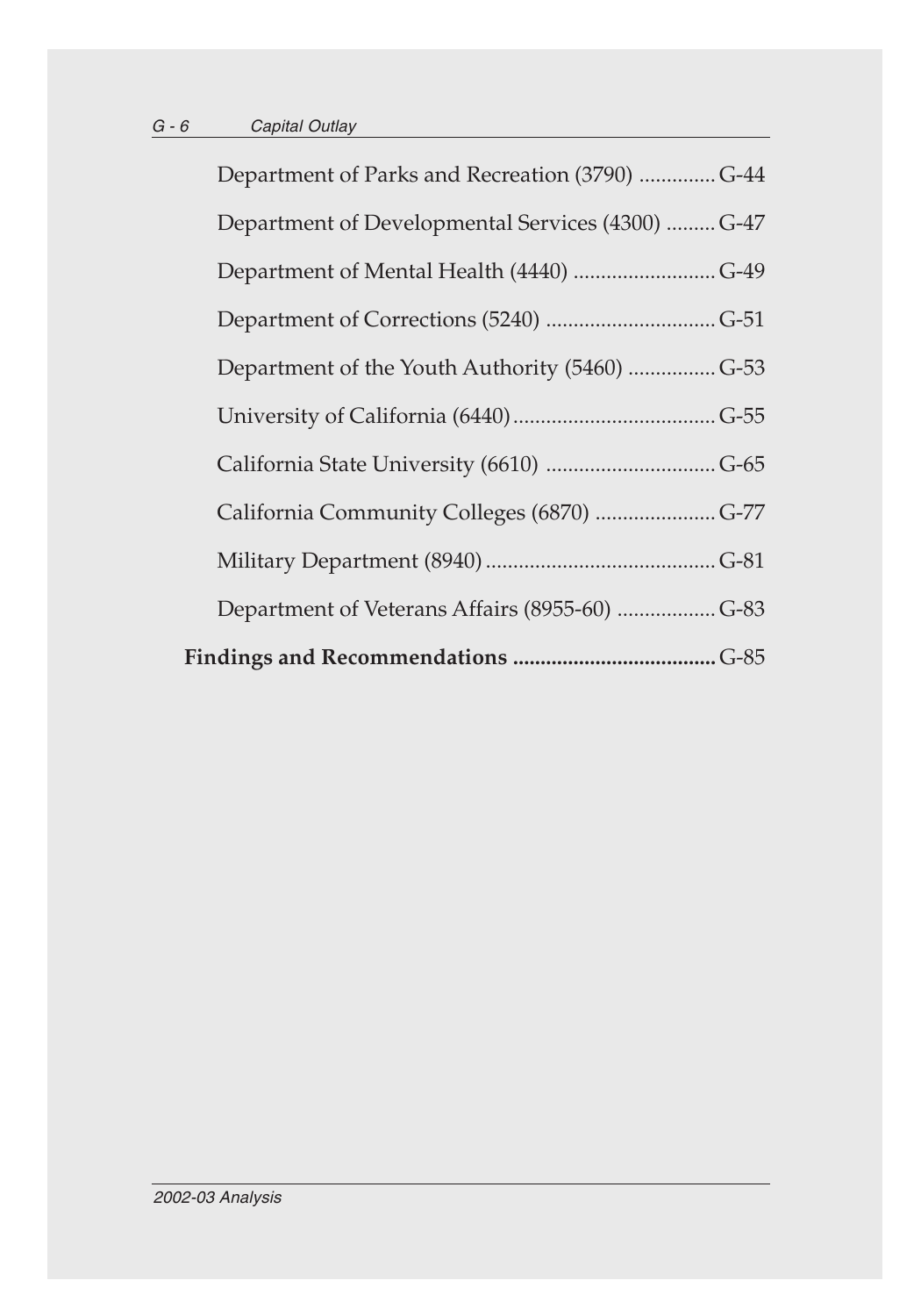Department of Parks and Recreation (3790) .............. G-44

Department of Developmental Services (4300) ......... G-47

Department of Mental Health (4440) .......................... G-49

Department of Corrections (5240) ............................... G-51

Department of the Youth Authority (5460) ................ G-53

University of California (6440) ..................................... G-55

California State University (6610) ............................... G-65

California Community Colleges (6870) ...................... G-77

Military Department (8940) .......................................... G-81

Department of Veterans Affairs (8955-60) .................. G-83

**Findings and Recommendations ......................................** G-85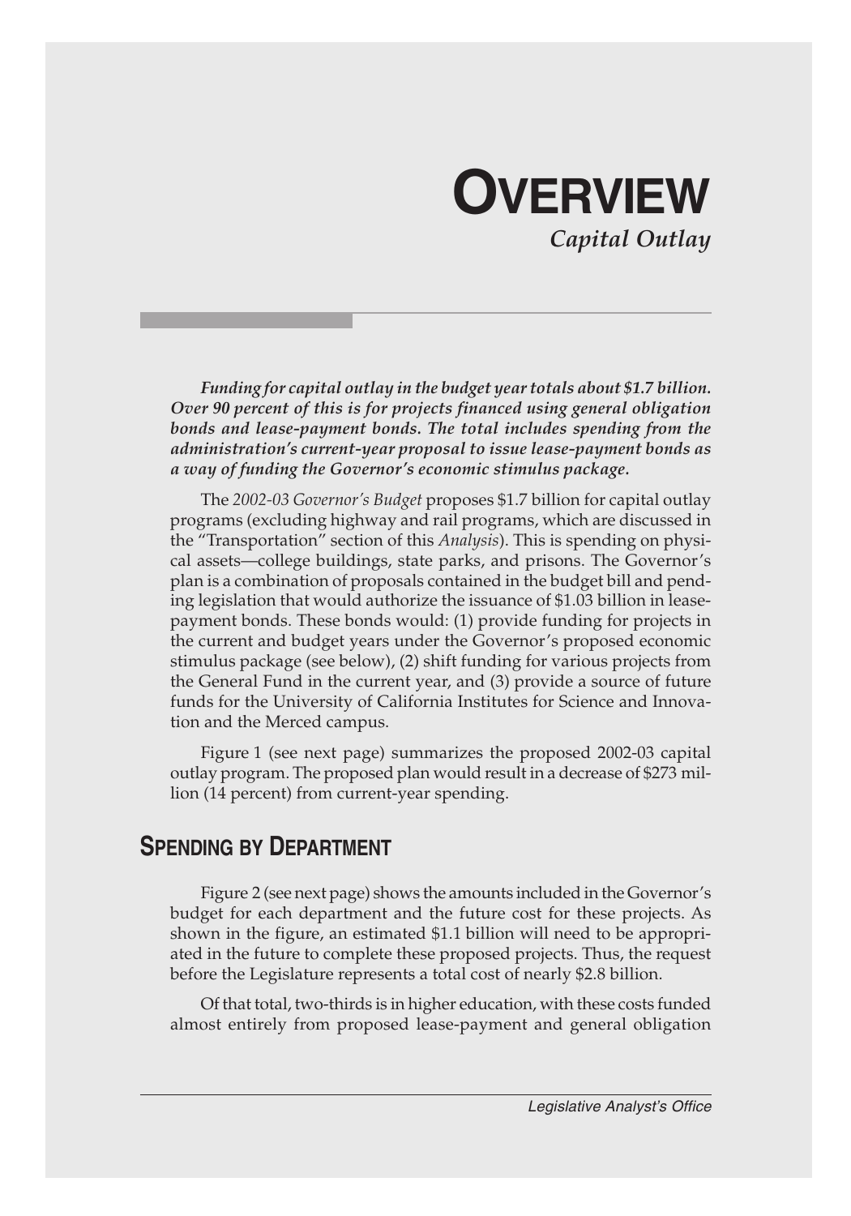# OVERVIEW

*Capital Outlay*

***Funding for capital outlay in the budget year totals about $1.7 billion. Over 90 percent of this is for projects financed using general obligation bonds and lease-payment bonds. The total includes spending from the administration's current-year proposal to issue lease-payment bonds as a way of funding the Governor's economic stimulus package.***

The *2002-03 Governor's Budget* proposes $1.7 billion for capital outlay programs (excluding highway and rail programs, which are discussed in the "Transportation" section of this *Analysis*). This is spending on physical assets—college buildings, state parks, and prisons. The Governor's plan is a combination of proposals contained in the budget bill and pending legislation that would authorize the issuance of $1.03 billion in lease-payment bonds. These bonds would: (1) provide funding for projects in the current and budget years under the Governor's proposed economic stimulus package (see below), (2) shift funding for various projects from the General Fund in the current year, and (3) provide a source of future funds for the University of California Institutes for Science and Innovation and the Merced campus.

Figure 1 (see next page) summarizes the proposed 2002-03 capital outlay program. The proposed plan would result in a decrease of $273 million (14 percent) from current-year spending.

## SPENDING BY DEPARTMENT

Figure 2 (see next page) shows the amounts included in the Governor's budget for each department and the future cost for these projects. As shown in the figure, an estimated $1.1 billion will need to be appropriated in the future to complete these proposed projects. Thus, the request before the Legislature represents a total cost of nearly $2.8 billion.

Of that total, two-thirds is in higher education, with these costs funded almost entirely from proposed lease-payment and general obligation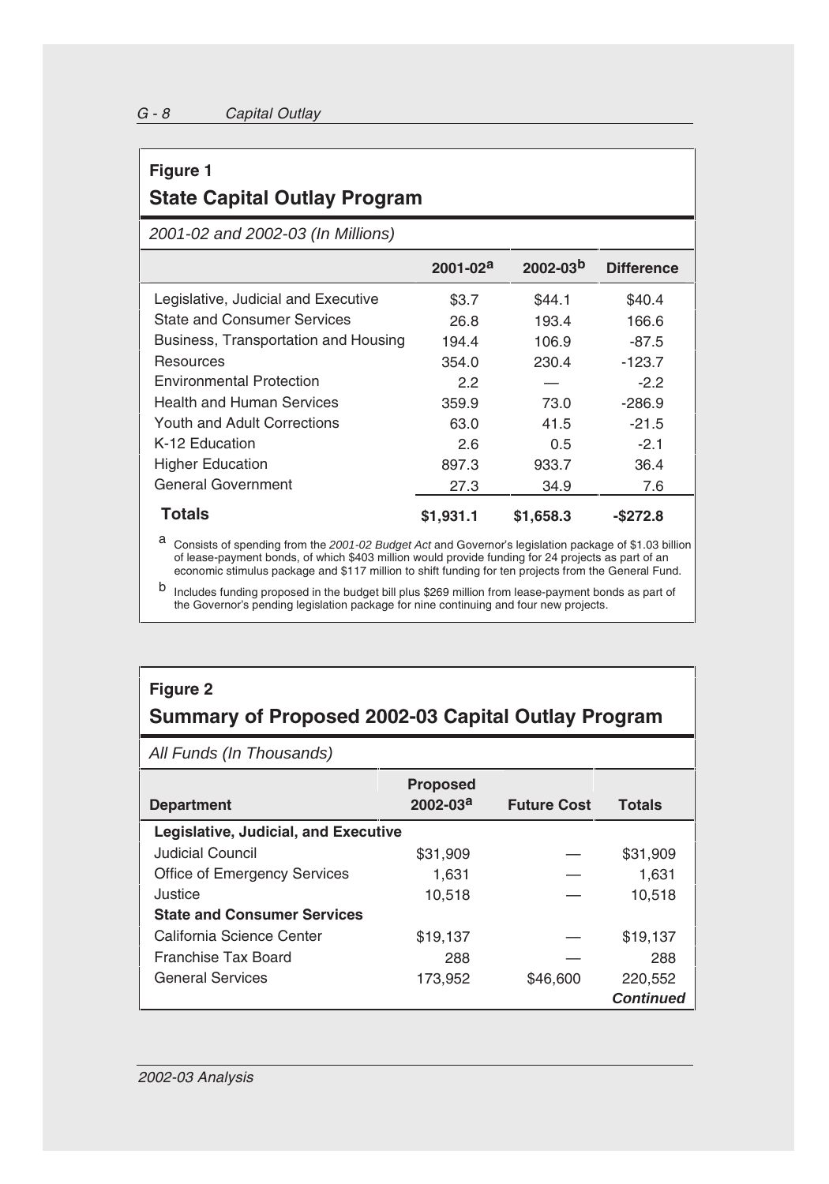### Figure 1

## State Capital Outlay Program

*2001-02 and 2002-03 (In Millions)*

| | 2001-02[a] | 2002-03[b] | Difference |
|---|---|---|---|
| Legislative, Judicial and Executive | $3.7 | $44.1 | $40.4 |
| State and Consumer Services | 26.8 | 193.4 | 166.6 |
| Business, Transportation and Housing | 194.4 | 106.9 | -87.5 |
| Resources | 354.0 | 230.4 | -123.7 |
| Environmental Protection | 2.2 | — | -2.2 |
| Health and Human Services | 359.9 | 73.0 | -286.9 |
| Youth and Adult Corrections | 63.0 | 41.5 | -21.5 |
| K-12 Education | 2.6 | 0.5 | -2.1 |
| Higher Education | 897.3 | 933.7 | 36.4 |
| General Government | 27.3 | 34.9 | 7.6 |
| **Totals** | **$1,931.1** | **$1,658.3** | **-$272.8** |

[a] Consists of spending from the *2001-02 Budget Act* and Governor's legislation package of $1.03 billion of lease-payment bonds, of which $403 million would provide funding for 24 projects as part of an economic stimulus package and $117 million to shift funding for ten projects from the General Fund.

[b] Includes funding proposed in the budget bill plus $269 million from lease-payment bonds as part of the Governor's pending legislation package for nine continuing and four new projects.

### Figure 2

## Summary of Proposed 2002-03 Capital Outlay Program

*All Funds (In Thousands)*

| Department | Proposed 2002-03[a] | Future Cost | Totals |
|---|---|---|---|
| **Legislative, Judicial, and Executive** | | | |
| Judicial Council | $31,909 | — | $31,909 |
| Office of Emergency Services | 1,631 | — | 1,631 |
| Justice | 10,518 | — | 10,518 |
| **State and Consumer Services** | | | |
| California Science Center | $19,137 | — | $19,137 |
| Franchise Tax Board | 288 | — | 288 |
| General Services | 173,952 | $46,600 | 220,552 |

***Continued***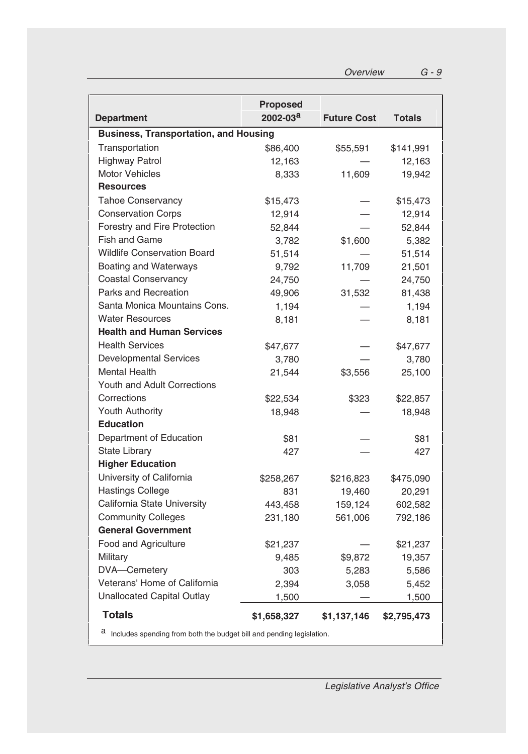| Department | Proposed 2002-03[a] | Future Cost | Totals |
|---|---|---|---|
| **Business, Transportation, and Housing** | | | |
| Transportation | $86,400 | $55,591 | $141,991 |
| Highway Patrol | 12,163 | — | 12,163 |
| Motor Vehicles | 8,333 | 11,609 | 19,942 |
| **Resources** | | | |
| Tahoe Conservancy | $15,473 | — | $15,473 |
| Conservation Corps | 12,914 | — | 12,914 |
| Forestry and Fire Protection | 52,844 | — | 52,844 |
| Fish and Game | 3,782 | $1,600 | 5,382 |
| Wildlife Conservation Board | 51,514 | — | 51,514 |
| Boating and Waterways | 9,792 | 11,709 | 21,501 |
| Coastal Conservancy | 24,750 | — | 24,750 |
| Parks and Recreation | 49,906 | 31,532 | 81,438 |
| Santa Monica Mountains Cons. | 1,194 | — | 1,194 |
| Water Resources | 8,181 | — | 8,181 |
| **Health and Human Services** | | | |
| Health Services | $47,677 | — | $47,677 |
| Developmental Services | 3,780 | — | 3,780 |
| Mental Health | 21,544 | $3,556 | 25,100 |
| Youth and Adult Corrections | | | |
| Corrections | $22,534 | $323 | $22,857 |
| Youth Authority | 18,948 | — | 18,948 |
| **Education** | | | |
| Department of Education | $81 | — | $81 |
| State Library | 427 | — | 427 |
| **Higher Education** | | | |
| University of California | $258,267 | $216,823 | $475,090 |
| Hastings College | 831 | 19,460 | 20,291 |
| California State University | 443,458 | 159,124 | 602,582 |
| Community Colleges | 231,180 | 561,006 | 792,186 |
| **General Government** | | | |
| Food and Agriculture | $21,237 | — | $21,237 |
| Military | 9,485 | $9,872 | 19,357 |
| DVA—Cemetery | 303 | 5,283 | 5,586 |
| Veterans' Home of California | 2,394 | 3,058 | 5,452 |
| Unallocated Capital Outlay | 1,500 | — | 1,500 |
| **Totals** | **$1,658,327** | **$1,137,146** | **$2,795,473** |

[a] Includes spending from both the budget bill and pending legislation.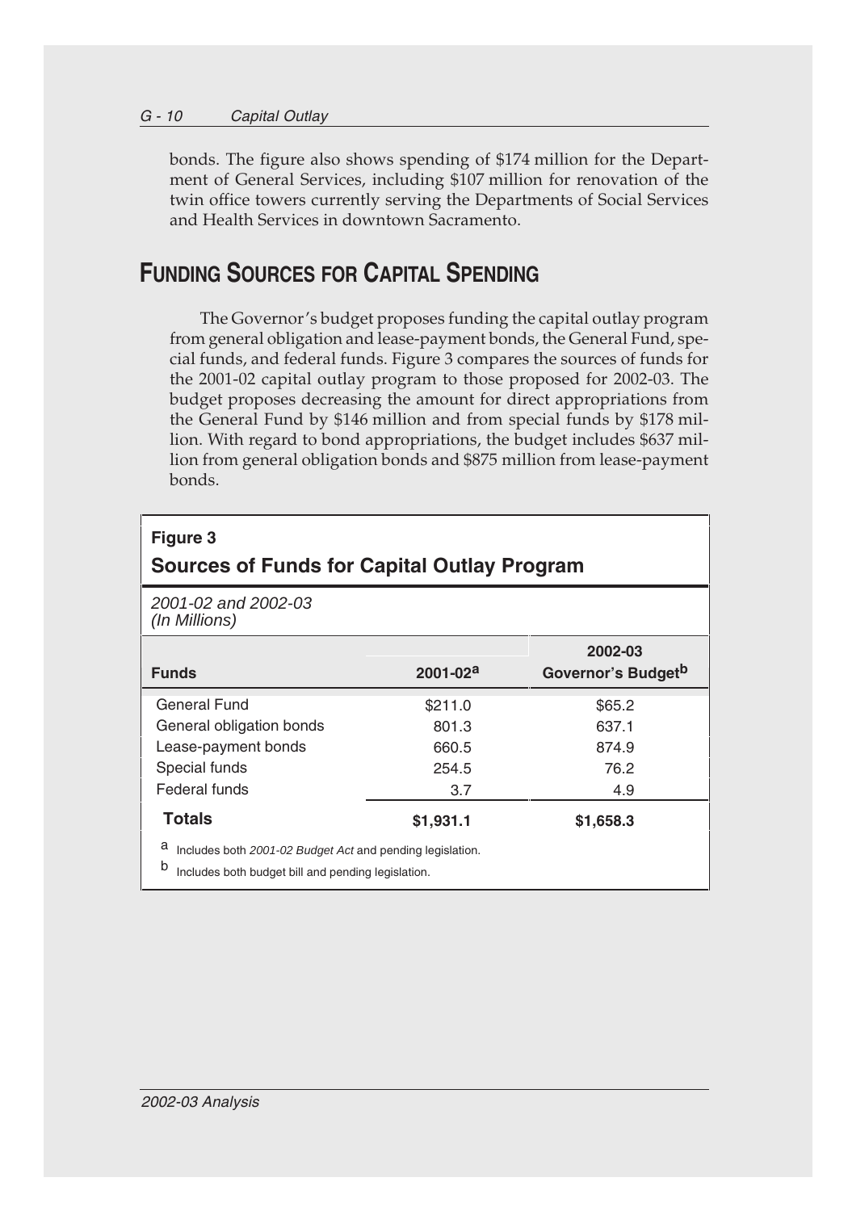bonds. The figure also shows spending of $174 million for the Department of General Services, including $107 million for renovation of the twin office towers currently serving the Departments of Social Services and Health Services in downtown Sacramento.

## FUNDING SOURCES FOR CAPITAL SPENDING

The Governor's budget proposes funding the capital outlay program from general obligation and lease-payment bonds, the General Fund, special funds, and federal funds. Figure 3 compares the sources of funds for the 2001-02 capital outlay program to those proposed for 2002-03. The budget proposes decreasing the amount for direct appropriations from the General Fund by $146 million and from special funds by $178 million. With regard to bond appropriations, the budget includes $637 million from general obligation bonds and $875 million from lease-payment bonds.

**Figure 3**

**Sources of Funds for Capital Outlay Program**

*2001-02 and 2002-03*
*(In Millions)*

| Funds | 2001-02[a] | 2002-03 Governor's Budget[b] |
|---|---|---|
| General Fund | $211.0 | $65.2 |
| General obligation bonds | 801.3 | 637.1 |
| Lease-payment bonds | 660.5 | 874.9 |
| Special funds | 254.5 | 76.2 |
| Federal funds | 3.7 | 4.9 |
| **Totals** | **$1,931.1** | **$1,658.3** |

[a] Includes both *2001-02 Budget Act* and pending legislation.

[b] Includes both budget bill and pending legislation.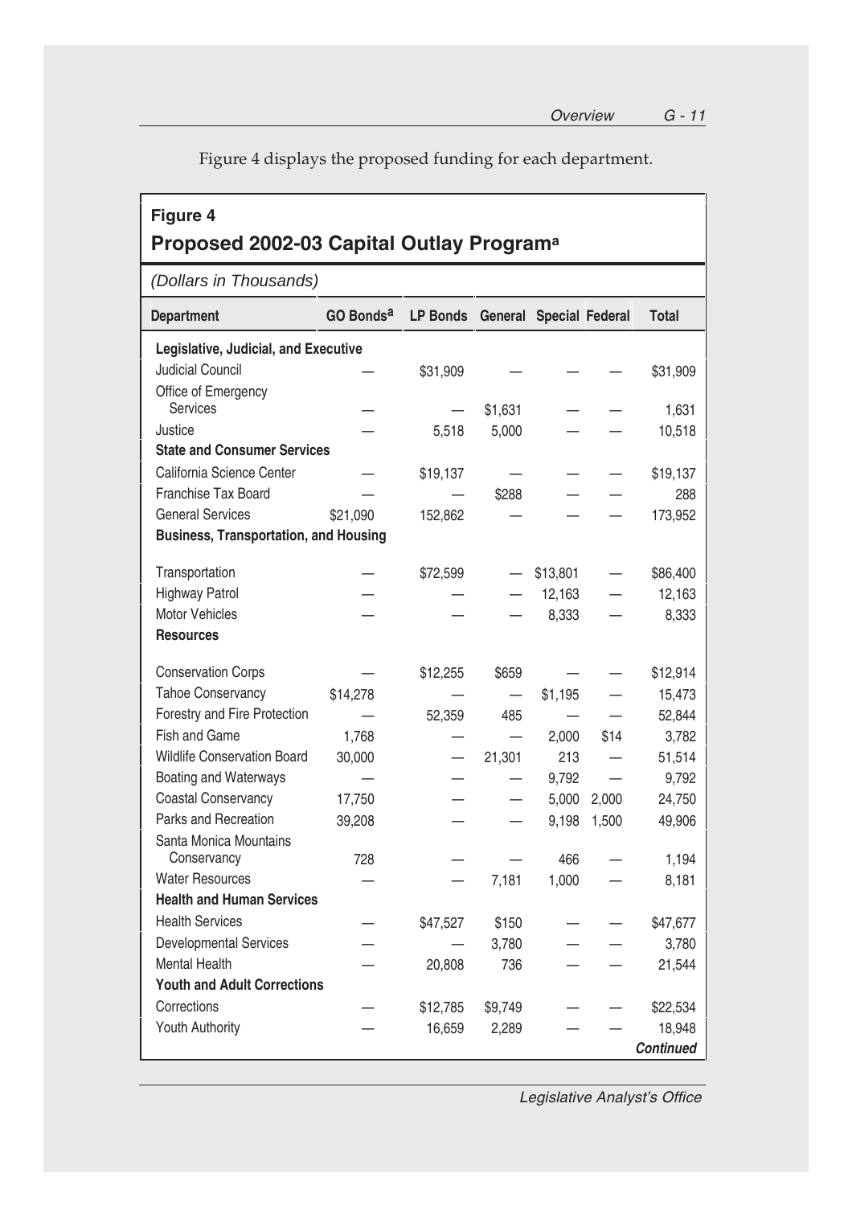Figure 4 displays the proposed funding for each department.

**Figure 4**

## Proposed 2002-03 Capital Outlay Program[a]

*(Dollars in Thousands)*

| Department | GO Bonds[a] | LP Bonds | General | Special | Federal | Total |
|---|---|---|---|---|---|---|
| **Legislative, Judicial, and Executive** | | | | | | |
| Judicial Council | — | $31,909 | — | — | — | $31,909 |
| Office of Emergency Services | — | — | $1,631 | — | — | 1,631 |
| Justice | — | 5,518 | 5,000 | — | — | 10,518 |
| **State and Consumer Services** | | | | | | |
| California Science Center | — | $19,137 | — | — | — | $19,137 |
| Franchise Tax Board | — | — | $288 | — | — | 288 |
| General Services | $21,090 | 152,862 | — | — | — | 173,952 |
| **Business, Transportation, and Housing** | | | | | | |
| Transportation | — | $72,599 | — | $13,801 | — | $86,400 |
| Highway Patrol | — | — | — | 12,163 | — | 12,163 |
| Motor Vehicles | — | — | — | 8,333 | — | 8,333 |
| **Resources** | | | | | | |
| Conservation Corps | — | $12,255 | $659 | — | — | $12,914 |
| Tahoe Conservancy | $14,278 | — | — | $1,195 | — | 15,473 |
| Forestry and Fire Protection | — | 52,359 | 485 | — | — | 52,844 |
| Fish and Game | 1,768 | — | — | 2,000 | $14 | 3,782 |
| Wildlife Conservation Board | 30,000 | — | 21,301 | 213 | — | 51,514 |
| Boating and Waterways | — | — | — | 9,792 | — | 9,792 |
| Coastal Conservancy | 17,750 | — | — | 5,000 | 2,000 | 24,750 |
| Parks and Recreation | 39,208 | — | — | 9,198 | 1,500 | 49,906 |
| Santa Monica Mountains Conservancy | 728 | — | — | 466 | — | 1,194 |
| Water Resources | — | — | 7,181 | 1,000 | — | 8,181 |
| **Health and Human Services** | | | | | | |
| Health Services | — | $47,527 | $150 | — | — | $47,677 |
| Developmental Services | — | — | 3,780 | — | — | 3,780 |
| Mental Health | — | 20,808 | 736 | — | — | 21,544 |
| **Youth and Adult Corrections** | | | | | | |
| Corrections | — | $12,785 | $9,749 | — | — | $22,534 |
| Youth Authority | — | 16,659 | 2,289 | — | — | 18,948 |

***Continued***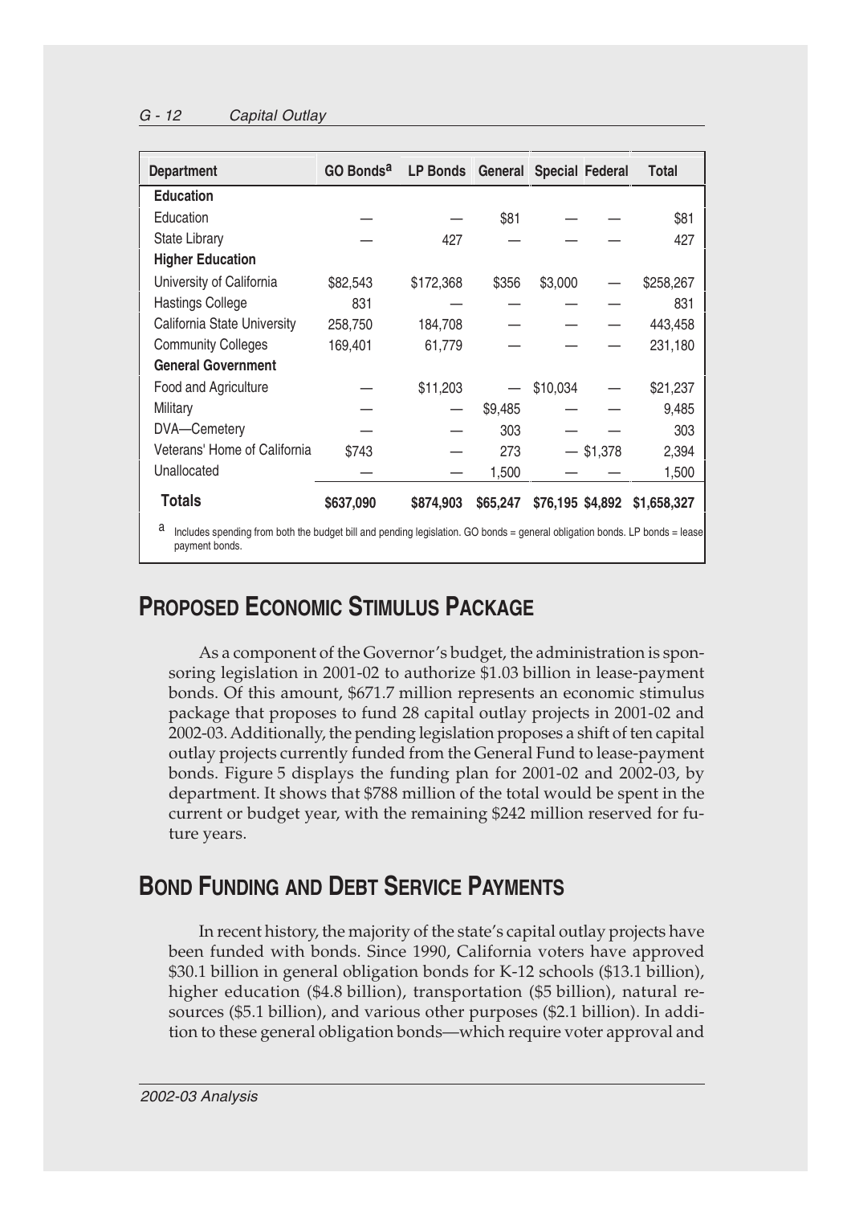| Department | GO Bonds[a] | LP Bonds | General | Special | Federal | Total |
|---|---|---|---|---|---|---|
| **Education** | | | | | | |
| Education | — | — | $81 | — | — | $81 |
| State Library | — | 427 | — | — | — | 427 |
| **Higher Education** | | | | | | |
| University of California | $82,543 | $172,368 | $356 | $3,000 | — | $258,267 |
| Hastings College | 831 | — | — | — | — | 831 |
| California State University | 258,750 | 184,708 | — | — | — | 443,458 |
| Community Colleges | 169,401 | 61,779 | — | — | — | 231,180 |
| **General Government** | | | | | | |
| Food and Agriculture | — | $11,203 | — | $10,034 | — | $21,237 |
| Military | — | — | $9,485 | — | — | 9,485 |
| DVA—Cemetery | — | — | 303 | — | — | 303 |
| Veterans' Home of California | $743 | — | 273 | — | $1,378 | 2,394 |
| Unallocated | — | — | 1,500 | — | — | 1,500 |
| **Totals** | **$637,090** | **$874,903** | **$65,247** | **$76,195** | **$4,892** | **$1,658,327** |

[a] Includes spending from both the budget bill and pending legislation. GO bonds = general obligation bonds. LP bonds = lease payment bonds.

## Proposed Economic Stimulus Package

As a component of the Governor's budget, the administration is sponsoring legislation in 2001-02 to authorize $1.03 billion in lease-payment bonds. Of this amount, $671.7 million represents an economic stimulus package that proposes to fund 28 capital outlay projects in 2001-02 and 2002-03. Additionally, the pending legislation proposes a shift of ten capital outlay projects currently funded from the General Fund to lease-payment bonds. Figure 5 displays the funding plan for 2001-02 and 2002-03, by department. It shows that $788 million of the total would be spent in the current or budget year, with the remaining $242 million reserved for future years.

## Bond Funding and Debt Service Payments

In recent history, the majority of the state's capital outlay projects have been funded with bonds. Since 1990, California voters have approved $30.1 billion in general obligation bonds for K-12 schools ($13.1 billion), higher education ($4.8 billion), transportation ($5 billion), natural resources ($5.1 billion), and various other purposes ($2.1 billion). In addition to these general obligation bonds—which require voter approval and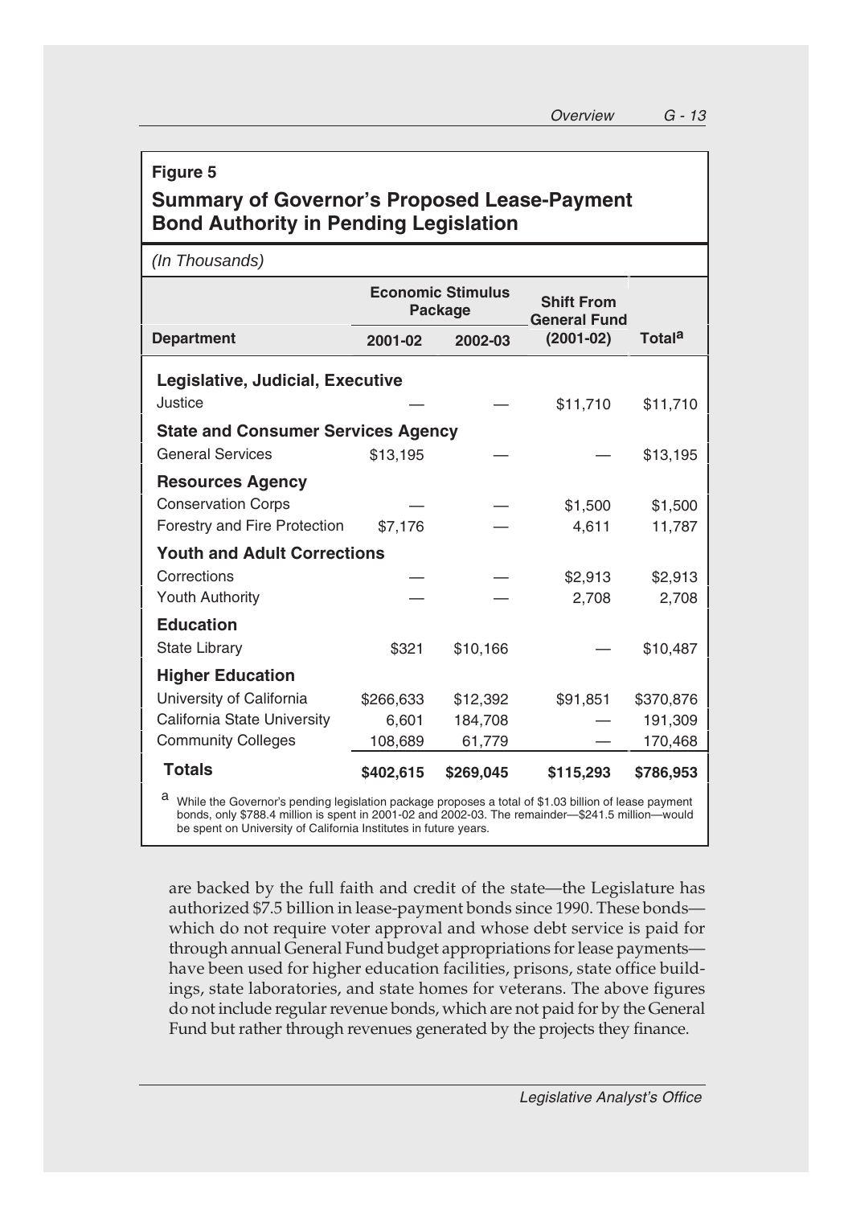**Figure 5**

## Summary of Governor's Proposed Lease-Payment Bond Authority in Pending Legislation

*(In Thousands)*

| | Economic Stimulus Package | | Shift From General Fund | |
|---|---|---|---|---|
| **Department** | **2001-02** | **2002-03** | **(2001-02)** | **Total[a]** |
| **Legislative, Judicial, Executive** | | | | |
| Justice | — | — | $11,710 | $11,710 |
| **State and Consumer Services Agency** | | | | |
| General Services | $13,195 | — | — | $13,195 |
| **Resources Agency** | | | | |
| Conservation Corps | — | — | $1,500 | $1,500 |
| Forestry and Fire Protection | $7,176 | — | 4,611 | 11,787 |
| **Youth and Adult Corrections** | | | | |
| Corrections | — | — | $2,913 | $2,913 |
| Youth Authority | — | — | 2,708 | 2,708 |
| **Education** | | | | |
| State Library | $321 | $10,166 | — | $10,487 |
| **Higher Education** | | | | |
| University of California | $266,633 | $12,392 | $91,851 | $370,876 |
| California State University | 6,601 | 184,708 | — | 191,309 |
| Community Colleges | 108,689 | 61,779 | — | 170,468 |
| **Totals** | **$402,615** | **$269,045** | **$115,293** | **$786,953** |

[a] While the Governor's pending legislation package proposes a total of $1.03 billion of lease payment bonds, only $788.4 million is spent in 2001-02 and 2002-03. The remainder—$241.5 million—would be spent on University of California Institutes in future years.

are backed by the full faith and credit of the state—the Legislature has authorized $7.5 billion in lease-payment bonds since 1990. These bonds—which do not require voter approval and whose debt service is paid for through annual General Fund budget appropriations for lease payments—have been used for higher education facilities, prisons, state office buildings, state laboratories, and state homes for veterans. The above figures do not include regular revenue bonds, which are not paid for by the General Fund but rather through revenues generated by the projects they finance.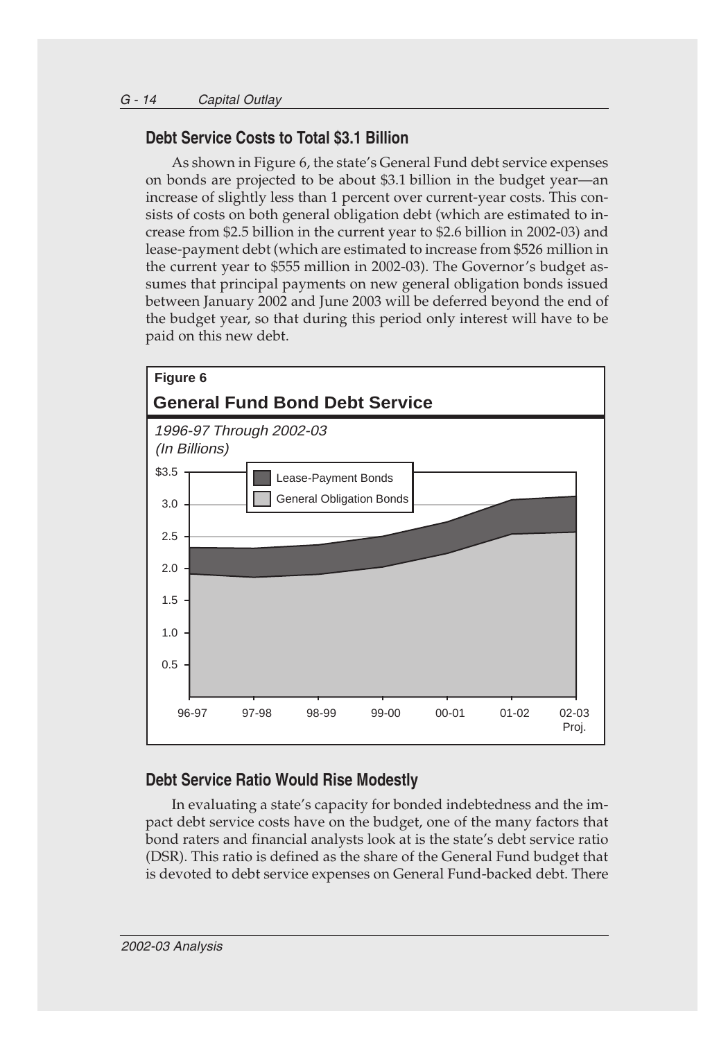## Debt Service Costs to Total $3.1 Billion

As shown in Figure 6, the state's General Fund debt service expenses on bonds are projected to be about $3.1 billion in the budget year—an increase of slightly less than 1 percent over current-year costs. This consists of costs on both general obligation debt (which are estimated to increase from $2.5 billion in the current year to $2.6 billion in 2002-03) and lease-payment debt (which are estimated to increase from $526 million in the current year to $555 million in 2002-03). The Governor's budget assumes that principal payments on new general obligation bonds issued between January 2002 and June 2003 will be deferred beyond the end of the budget year, so that during this period only interest will have to be paid on this new debt.

**Figure 6**

**General Fund Bond Debt Service**

*1996-97 Through 2002-03*
*(In Billions)*

Legend: Lease-Payment Bonds; General Obligation Bonds

Y-axis: $3.5, 3.0, 2.5, 2.0, 1.5, 1.0, 0.5

X-axis: 96-97, 97-98, 98-99, 99-00, 00-01, 01-02, 02-03 Proj.

## Debt Service Ratio Would Rise Modestly

In evaluating a state's capacity for bonded indebtedness and the impact debt service costs have on the budget, one of the many factors that bond raters and financial analysts look at is the state's debt service ratio (DSR). This ratio is defined as the share of the General Fund budget that is devoted to debt service expenses on General Fund-backed debt. There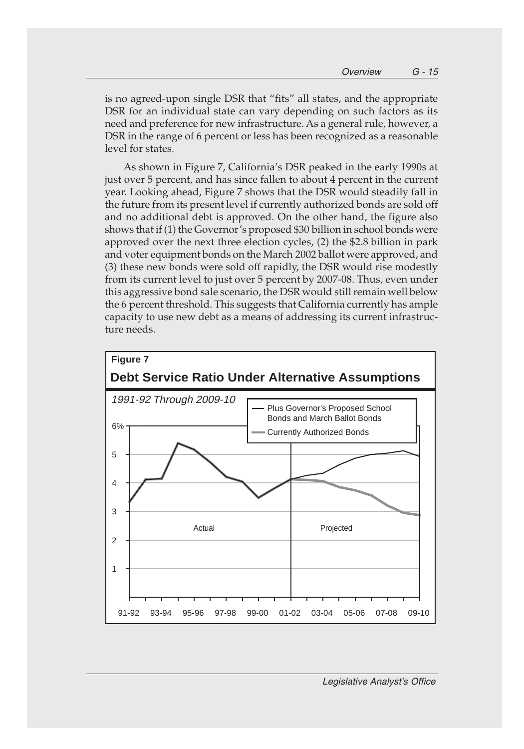is no agreed-upon single DSR that "fits" all states, and the appropriate DSR for an individual state can vary depending on such factors as its need and preference for new infrastructure. As a general rule, however, a DSR in the range of 6 percent or less has been recognized as a reasonable level for states.

As shown in Figure 7, California's DSR peaked in the early 1990s at just over 5 percent, and has since fallen to about 4 percent in the current year. Looking ahead, Figure 7 shows that the DSR would steadily fall in the future from its present level if currently authorized bonds are sold off and no additional debt is approved. On the other hand, the figure also shows that if (1) the Governor's proposed $30 billion in school bonds were approved over the next three election cycles, (2) the $2.8 billion in park and voter equipment bonds on the March 2002 ballot were approved, and (3) these new bonds were sold off rapidly, the DSR would rise modestly from its current level to just over 5 percent by 2007-08. Thus, even under this aggressive bond sale scenario, the DSR would still remain well below the 6 percent threshold. This suggests that California currently has ample capacity to use new debt as a means of addressing its current infrastructure needs.

**Figure 7**

**Debt Service Ratio Under Alternative Assumptions**

*1991-92 Through 2009-10*

Legend: Plus Governor's Proposed School Bonds and March Ballot Bonds; Currently Authorized Bonds

Y-axis: 1, 2, 3, 4, 5, 6%

X-axis: 91-92, 93-94, 95-96, 97-98, 99-00, 01-02, 03-04, 05-06, 07-08, 09-10

Actual | Projected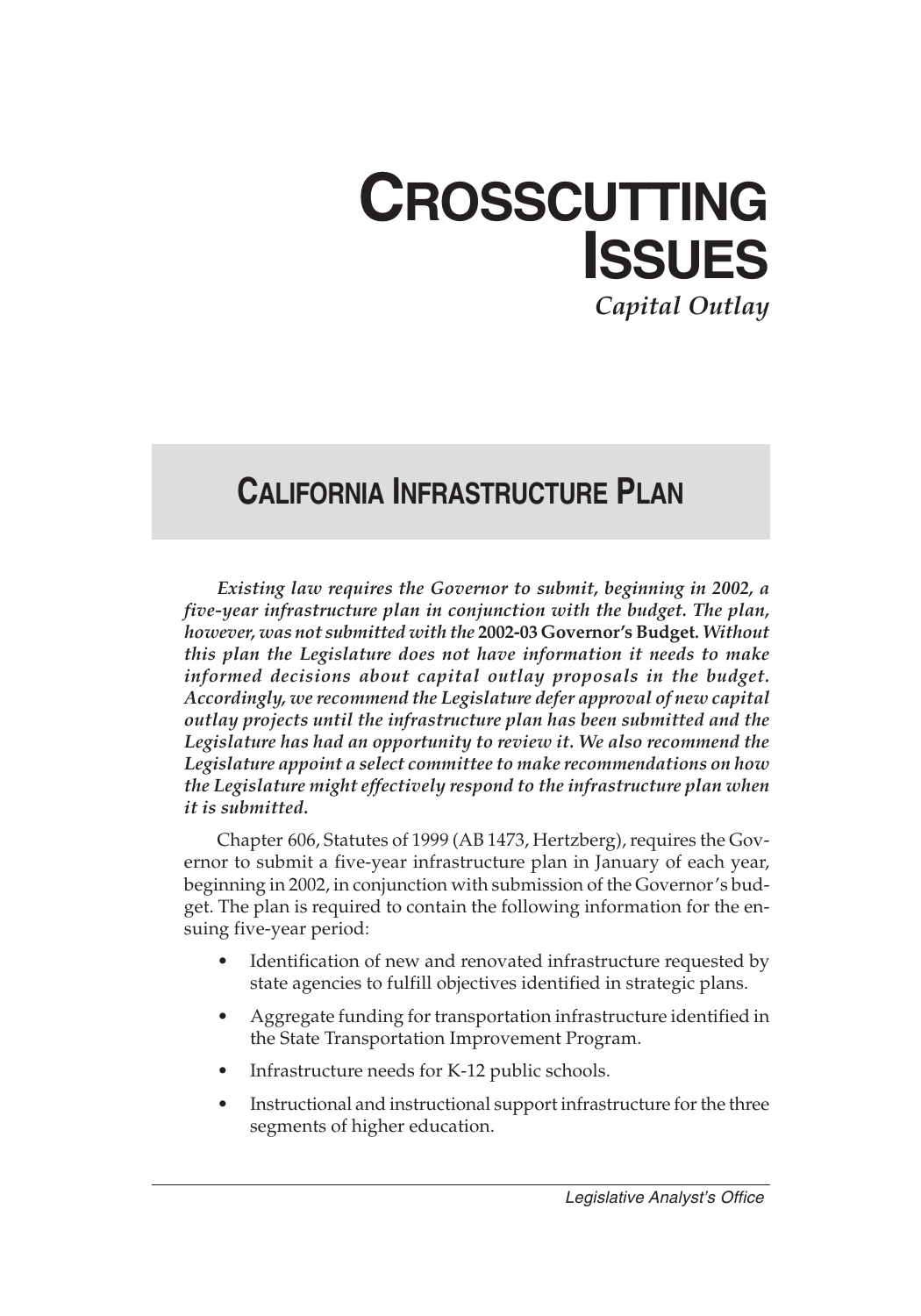# Crosscutting Issues

*Capital Outlay*

## California Infrastructure Plan

***Existing law requires the Governor to submit, beginning in 2002, a five-year infrastructure plan in conjunction with the budget. The plan, however, was not submitted with the* 2002-03 Governor's Budget. *Without this plan the Legislature does not have information it needs to make informed decisions about capital outlay proposals in the budget. Accordingly, we recommend the Legislature defer approval of new capital outlay projects until the infrastructure plan has been submitted and the Legislature has had an opportunity to review it. We also recommend the Legislature appoint a select committee to make recommendations on how the Legislature might effectively respond to the infrastructure plan when it is submitted.***

Chapter 606, Statutes of 1999 (AB 1473, Hertzberg), requires the Governor to submit a five-year infrastructure plan in January of each year, beginning in 2002, in conjunction with submission of the Governor's budget. The plan is required to contain the following information for the ensuing five-year period:

- Identification of new and renovated infrastructure requested by state agencies to fulfill objectives identified in strategic plans.
- Aggregate funding for transportation infrastructure identified in the State Transportation Improvement Program.
- Infrastructure needs for K-12 public schools.
- Instructional and instructional support infrastructure for the three segments of higher education.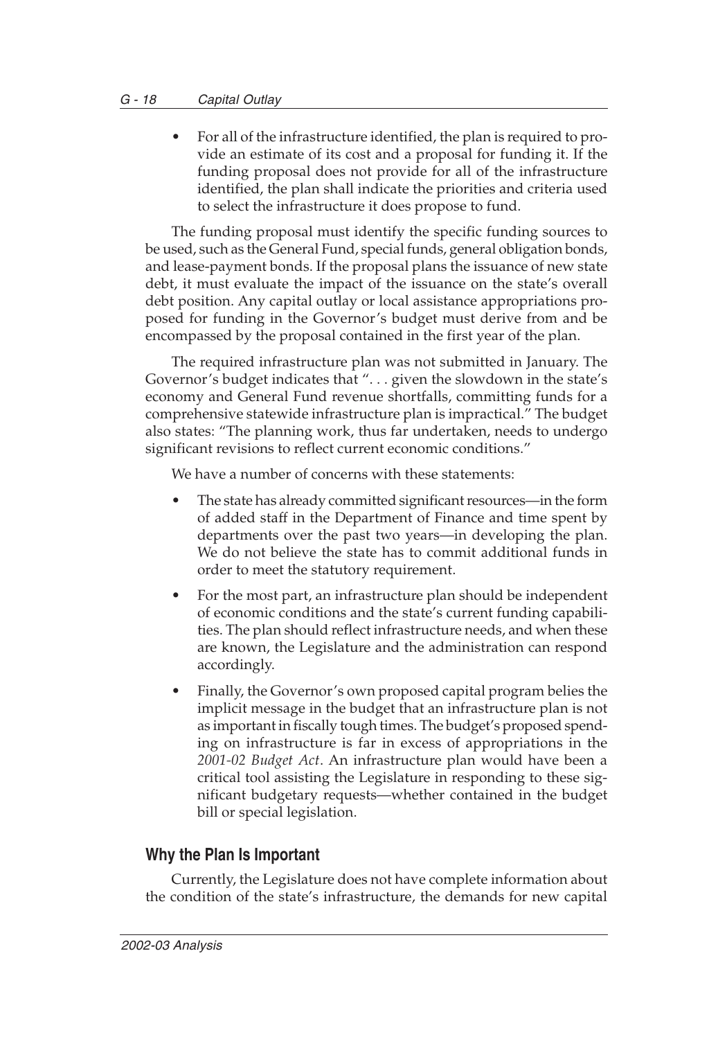- For all of the infrastructure identified, the plan is required to provide an estimate of its cost and a proposal for funding it. If the funding proposal does not provide for all of the infrastructure identified, the plan shall indicate the priorities and criteria used to select the infrastructure it does propose to fund.

The funding proposal must identify the specific funding sources to be used, such as the General Fund, special funds, general obligation bonds, and lease-payment bonds. If the proposal plans the issuance of new state debt, it must evaluate the impact of the issuance on the state's overall debt position. Any capital outlay or local assistance appropriations proposed for funding in the Governor's budget must derive from and be encompassed by the proposal contained in the first year of the plan.

The required infrastructure plan was not submitted in January. The Governor's budget indicates that ". . . given the slowdown in the state's economy and General Fund revenue shortfalls, committing funds for a comprehensive statewide infrastructure plan is impractical." The budget also states: "The planning work, thus far undertaken, needs to undergo significant revisions to reflect current economic conditions."

We have a number of concerns with these statements:

- The state has already committed significant resources—in the form of added staff in the Department of Finance and time spent by departments over the past two years—in developing the plan. We do not believe the state has to commit additional funds in order to meet the statutory requirement.
- For the most part, an infrastructure plan should be independent of economic conditions and the state's current funding capabilities. The plan should reflect infrastructure needs, and when these are known, the Legislature and the administration can respond accordingly.
- Finally, the Governor's own proposed capital program belies the implicit message in the budget that an infrastructure plan is not as important in fiscally tough times. The budget's proposed spending on infrastructure is far in excess of appropriations in the *2001-02 Budget Act*. An infrastructure plan would have been a critical tool assisting the Legislature in responding to these significant budgetary requests—whether contained in the budget bill or special legislation.

## Why the Plan Is Important

Currently, the Legislature does not have complete information about the condition of the state's infrastructure, the demands for new capital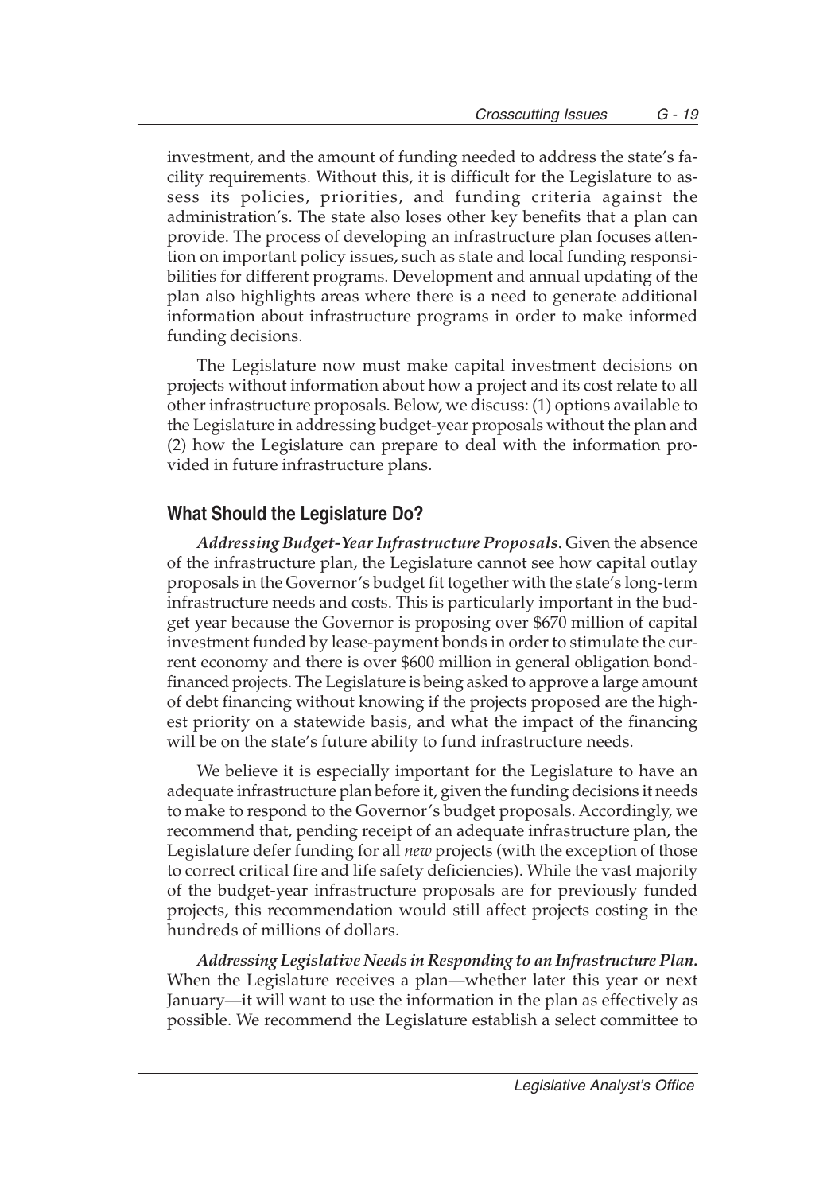investment, and the amount of funding needed to address the state's facility requirements. Without this, it is difficult for the Legislature to assess its policies, priorities, and funding criteria against the administration's. The state also loses other key benefits that a plan can provide. The process of developing an infrastructure plan focuses attention on important policy issues, such as state and local funding responsibilities for different programs. Development and annual updating of the plan also highlights areas where there is a need to generate additional information about infrastructure programs in order to make informed funding decisions.

The Legislature now must make capital investment decisions on projects without information about how a project and its cost relate to all other infrastructure proposals. Below, we discuss: (1) options available to the Legislature in addressing budget-year proposals without the plan and (2) how the Legislature can prepare to deal with the information provided in future infrastructure plans.

## What Should the Legislature Do?

***Addressing Budget-Year Infrastructure Proposals.*** Given the absence of the infrastructure plan, the Legislature cannot see how capital outlay proposals in the Governor's budget fit together with the state's long-term infrastructure needs and costs. This is particularly important in the budget year because the Governor is proposing over $670 million of capital investment funded by lease-payment bonds in order to stimulate the current economy and there is over $600 million in general obligation bond-financed projects. The Legislature is being asked to approve a large amount of debt financing without knowing if the projects proposed are the highest priority on a statewide basis, and what the impact of the financing will be on the state's future ability to fund infrastructure needs.

We believe it is especially important for the Legislature to have an adequate infrastructure plan before it, given the funding decisions it needs to make to respond to the Governor's budget proposals. Accordingly, we recommend that, pending receipt of an adequate infrastructure plan, the Legislature defer funding for all *new* projects (with the exception of those to correct critical fire and life safety deficiencies). While the vast majority of the budget-year infrastructure proposals are for previously funded projects, this recommendation would still affect projects costing in the hundreds of millions of dollars.

***Addressing Legislative Needs in Responding to an Infrastructure Plan.*** When the Legislature receives a plan—whether later this year or next January—it will want to use the information in the plan as effectively as possible. We recommend the Legislature establish a select committee to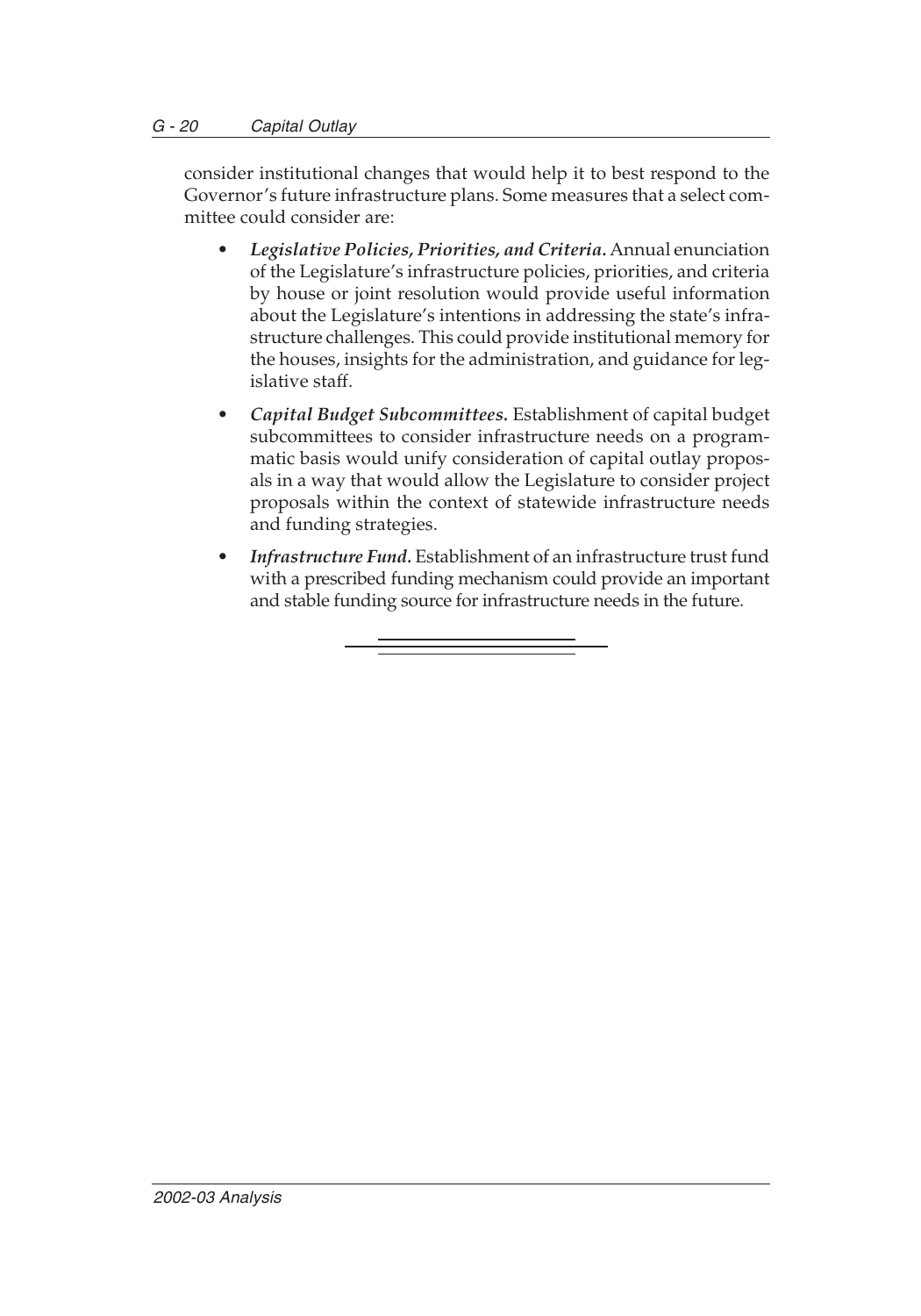consider institutional changes that would help it to best respond to the Governor's future infrastructure plans. Some measures that a select committee could consider are:

- ***Legislative Policies, Priorities, and Criteria.*** Annual enunciation of the Legislature's infrastructure policies, priorities, and criteria by house or joint resolution would provide useful information about the Legislature's intentions in addressing the state's infrastructure challenges. This could provide institutional memory for the houses, insights for the administration, and guidance for legislative staff.

- ***Capital Budget Subcommittees.*** Establishment of capital budget subcommittees to consider infrastructure needs on a programmatic basis would unify consideration of capital outlay proposals in a way that would allow the Legislature to consider project proposals within the context of statewide infrastructure needs and funding strategies.

- ***Infrastructure Fund.*** Establishment of an infrastructure trust fund with a prescribed funding mechanism could provide an important and stable funding source for infrastructure needs in the future.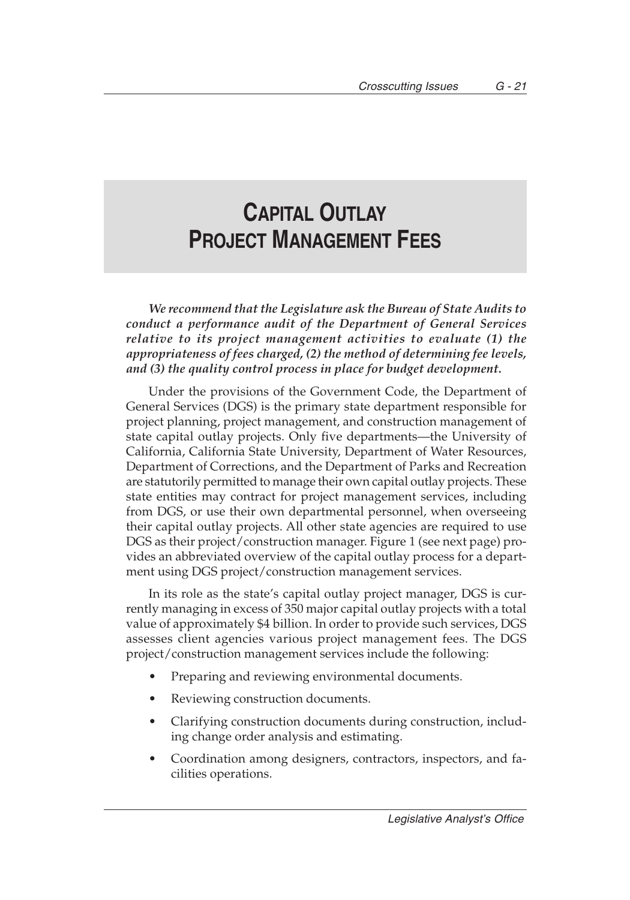# CAPITAL OUTLAY PROJECT MANAGEMENT FEES

***We recommend that the Legislature ask the Bureau of State Audits to conduct a performance audit of the Department of General Services relative to its project management activities to evaluate (1) the appropriateness of fees charged, (2) the method of determining fee levels, and (3) the quality control process in place for budget development.***

Under the provisions of the Government Code, the Department of General Services (DGS) is the primary state department responsible for project planning, project management, and construction management of state capital outlay projects. Only five departments—the University of California, California State University, Department of Water Resources, Department of Corrections, and the Department of Parks and Recreation are statutorily permitted to manage their own capital outlay projects. These state entities may contract for project management services, including from DGS, or use their own departmental personnel, when overseeing their capital outlay projects. All other state agencies are required to use DGS as their project/construction manager. Figure 1 (see next page) provides an abbreviated overview of the capital outlay process for a department using DGS project/construction management services.

In its role as the state's capital outlay project manager, DGS is currently managing in excess of 350 major capital outlay projects with a total value of approximately $4 billion. In order to provide such services, DGS assesses client agencies various project management fees. The DGS project/construction management services include the following:

- Preparing and reviewing environmental documents.
- Reviewing construction documents.
- Clarifying construction documents during construction, including change order analysis and estimating.
- Coordination among designers, contractors, inspectors, and facilities operations.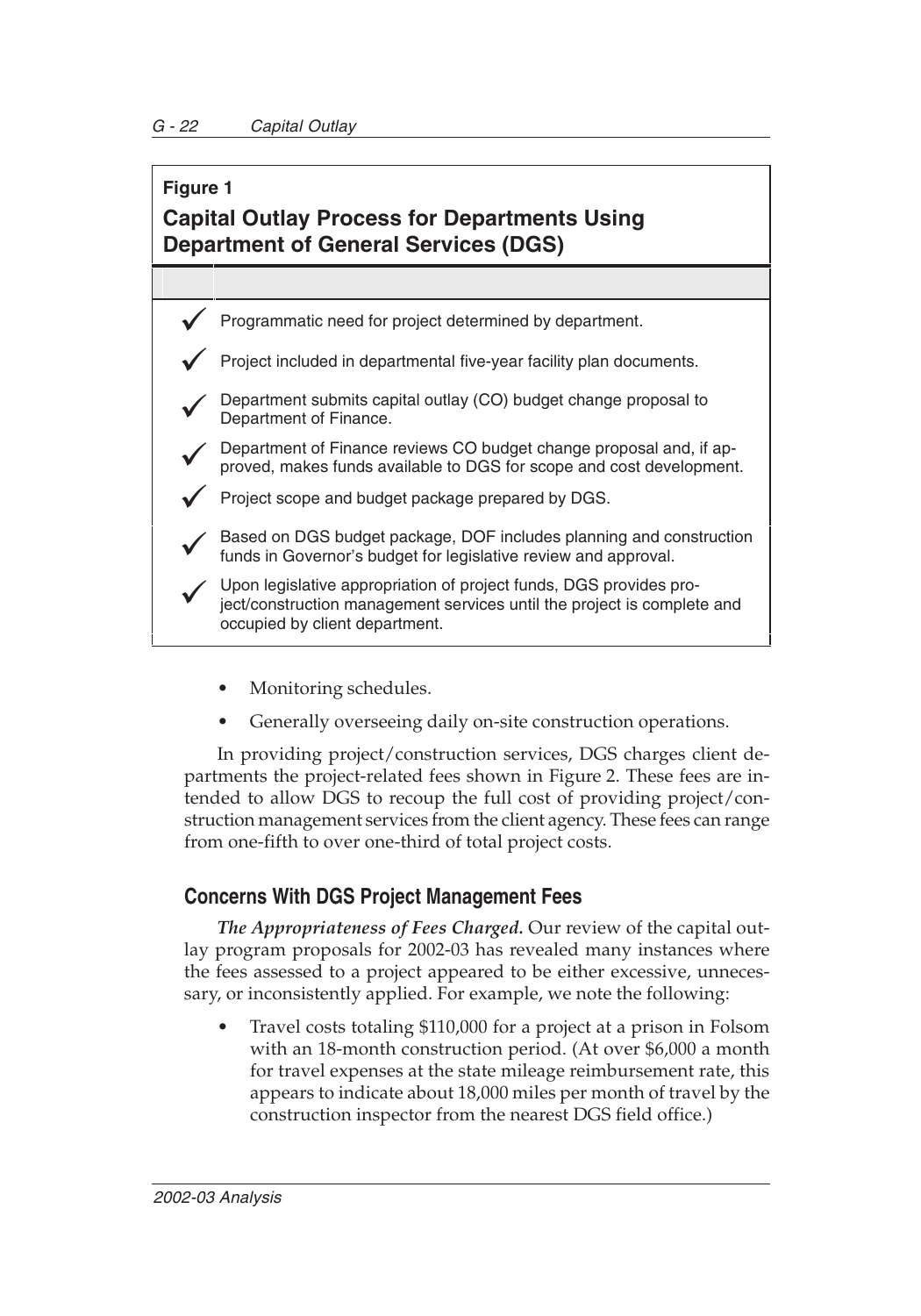**Figure 1**

**Capital Outlay Process for Departments Using Department of General Services (DGS)**

- ✓ Programmatic need for project determined by department.
- ✓ Project included in departmental five-year facility plan documents.
- ✓ Department submits capital outlay (CO) budget change proposal to Department of Finance.
- ✓ Department of Finance reviews CO budget change proposal and, if approved, makes funds available to DGS for scope and cost development.
- ✓ Project scope and budget package prepared by DGS.
- ✓ Based on DGS budget package, DOF includes planning and construction funds in Governor's budget for legislative review and approval.
- ✓ Upon legislative appropriation of project funds, DGS provides project/construction management services until the project is complete and occupied by client department.

- Monitoring schedules.
- Generally overseeing daily on-site construction operations.

In providing project/construction services, DGS charges client departments the project-related fees shown in Figure 2. These fees are intended to allow DGS to recoup the full cost of providing project/construction management services from the client agency. These fees can range from one-fifth to over one-third of total project costs.

## Concerns With DGS Project Management Fees

***The Appropriateness of Fees Charged.*** Our review of the capital outlay program proposals for 2002-03 has revealed many instances where the fees assessed to a project appeared to be either excessive, unnecessary, or inconsistently applied. For example, we note the following:

- Travel costs totaling $110,000 for a project at a prison in Folsom with an 18-month construction period. (At over $6,000 a month for travel expenses at the state mileage reimbursement rate, this appears to indicate about 18,000 miles per month of travel by the construction inspector from the nearest DGS field office.)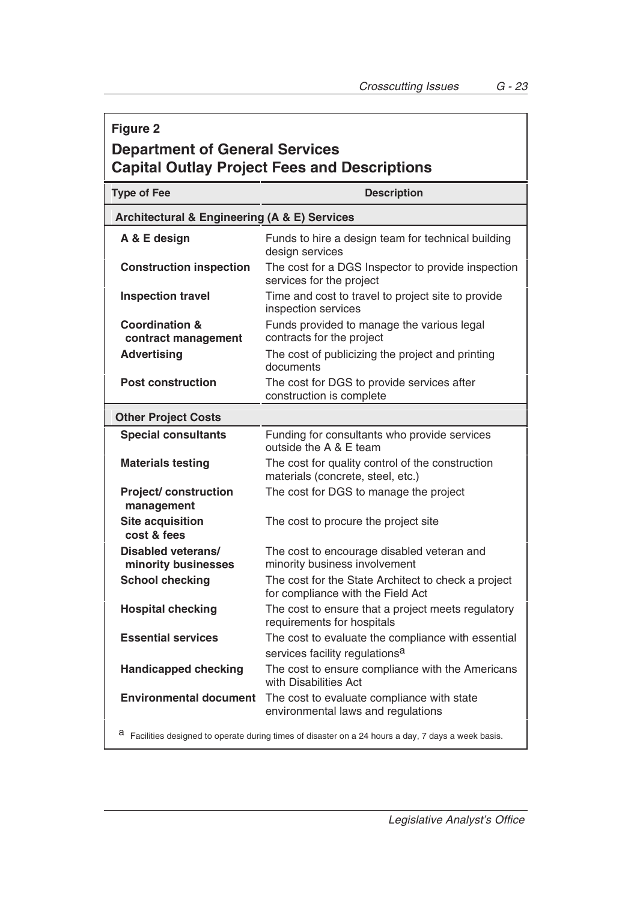**Figure 2**

**Department of General Services Capital Outlay Project Fees and Descriptions**

| Type of Fee | Description |
|---|---|
| **Architectural & Engineering (A & E) Services** | |
| **A & E design** | Funds to hire a design team for technical building design services |
| **Construction inspection** | The cost for a DGS Inspector to provide inspection services for the project |
| **Inspection travel** | Time and cost to travel to project site to provide inspection services |
| **Coordination & contract management** | Funds provided to manage the various legal contracts for the project |
| **Advertising** | The cost of publicizing the project and printing documents |
| **Post construction** | The cost for DGS to provide services after construction is complete |
| **Other Project Costs** | |
| **Special consultants** | Funding for consultants who provide services outside the A & E team |
| **Materials testing** | The cost for quality control of the construction materials (concrete, steel, etc.) |
| **Project/ construction management** | The cost for DGS to manage the project |
| **Site acquisition cost & fees** | The cost to procure the project site |
| **Disabled veterans/ minority businesses** | The cost to encourage disabled veteran and minority business involvement |
| **School checking** | The cost for the State Architect to check a project for compliance with the Field Act |
| **Hospital checking** | The cost to ensure that a project meets regulatory requirements for hospitals |
| **Essential services** | The cost to evaluate the compliance with essential services facility regulations[a] |
| **Handicapped checking** | The cost to ensure compliance with the Americans with Disabilities Act |
| **Environmental document** | The cost to evaluate compliance with state environmental laws and regulations |

[a] Facilities designed to operate during times of disaster on a 24 hours a day, 7 days a week basis.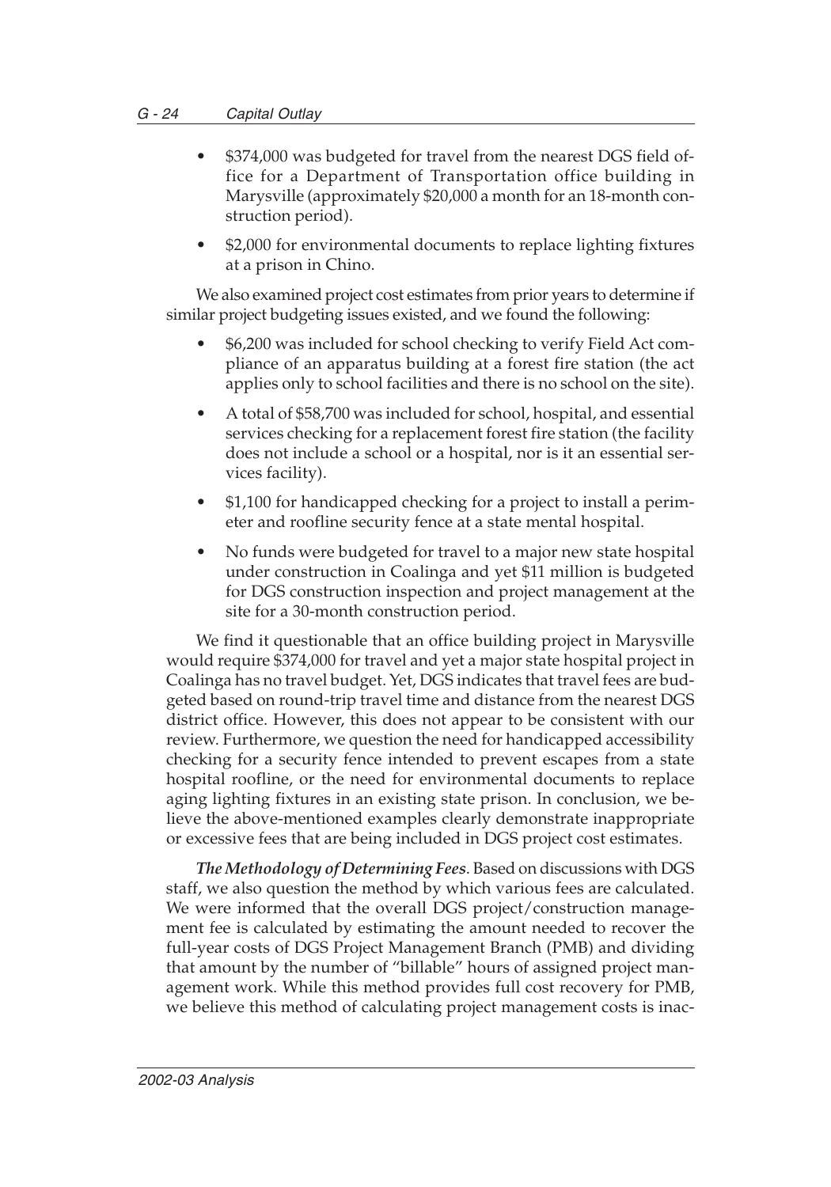- $374,000 was budgeted for travel from the nearest DGS field office for a Department of Transportation office building in Marysville (approximately $20,000 a month for an 18-month construction period).
- $2,000 for environmental documents to replace lighting fixtures at a prison in Chino.

We also examined project cost estimates from prior years to determine if similar project budgeting issues existed, and we found the following:

- $6,200 was included for school checking to verify Field Act compliance of an apparatus building at a forest fire station (the act applies only to school facilities and there is no school on the site).
- A total of $58,700 was included for school, hospital, and essential services checking for a replacement forest fire station (the facility does not include a school or a hospital, nor is it an essential services facility).
- $1,100 for handicapped checking for a project to install a perimeter and roofline security fence at a state mental hospital.
- No funds were budgeted for travel to a major new state hospital under construction in Coalinga and yet $11 million is budgeted for DGS construction inspection and project management at the site for a 30-month construction period.

We find it questionable that an office building project in Marysville would require $374,000 for travel and yet a major state hospital project in Coalinga has no travel budget. Yet, DGS indicates that travel fees are budgeted based on round-trip travel time and distance from the nearest DGS district office. However, this does not appear to be consistent with our review. Furthermore, we question the need for handicapped accessibility checking for a security fence intended to prevent escapes from a state hospital roofline, or the need for environmental documents to replace aging lighting fixtures in an existing state prison. In conclusion, we believe the above-mentioned examples clearly demonstrate inappropriate or excessive fees that are being included in DGS project cost estimates.

***The Methodology of Determining Fees***. Based on discussions with DGS staff, we also question the method by which various fees are calculated. We were informed that the overall DGS project/construction management fee is calculated by estimating the amount needed to recover the full-year costs of DGS Project Management Branch (PMB) and dividing that amount by the number of "billable" hours of assigned project management work. While this method provides full cost recovery for PMB, we believe this method of calculating project management costs is inac-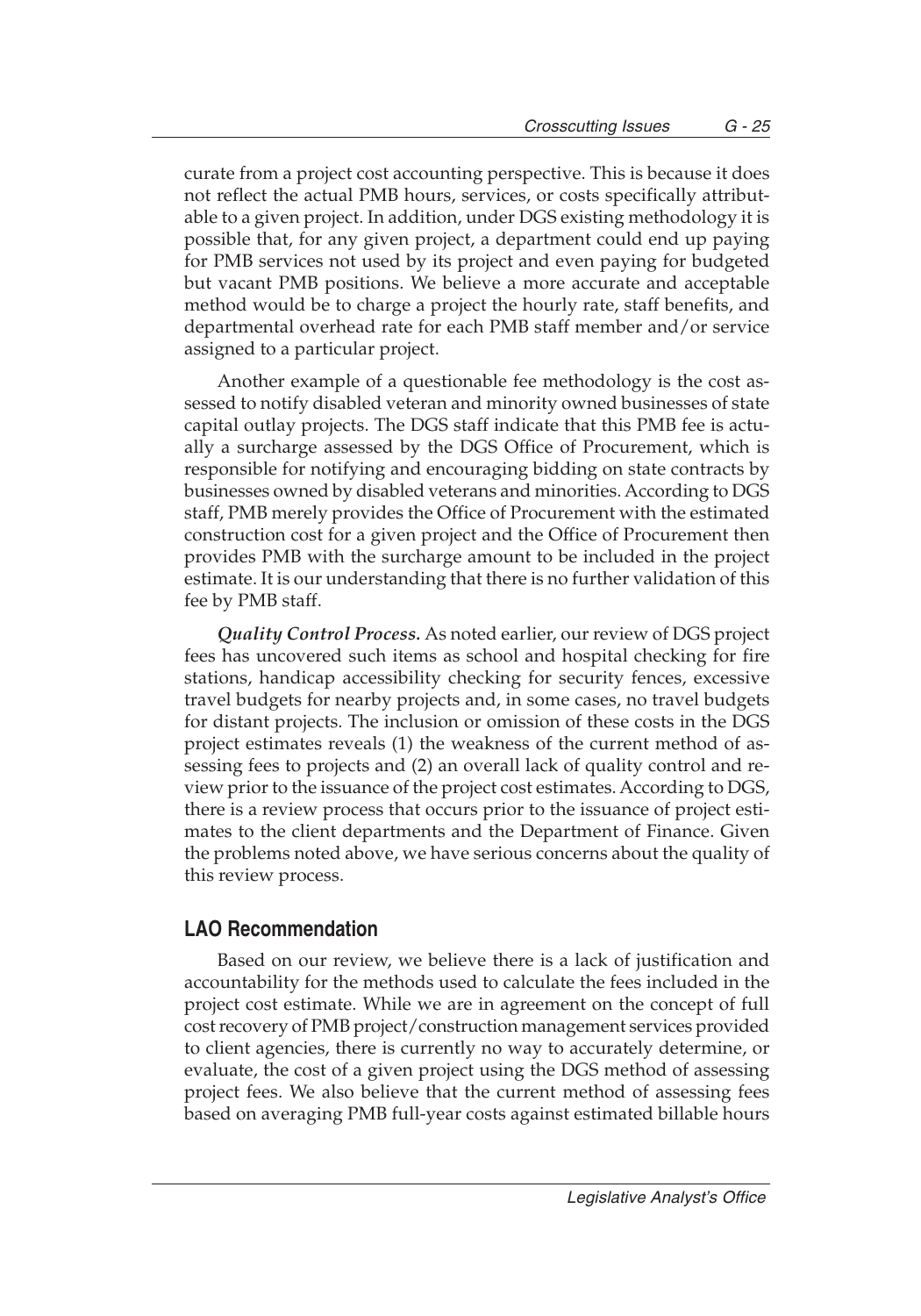curate from a project cost accounting perspective. This is because it does not reflect the actual PMB hours, services, or costs specifically attributable to a given project. In addition, under DGS existing methodology it is possible that, for any given project, a department could end up paying for PMB services not used by its project and even paying for budgeted but vacant PMB positions. We believe a more accurate and acceptable method would be to charge a project the hourly rate, staff benefits, and departmental overhead rate for each PMB staff member and/or service assigned to a particular project.

Another example of a questionable fee methodology is the cost assessed to notify disabled veteran and minority owned businesses of state capital outlay projects. The DGS staff indicate that this PMB fee is actually a surcharge assessed by the DGS Office of Procurement, which is responsible for notifying and encouraging bidding on state contracts by businesses owned by disabled veterans and minorities. According to DGS staff, PMB merely provides the Office of Procurement with the estimated construction cost for a given project and the Office of Procurement then provides PMB with the surcharge amount to be included in the project estimate. It is our understanding that there is no further validation of this fee by PMB staff.

***Quality Control Process.*** As noted earlier, our review of DGS project fees has uncovered such items as school and hospital checking for fire stations, handicap accessibility checking for security fences, excessive travel budgets for nearby projects and, in some cases, no travel budgets for distant projects. The inclusion or omission of these costs in the DGS project estimates reveals (1) the weakness of the current method of assessing fees to projects and (2) an overall lack of quality control and review prior to the issuance of the project cost estimates. According to DGS, there is a review process that occurs prior to the issuance of project estimates to the client departments and the Department of Finance. Given the problems noted above, we have serious concerns about the quality of this review process.

## LAO Recommendation

Based on our review, we believe there is a lack of justification and accountability for the methods used to calculate the fees included in the project cost estimate. While we are in agreement on the concept of full cost recovery of PMB project/construction management services provided to client agencies, there is currently no way to accurately determine, or evaluate, the cost of a given project using the DGS method of assessing project fees. We also believe that the current method of assessing fees based on averaging PMB full-year costs against estimated billable hours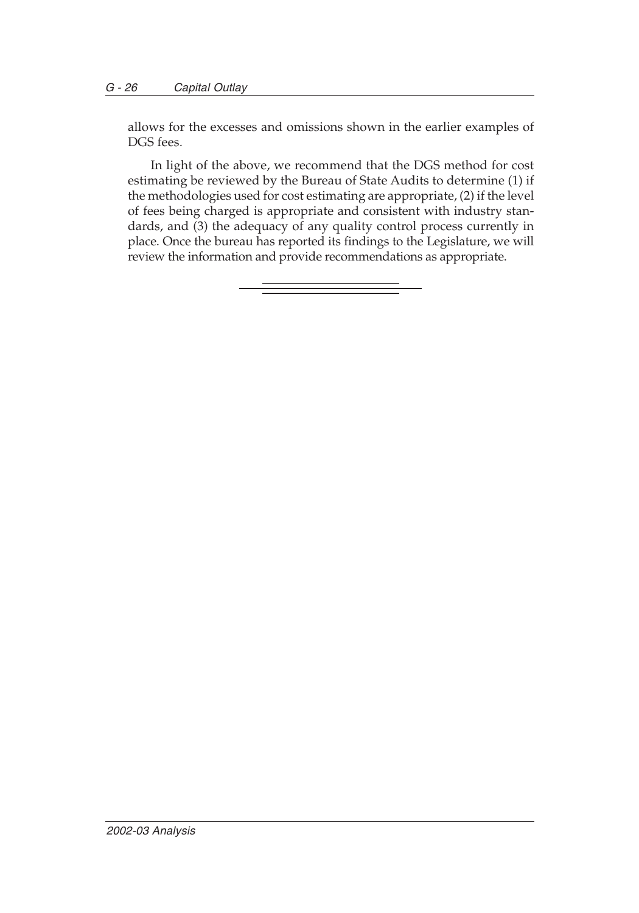allows for the excesses and omissions shown in the earlier examples of DGS fees.

In light of the above, we recommend that the DGS method for cost estimating be reviewed by the Bureau of State Audits to determine (1) if the methodologies used for cost estimating are appropriate, (2) if the level of fees being charged is appropriate and consistent with industry standards, and (3) the adequacy of any quality control process currently in place. Once the bureau has reported its findings to the Legislature, we will review the information and provide recommendations as appropriate.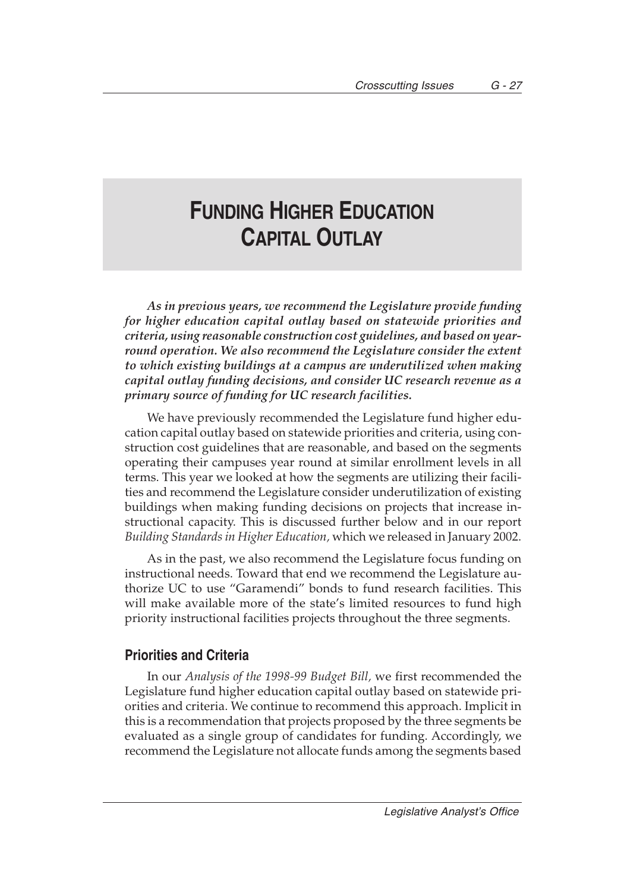# FUNDING HIGHER EDUCATION CAPITAL OUTLAY

***As in previous years, we recommend the Legislature provide funding for higher education capital outlay based on statewide priorities and criteria, using reasonable construction cost guidelines, and based on year-round operation. We also recommend the Legislature consider the extent to which existing buildings at a campus are underutilized when making capital outlay funding decisions, and consider UC research revenue as a primary source of funding for UC research facilities.***

We have previously recommended the Legislature fund higher education capital outlay based on statewide priorities and criteria, using construction cost guidelines that are reasonable, and based on the segments operating their campuses year round at similar enrollment levels in all terms. This year we looked at how the segments are utilizing their facilities and recommend the Legislature consider underutilization of existing buildings when making funding decisions on projects that increase instructional capacity. This is discussed further below and in our report *Building Standards in Higher Education,* which we released in January 2002.

As in the past, we also recommend the Legislature focus funding on instructional needs. Toward that end we recommend the Legislature authorize UC to use "Garamendi" bonds to fund research facilities. This will make available more of the state's limited resources to fund high priority instructional facilities projects throughout the three segments.

## Priorities and Criteria

In our *Analysis of the 1998-99 Budget Bill,* we first recommended the Legislature fund higher education capital outlay based on statewide priorities and criteria. We continue to recommend this approach. Implicit in this is a recommendation that projects proposed by the three segments be evaluated as a single group of candidates for funding. Accordingly, we recommend the Legislature not allocate funds among the segments based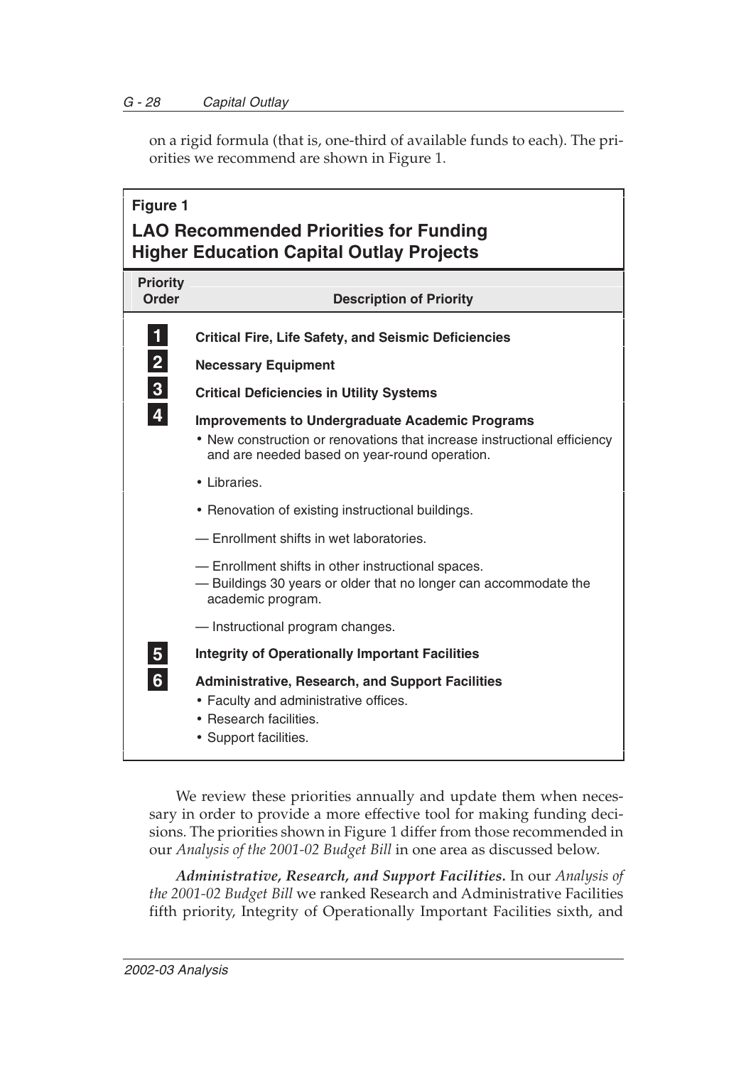on a rigid formula (that is, one-third of available funds to each). The priorities we recommend are shown in Figure 1.

**Figure 1**

**LAO Recommended Priorities for Funding Higher Education Capital Outlay Projects**

| Priority Order | Description of Priority |
|---|---|
| 1 | **Critical Fire, Life Safety, and Seismic Deficiencies** |
| 2 | **Necessary Equipment** |
| 3 | **Critical Deficiencies in Utility Systems** |
| 4 | **Improvements to Undergraduate Academic Programs**<br>• New construction or renovations that increase instructional efficiency and are needed based on year-round operation.<br>• Libraries.<br>• Renovation of existing instructional buildings.<br>— Enrollment shifts in wet laboratories.<br>— Enrollment shifts in other instructional spaces.<br>— Buildings 30 years or older that no longer can accommodate the academic program.<br>— Instructional program changes. |
| 5 | **Integrity of Operationally Important Facilities** |
| 6 | **Administrative, Research, and Support Facilities**<br>• Faculty and administrative offices.<br>• Research facilities.<br>• Support facilities. |

We review these priorities annually and update them when necessary in order to provide a more effective tool for making funding decisions. The priorities shown in Figure 1 differ from those recommended in our *Analysis of the 2001-02 Budget Bill* in one area as discussed below.

***Administrative, Research, and Support Facilities.*** In our *Analysis of the 2001-02 Budget Bill* we ranked Research and Administrative Facilities fifth priority, Integrity of Operationally Important Facilities sixth, and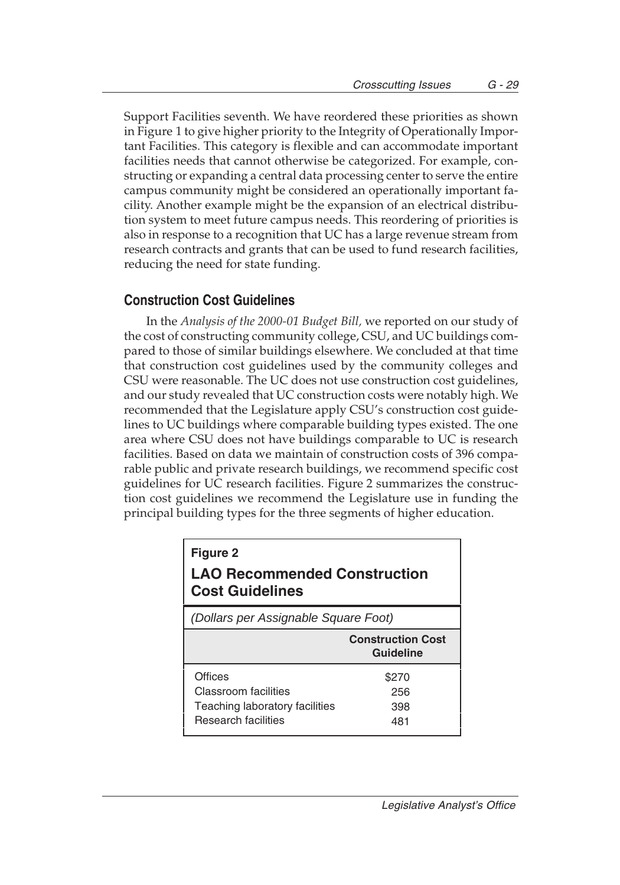Support Facilities seventh. We have reordered these priorities as shown in Figure 1 to give higher priority to the Integrity of Operationally Important Facilities. This category is flexible and can accommodate important facilities needs that cannot otherwise be categorized. For example, constructing or expanding a central data processing center to serve the entire campus community might be considered an operationally important facility. Another example might be the expansion of an electrical distribution system to meet future campus needs. This reordering of priorities is also in response to a recognition that UC has a large revenue stream from research contracts and grants that can be used to fund research facilities, reducing the need for state funding.

## Construction Cost Guidelines

In the *Analysis of the 2000-01 Budget Bill,* we reported on our study of the cost of constructing community college, CSU, and UC buildings compared to those of similar buildings elsewhere. We concluded at that time that construction cost guidelines used by the community colleges and CSU were reasonable. The UC does not use construction cost guidelines, and our study revealed that UC construction costs were notably high. We recommended that the Legislature apply CSU's construction cost guidelines to UC buildings where comparable building types existed. The one area where CSU does not have buildings comparable to UC is research facilities. Based on data we maintain of construction costs of 396 comparable public and private research buildings, we recommend specific cost guidelines for UC research facilities. Figure 2 summarizes the construction cost guidelines we recommend the Legislature use in funding the principal building types for the three segments of higher education.

**Figure 2**

**LAO Recommended Construction Cost Guidelines**

*(Dollars per Assignable Square Foot)*

| | Construction Cost Guideline |
|---|---|
| Offices | $270 |
| Classroom facilities | 256 |
| Teaching laboratory facilities | 398 |
| Research facilities | 481 |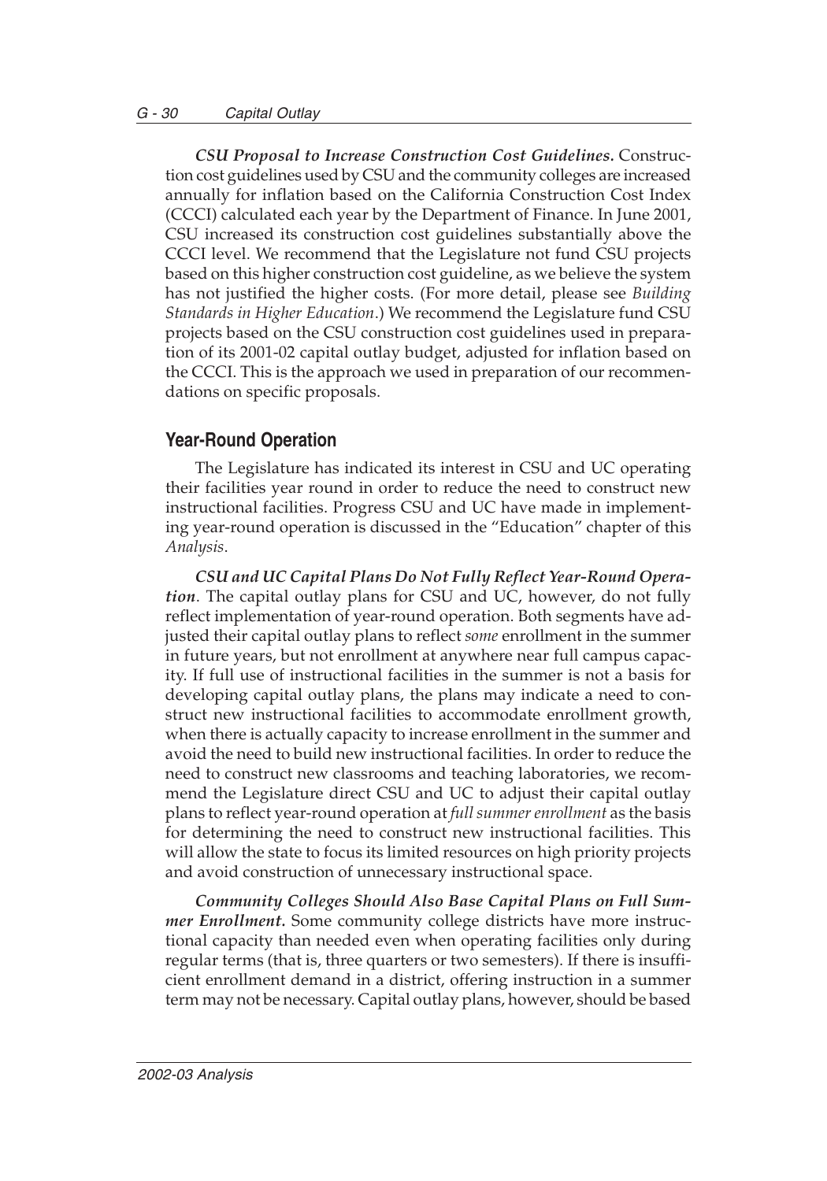***CSU Proposal to Increase Construction Cost Guidelines.*** Construction cost guidelines used by CSU and the community colleges are increased annually for inflation based on the California Construction Cost Index (CCCI) calculated each year by the Department of Finance. In June 2001, CSU increased its construction cost guidelines substantially above the CCCI level. We recommend that the Legislature not fund CSU projects based on this higher construction cost guideline, as we believe the system has not justified the higher costs. (For more detail, please see *Building Standards in Higher Education*.) We recommend the Legislature fund CSU projects based on the CSU construction cost guidelines used in preparation of its 2001-02 capital outlay budget, adjusted for inflation based on the CCCI. This is the approach we used in preparation of our recommendations on specific proposals.

## Year-Round Operation

The Legislature has indicated its interest in CSU and UC operating their facilities year round in order to reduce the need to construct new instructional facilities. Progress CSU and UC have made in implementing year-round operation is discussed in the "Education" chapter of this *Analysis*.

***CSU and UC Capital Plans Do Not Fully Reflect Year-Round Operation***. The capital outlay plans for CSU and UC, however, do not fully reflect implementation of year-round operation. Both segments have adjusted their capital outlay plans to reflect *some* enrollment in the summer in future years, but not enrollment at anywhere near full campus capacity. If full use of instructional facilities in the summer is not a basis for developing capital outlay plans, the plans may indicate a need to construct new instructional facilities to accommodate enrollment growth, when there is actually capacity to increase enrollment in the summer and avoid the need to build new instructional facilities. In order to reduce the need to construct new classrooms and teaching laboratories, we recommend the Legislature direct CSU and UC to adjust their capital outlay plans to reflect year-round operation at *full summer enrollment* as the basis for determining the need to construct new instructional facilities. This will allow the state to focus its limited resources on high priority projects and avoid construction of unnecessary instructional space.

***Community Colleges Should Also Base Capital Plans on Full Summer Enrollment.*** Some community college districts have more instructional capacity than needed even when operating facilities only during regular terms (that is, three quarters or two semesters). If there is insufficient enrollment demand in a district, offering instruction in a summer term may not be necessary. Capital outlay plans, however, should be based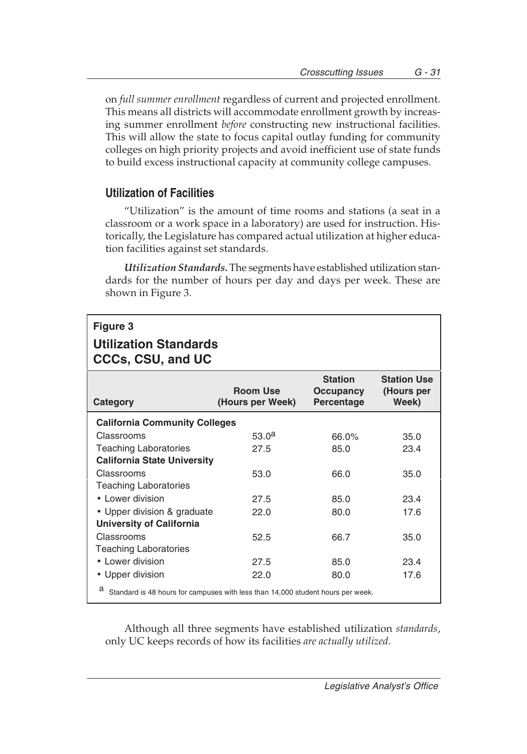on *full summer enrollment* regardless of current and projected enrollment. This means all districts will accommodate enrollment growth by increasing summer enrollment *before* constructing new instructional facilities. This will allow the state to focus capital outlay funding for community colleges on high priority projects and avoid inefficient use of state funds to build excess instructional capacity at community college campuses.

## Utilization of Facilities

"Utilization" is the amount of time rooms and stations (a seat in a classroom or a work space in a laboratory) are used for instruction. Historically, the Legislature has compared actual utilization at higher education facilities against set standards.

***Utilization Standards.*** The segments have established utilization standards for the number of hours per day and days per week. These are shown in Figure 3.

**Figure 3**

**Utilization Standards CCCs, CSU, and UC**

| Category | Room Use (Hours per Week) | Station Occupancy Percentage | Station Use (Hours per Week) |
|---|---|---|---|
| **California Community Colleges** | | | |
| Classrooms | 53.0[a] | 66.0% | 35.0 |
| Teaching Laboratories | 27.5 | 85.0 | 23.4 |
| **California State University** | | | |
| Classrooms | 53.0 | 66.0 | 35.0 |
| Teaching Laboratories | | | |
| • Lower division | 27.5 | 85.0 | 23.4 |
| • Upper division & graduate | 22.0 | 80.0 | 17.6 |
| **University of California** | | | |
| Classrooms | 52.5 | 66.7 | 35.0 |
| Teaching Laboratories | | | |
| • Lower division | 27.5 | 85.0 | 23.4 |
| • Upper division | 22.0 | 80.0 | 17.6 |

[a] Standard is 48 hours for campuses with less than 14,000 student hours per week.

Although all three segments have established utilization *standards*, only UC keeps records of how its facilities *are actually utilized*.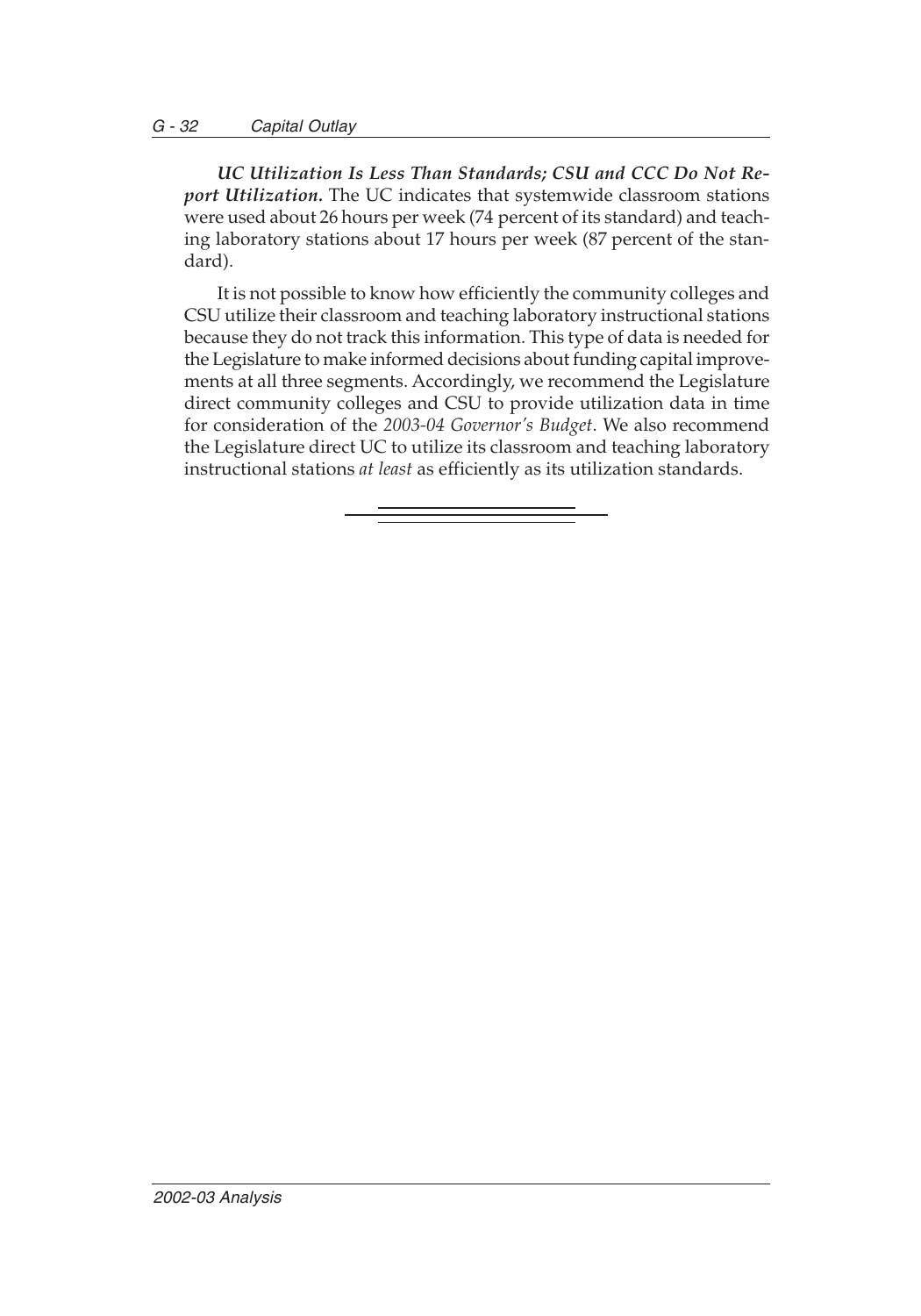***UC Utilization Is Less Than Standards; CSU and CCC Do Not Report Utilization.*** The UC indicates that systemwide classroom stations were used about 26 hours per week (74 percent of its standard) and teaching laboratory stations about 17 hours per week (87 percent of the standard).

It is not possible to know how efficiently the community colleges and CSU utilize their classroom and teaching laboratory instructional stations because they do not track this information. This type of data is needed for the Legislature to make informed decisions about funding capital improvements at all three segments. Accordingly, we recommend the Legislature direct community colleges and CSU to provide utilization data in time for consideration of the *2003-04 Governor's Budget*. We also recommend the Legislature direct UC to utilize its classroom and teaching laboratory instructional stations *at least* as efficiently as its utilization standards.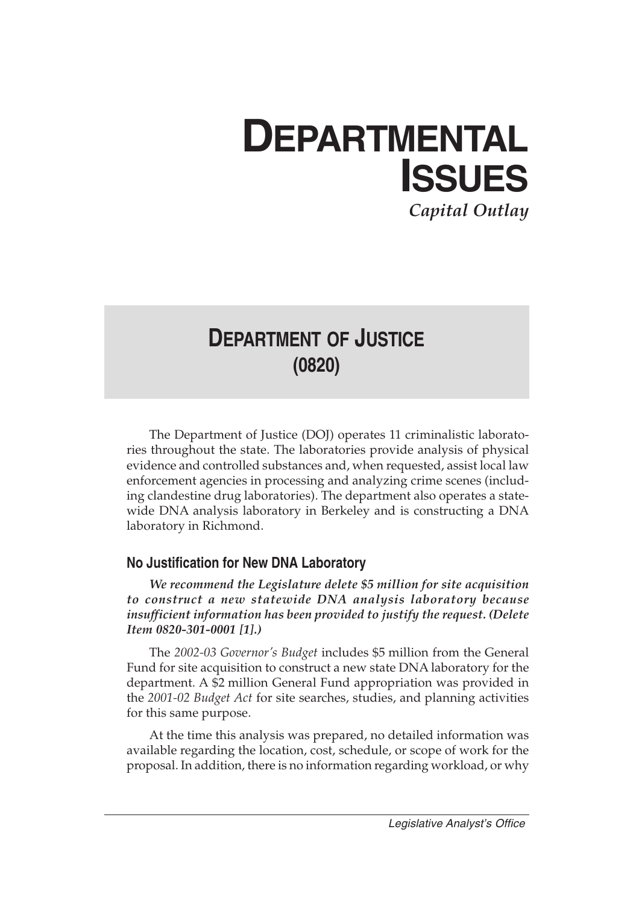# DEPARTMENTAL ISSUES

*Capital Outlay*

## DEPARTMENT OF JUSTICE (0820)

The Department of Justice (DOJ) operates 11 criminalistic laboratories throughout the state. The laboratories provide analysis of physical evidence and controlled substances and, when requested, assist local law enforcement agencies in processing and analyzing crime scenes (including clandestine drug laboratories). The department also operates a statewide DNA analysis laboratory in Berkeley and is constructing a DNA laboratory in Richmond.

### No Justification for New DNA Laboratory

***We recommend the Legislature delete $5 million for site acquisition to construct a new statewide DNA analysis laboratory because insufficient information has been provided to justify the request. (Delete Item 0820-301-0001 [1].)***

The *2002-03 Governor's Budget* includes $5 million from the General Fund for site acquisition to construct a new state DNA laboratory for the department. A $2 million General Fund appropriation was provided in the *2001-02 Budget Act* for site searches, studies, and planning activities for this same purpose.

At the time this analysis was prepared, no detailed information was available regarding the location, cost, schedule, or scope of work for the proposal. In addition, there is no information regarding workload, or why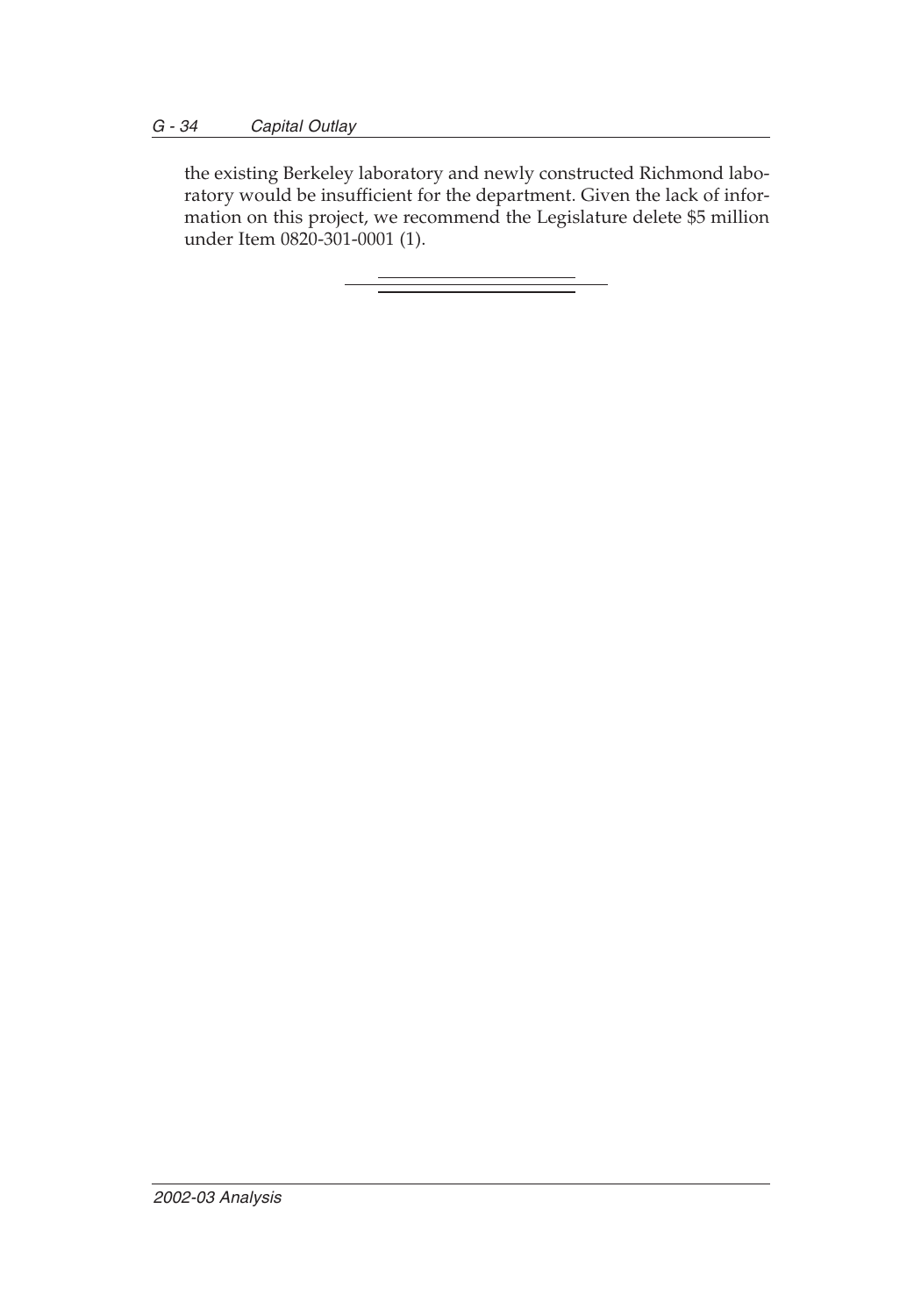the existing Berkeley laboratory and newly constructed Richmond laboratory would be insufficient for the department. Given the lack of information on this project, we recommend the Legislature delete $5 million under Item 0820-301-0001 (1).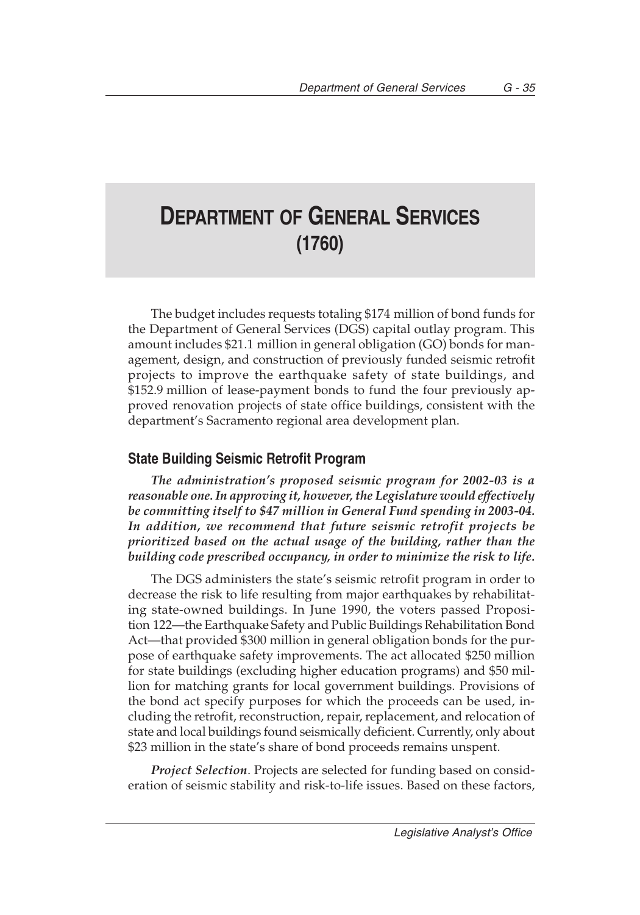# Department of General Services (1760)

The budget includes requests totaling $174 million of bond funds for the Department of General Services (DGS) capital outlay program. This amount includes $21.1 million in general obligation (GO) bonds for management, design, and construction of previously funded seismic retrofit projects to improve the earthquake safety of state buildings, and $152.9 million of lease-payment bonds to fund the four previously approved renovation projects of state office buildings, consistent with the department's Sacramento regional area development plan.

## State Building Seismic Retrofit Program

***The administration's proposed seismic program for 2002-03 is a reasonable one. In approving it, however, the Legislature would effectively be committing itself to $47 million in General Fund spending in 2003-04. In addition, we recommend that future seismic retrofit projects be prioritized based on the actual usage of the building, rather than the building code prescribed occupancy, in order to minimize the risk to life.***

The DGS administers the state's seismic retrofit program in order to decrease the risk to life resulting from major earthquakes by rehabilitating state-owned buildings. In June 1990, the voters passed Proposition 122—the Earthquake Safety and Public Buildings Rehabilitation Bond Act—that provided $300 million in general obligation bonds for the purpose of earthquake safety improvements. The act allocated $250 million for state buildings (excluding higher education programs) and $50 million for matching grants for local government buildings. Provisions of the bond act specify purposes for which the proceeds can be used, including the retrofit, reconstruction, repair, replacement, and relocation of state and local buildings found seismically deficient. Currently, only about $23 million in the state's share of bond proceeds remains unspent.

***Project Selection***. Projects are selected for funding based on consideration of seismic stability and risk-to-life issues. Based on these factors,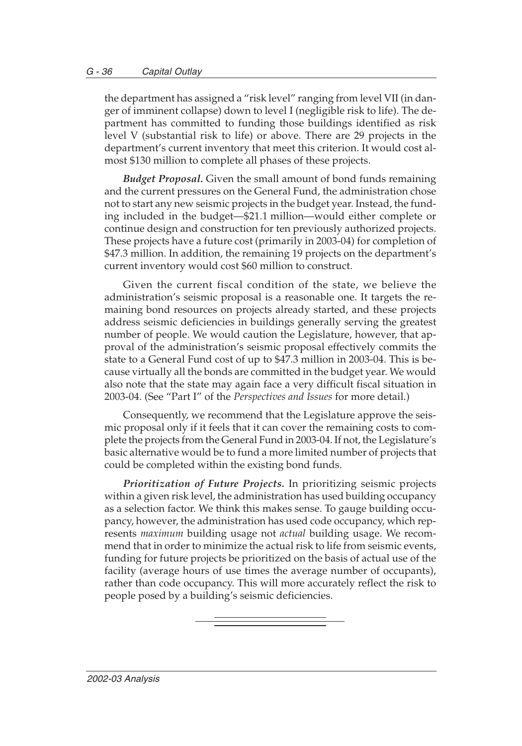the department has assigned a "risk level" ranging from level VII (in danger of imminent collapse) down to level I (negligible risk to life). The department has committed to funding those buildings identified as risk level V (substantial risk to life) or above. There are 29 projects in the department's current inventory that meet this criterion. It would cost almost $130 million to complete all phases of these projects.

***Budget Proposal.*** Given the small amount of bond funds remaining and the current pressures on the General Fund, the administration chose not to start any new seismic projects in the budget year. Instead, the funding included in the budget—$21.1 million—would either complete or continue design and construction for ten previously authorized projects. These projects have a future cost (primarily in 2003-04) for completion of $47.3 million. In addition, the remaining 19 projects on the department's current inventory would cost $60 million to construct.

Given the current fiscal condition of the state, we believe the administration's seismic proposal is a reasonable one. It targets the remaining bond resources on projects already started, and these projects address seismic deficiencies in buildings generally serving the greatest number of people. We would caution the Legislature, however, that approval of the administration's seismic proposal effectively commits the state to a General Fund cost of up to $47.3 million in 2003-04. This is because virtually all the bonds are committed in the budget year. We would also note that the state may again face a very difficult fiscal situation in 2003-04. (See "Part I" of the *Perspectives and Issues* for more detail.)

Consequently, we recommend that the Legislature approve the seismic proposal only if it feels that it can cover the remaining costs to complete the projects from the General Fund in 2003-04. If not, the Legislature's basic alternative would be to fund a more limited number of projects that could be completed within the existing bond funds.

***Prioritization of Future Projects.*** In prioritizing seismic projects within a given risk level, the administration has used building occupancy as a selection factor. We think this makes sense. To gauge building occupancy, however, the administration has used code occupancy, which represents *maximum* building usage not *actual* building usage. We recommend that in order to minimize the actual risk to life from seismic events, funding for future projects be prioritized on the basis of actual use of the facility (average hours of use times the average number of occupants), rather than code occupancy. This will more accurately reflect the risk to people posed by a building's seismic deficiencies.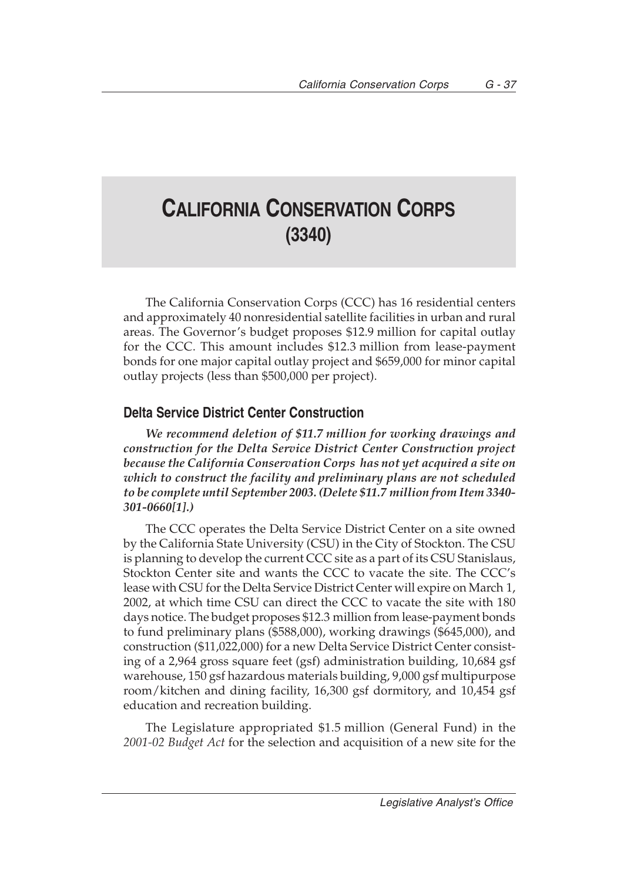# CALIFORNIA CONSERVATION CORPS (3340)

The California Conservation Corps (CCC) has 16 residential centers and approximately 40 nonresidential satellite facilities in urban and rural areas. The Governor's budget proposes $12.9 million for capital outlay for the CCC. This amount includes $12.3 million from lease-payment bonds for one major capital outlay project and $659,000 for minor capital outlay projects (less than $500,000 per project).

## Delta Service District Center Construction

***We recommend deletion of $11.7 million for working drawings and construction for the Delta Service District Center Construction project because the California Conservation Corps has not yet acquired a site on which to construct the facility and preliminary plans are not scheduled to be complete until September 2003. (Delete $11.7 million from Item 3340-301-0660[1].)***

The CCC operates the Delta Service District Center on a site owned by the California State University (CSU) in the City of Stockton. The CSU is planning to develop the current CCC site as a part of its CSU Stanislaus, Stockton Center site and wants the CCC to vacate the site. The CCC's lease with CSU for the Delta Service District Center will expire on March 1, 2002, at which time CSU can direct the CCC to vacate the site with 180 days notice. The budget proposes $12.3 million from lease-payment bonds to fund preliminary plans ($588,000), working drawings ($645,000), and construction ($11,022,000) for a new Delta Service District Center consisting of a 2,964 gross square feet (gsf) administration building, 10,684 gsf warehouse, 150 gsf hazardous materials building, 9,000 gsf multipurpose room/kitchen and dining facility, 16,300 gsf dormitory, and 10,454 gsf education and recreation building.

The Legislature appropriated $1.5 million (General Fund) in the *2001-02 Budget Act* for the selection and acquisition of a new site for the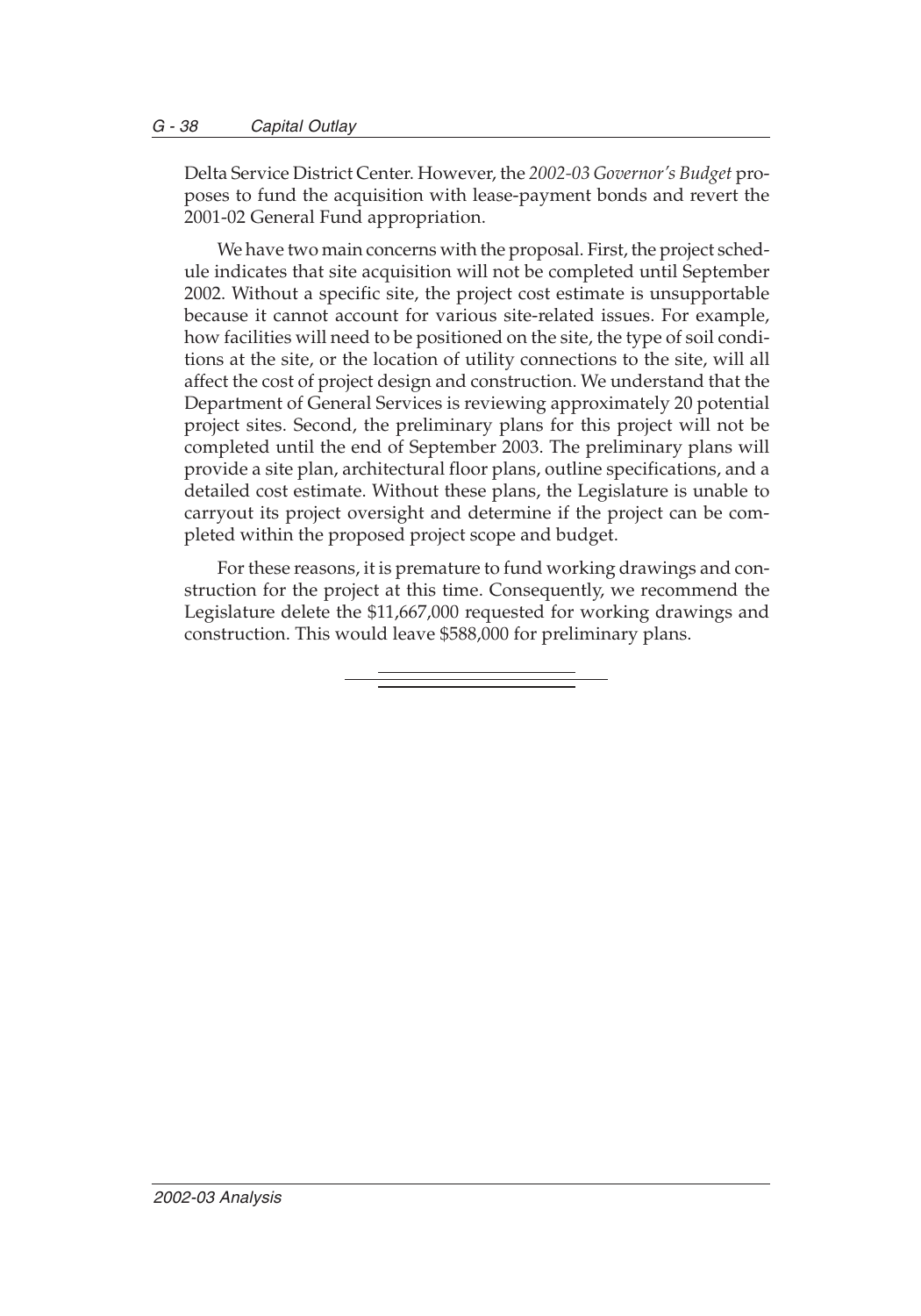Delta Service District Center. However, the *2002-03 Governor's Budget* proposes to fund the acquisition with lease-payment bonds and revert the 2001-02 General Fund appropriation.

We have two main concerns with the proposal. First, the project schedule indicates that site acquisition will not be completed until September 2002. Without a specific site, the project cost estimate is unsupportable because it cannot account for various site-related issues. For example, how facilities will need to be positioned on the site, the type of soil conditions at the site, or the location of utility connections to the site, will all affect the cost of project design and construction. We understand that the Department of General Services is reviewing approximately 20 potential project sites. Second, the preliminary plans for this project will not be completed until the end of September 2003. The preliminary plans will provide a site plan, architectural floor plans, outline specifications, and a detailed cost estimate. Without these plans, the Legislature is unable to carryout its project oversight and determine if the project can be completed within the proposed project scope and budget.

For these reasons, it is premature to fund working drawings and construction for the project at this time. Consequently, we recommend the Legislature delete the $11,667,000 requested for working drawings and construction. This would leave $588,000 for preliminary plans.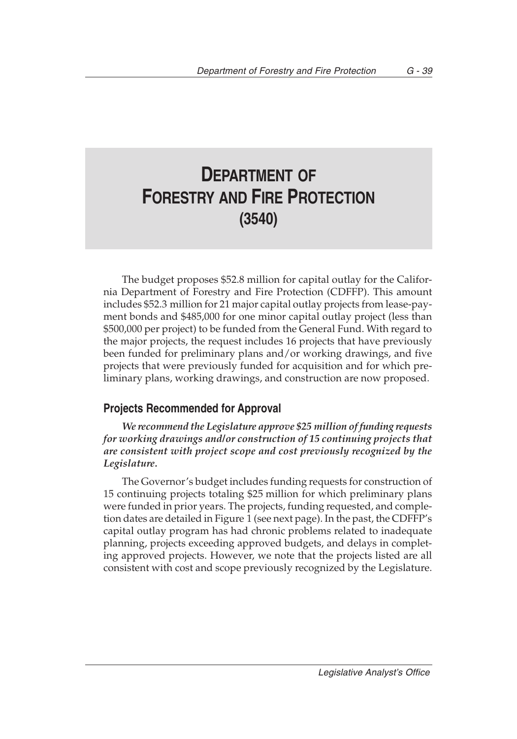# DEPARTMENT OF FORESTRY AND FIRE PROTECTION (3540)

The budget proposes $52.8 million for capital outlay for the California Department of Forestry and Fire Protection (CDFFP). This amount includes $52.3 million for 21 major capital outlay projects from lease-payment bonds and $485,000 for one minor capital outlay project (less than $500,000 per project) to be funded from the General Fund. With regard to the major projects, the request includes 16 projects that have previously been funded for preliminary plans and/or working drawings, and five projects that were previously funded for acquisition and for which preliminary plans, working drawings, and construction are now proposed.

## Projects Recommended for Approval

***We recommend the Legislature approve $25 million of funding requests for working drawings and/or construction of 15 continuing projects that are consistent with project scope and cost previously recognized by the Legislature.***

The Governor's budget includes funding requests for construction of 15 continuing projects totaling $25 million for which preliminary plans were funded in prior years. The projects, funding requested, and completion dates are detailed in Figure 1 (see next page). In the past, the CDFFP's capital outlay program has had chronic problems related to inadequate planning, projects exceeding approved budgets, and delays in completing approved projects. However, we note that the projects listed are all consistent with cost and scope previously recognized by the Legislature.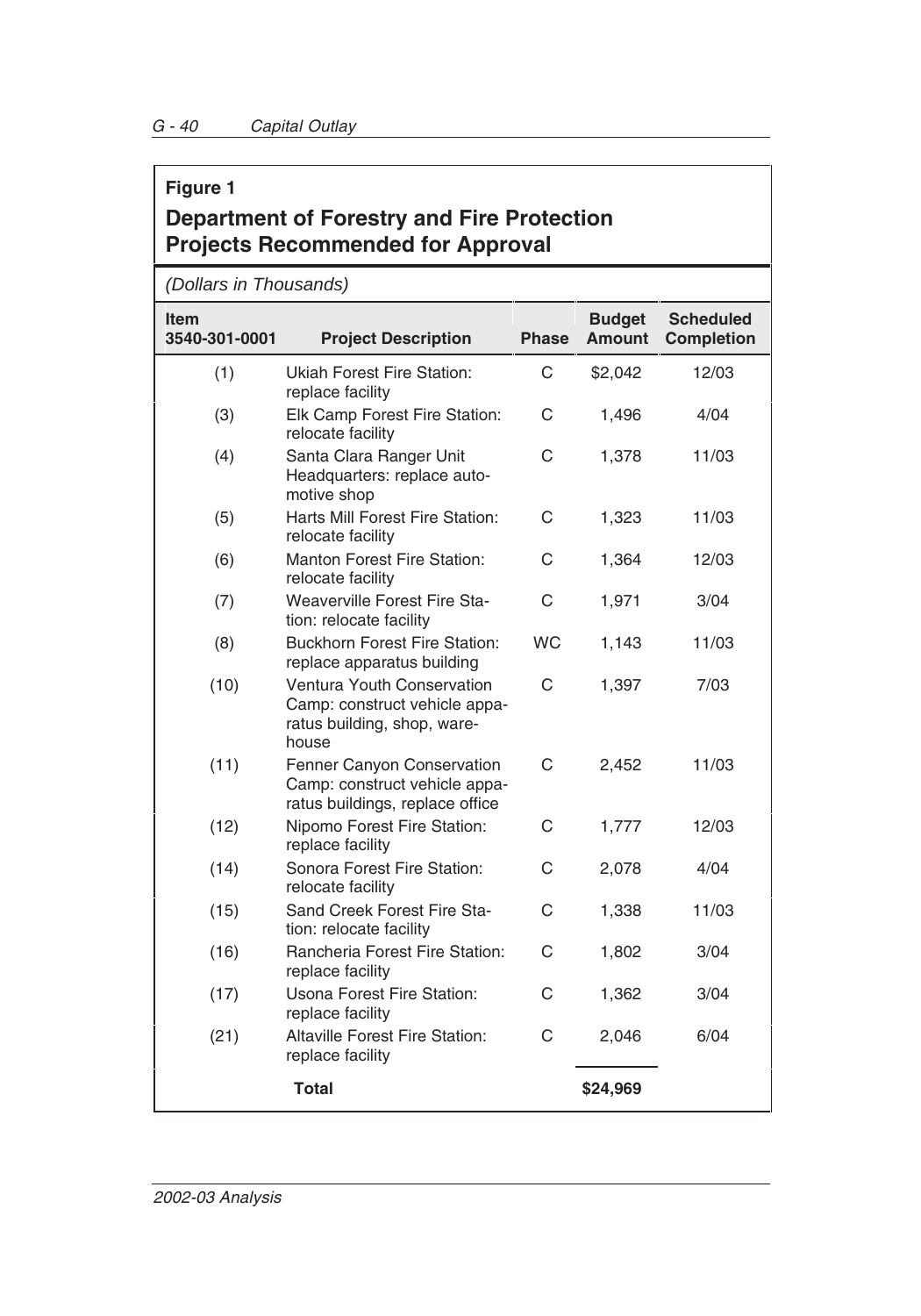**Figure 1**

**Department of Forestry and Fire Protection Projects Recommended for Approval**

*(Dollars in Thousands)*

| Item 3540-301-0001 | Project Description | Phase | Budget Amount | Scheduled Completion |
|---|---|---|---|---|
| (1) | Ukiah Forest Fire Station: replace facility | C | $2,042 | 12/03 |
| (3) | Elk Camp Forest Fire Station: relocate facility | C | 1,496 | 4/04 |
| (4) | Santa Clara Ranger Unit Headquarters: replace automotive shop | C | 1,378 | 11/03 |
| (5) | Harts Mill Forest Fire Station: relocate facility | C | 1,323 | 11/03 |
| (6) | Manton Forest Fire Station: relocate facility | C | 1,364 | 12/03 |
| (7) | Weaverville Forest Fire Station: relocate facility | C | 1,971 | 3/04 |
| (8) | Buckhorn Forest Fire Station: replace apparatus building | WC | 1,143 | 11/03 |
| (10) | Ventura Youth Conservation Camp: construct vehicle apparatus building, shop, warehouse | C | 1,397 | 7/03 |
| (11) | Fenner Canyon Conservation Camp: construct vehicle apparatus buildings, replace office | C | 2,452 | 11/03 |
| (12) | Nipomo Forest Fire Station: replace facility | C | 1,777 | 12/03 |
| (14) | Sonora Forest Fire Station: relocate facility | C | 2,078 | 4/04 |
| (15) | Sand Creek Forest Fire Station: relocate facility | C | 1,338 | 11/03 |
| (16) | Rancheria Forest Fire Station: replace facility | C | 1,802 | 3/04 |
| (17) | Usona Forest Fire Station: replace facility | C | 1,362 | 3/04 |
| (21) | Altaville Forest Fire Station: replace facility | C | 2,046 | 6/04 |
| | **Total** | | **$24,969** | |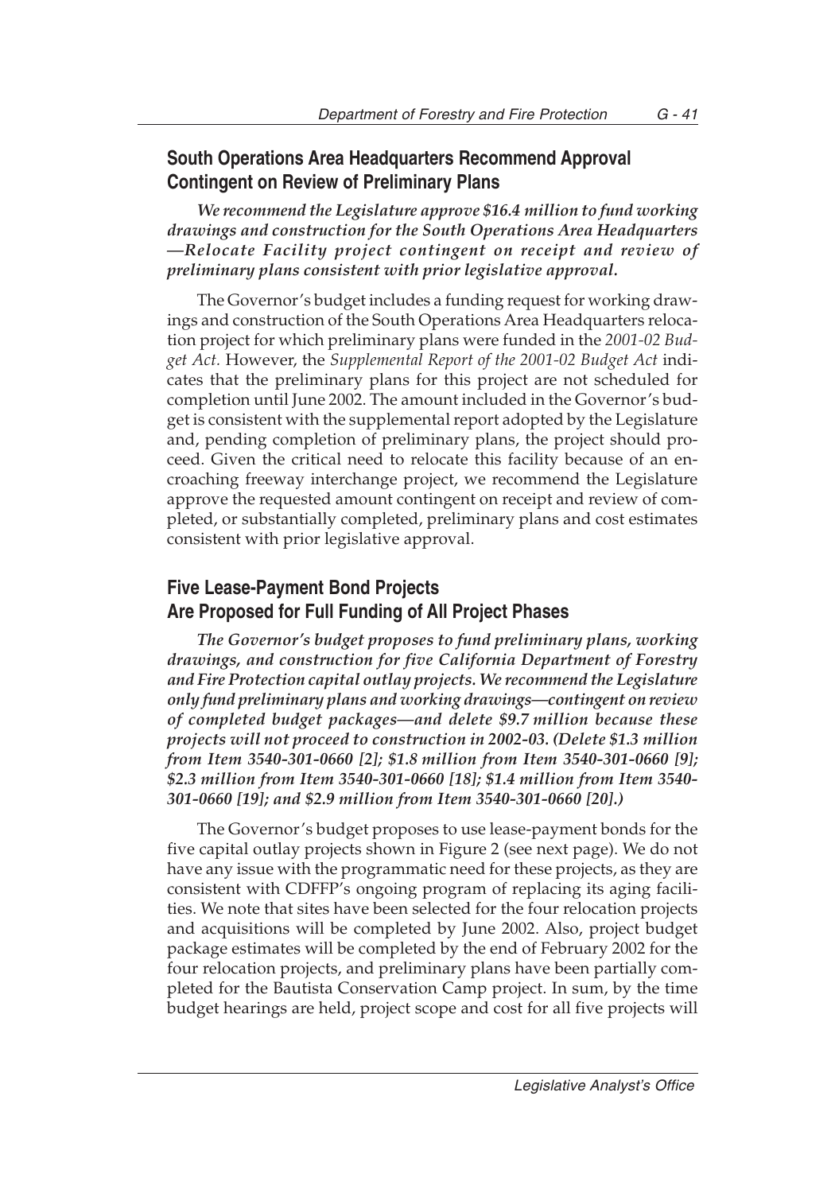## South Operations Area Headquarters Recommend Approval Contingent on Review of Preliminary Plans

***We recommend the Legislature approve $16.4 million to fund working drawings and construction for the South Operations Area Headquarters—Relocate Facility project contingent on receipt and review of preliminary plans consistent with prior legislative approval.***

The Governor's budget includes a funding request for working drawings and construction of the South Operations Area Headquarters relocation project for which preliminary plans were funded in the *2001-02 Budget Act.* However, the *Supplemental Report of the 2001-02 Budget Act* indicates that the preliminary plans for this project are not scheduled for completion until June 2002. The amount included in the Governor's budget is consistent with the supplemental report adopted by the Legislature and, pending completion of preliminary plans, the project should proceed. Given the critical need to relocate this facility because of an encroaching freeway interchange project, we recommend the Legislature approve the requested amount contingent on receipt and review of completed, or substantially completed, preliminary plans and cost estimates consistent with prior legislative approval.

## Five Lease-Payment Bond Projects Are Proposed for Full Funding of All Project Phases

***The Governor's budget proposes to fund preliminary plans, working drawings, and construction for five California Department of Forestry and Fire Protection capital outlay projects. We recommend the Legislature only fund preliminary plans and working drawings—contingent on review of completed budget packages—and delete $9.7 million because these projects will not proceed to construction in 2002-03. (Delete $1.3 million from Item 3540-301-0660 [2]; $1.8 million from Item 3540-301-0660 [9]; $2.3 million from Item 3540-301-0660 [18]; $1.4 million from Item 3540-301-0660 [19]; and $2.9 million from Item 3540-301-0660 [20].)***

The Governor's budget proposes to use lease-payment bonds for the five capital outlay projects shown in Figure 2 (see next page). We do not have any issue with the programmatic need for these projects, as they are consistent with CDFFP's ongoing program of replacing its aging facilities. We note that sites have been selected for the four relocation projects and acquisitions will be completed by June 2002. Also, project budget package estimates will be completed by the end of February 2002 for the four relocation projects, and preliminary plans have been partially completed for the Bautista Conservation Camp project. In sum, by the time budget hearings are held, project scope and cost for all five projects will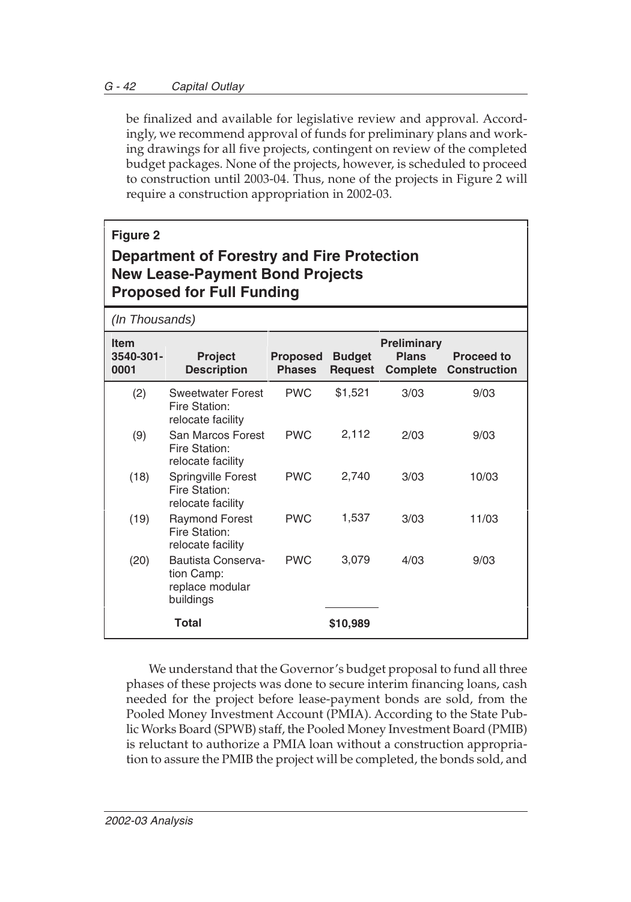be finalized and available for legislative review and approval. Accordingly, we recommend approval of funds for preliminary plans and working drawings for all five projects, contingent on review of the completed budget packages. None of the projects, however, is scheduled to proceed to construction until 2003-04. Thus, none of the projects in Figure 2 will require a construction appropriation in 2002-03.

**Figure 2**

**Department of Forestry and Fire Protection**
**New Lease-Payment Bond Projects**
**Proposed for Full Funding**

*(In Thousands)*

| Item 3540-301-0001 | Project Description | Proposed Phases | Budget Request | Preliminary Plans Complete | Proceed to Construction |
|---|---|---|---|---|---|
| (2) | Sweetwater Forest Fire Station: relocate facility | PWC | $1,521 | 3/03 | 9/03 |
| (9) | San Marcos Forest Fire Station: relocate facility | PWC | 2,112 | 2/03 | 9/03 |
| (18) | Springville Forest Fire Station: relocate facility | PWC | 2,740 | 3/03 | 10/03 |
| (19) | Raymond Forest Fire Station: relocate facility | PWC | 1,537 | 3/03 | 11/03 |
| (20) | Bautista Conservation Camp: replace modular buildings | PWC | 3,079 | 4/03 | 9/03 |
| | **Total** | | **$10,989** | | |

We understand that the Governor's budget proposal to fund all three phases of these projects was done to secure interim financing loans, cash needed for the project before lease-payment bonds are sold, from the Pooled Money Investment Account (PMIA). According to the State Public Works Board (SPWB) staff, the Pooled Money Investment Board (PMIB) is reluctant to authorize a PMIA loan without a construction appropriation to assure the PMIB the project will be completed, the bonds sold, and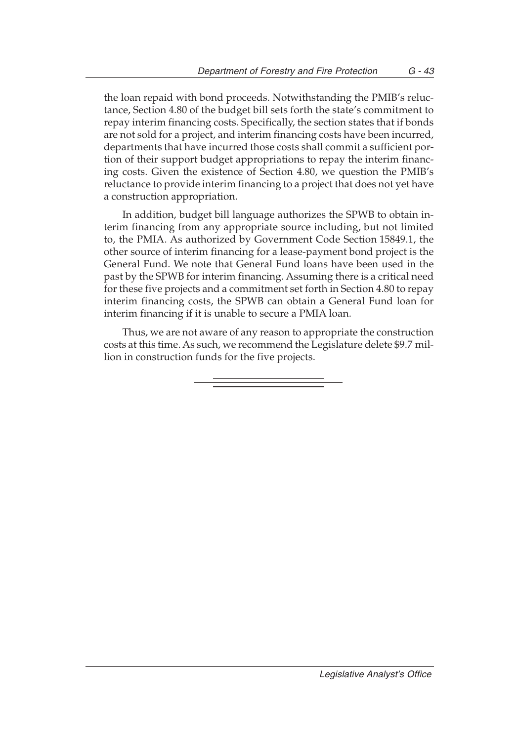the loan repaid with bond proceeds. Notwithstanding the PMIB's reluctance, Section 4.80 of the budget bill sets forth the state's commitment to repay interim financing costs. Specifically, the section states that if bonds are not sold for a project, and interim financing costs have been incurred, departments that have incurred those costs shall commit a sufficient portion of their support budget appropriations to repay the interim financing costs. Given the existence of Section 4.80, we question the PMIB's reluctance to provide interim financing to a project that does not yet have a construction appropriation.

In addition, budget bill language authorizes the SPWB to obtain interim financing from any appropriate source including, but not limited to, the PMIA. As authorized by Government Code Section 15849.1, the other source of interim financing for a lease-payment bond project is the General Fund. We note that General Fund loans have been used in the past by the SPWB for interim financing. Assuming there is a critical need for these five projects and a commitment set forth in Section 4.80 to repay interim financing costs, the SPWB can obtain a General Fund loan for interim financing if it is unable to secure a PMIA loan.

Thus, we are not aware of any reason to appropriate the construction costs at this time. As such, we recommend the Legislature delete $9.7 million in construction funds for the five projects.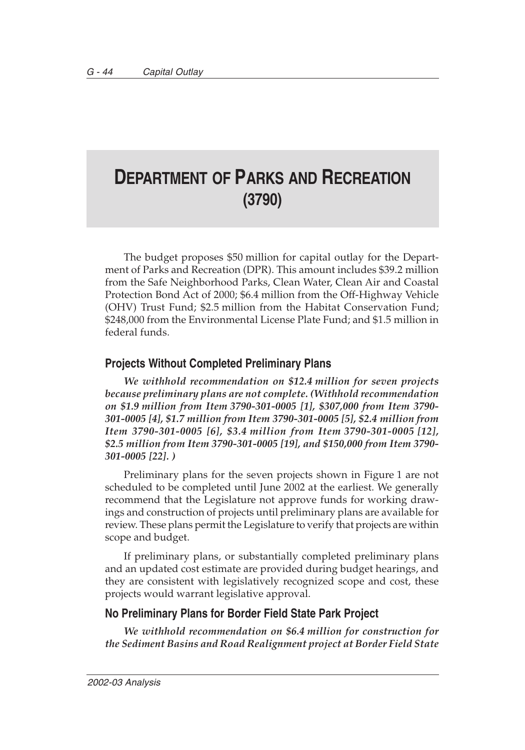# DEPARTMENT OF PARKS AND RECREATION (3790)

The budget proposes $50 million for capital outlay for the Department of Parks and Recreation (DPR). This amount includes $39.2 million from the Safe Neighborhood Parks, Clean Water, Clean Air and Coastal Protection Bond Act of 2000; $6.4 million from the Off-Highway Vehicle (OHV) Trust Fund; $2.5 million from the Habitat Conservation Fund; $248,000 from the Environmental License Plate Fund; and $1.5 million in federal funds.

## Projects Without Completed Preliminary Plans

***We withhold recommendation on $12.4 million for seven projects because preliminary plans are not complete. (Withhold recommendation on $1.9 million from Item 3790-301-0005 [1], $307,000 from Item 3790-301-0005 [4], $1.7 million from Item 3790-301-0005 [5], $2.4 million from Item 3790-301-0005 [6], $3.4 million from Item 3790-301-0005 [12], $2.5 million from Item 3790-301-0005 [19], and $150,000 from Item 3790-301-0005 [22]. )***

Preliminary plans for the seven projects shown in Figure 1 are not scheduled to be completed until June 2002 at the earliest. We generally recommend that the Legislature not approve funds for working drawings and construction of projects until preliminary plans are available for review. These plans permit the Legislature to verify that projects are within scope and budget.

If preliminary plans, or substantially completed preliminary plans and an updated cost estimate are provided during budget hearings, and they are consistent with legislatively recognized scope and cost, these projects would warrant legislative approval.

## No Preliminary Plans for Border Field State Park Project

***We withhold recommendation on $6.4 million for construction for the Sediment Basins and Road Realignment project at Border Field State***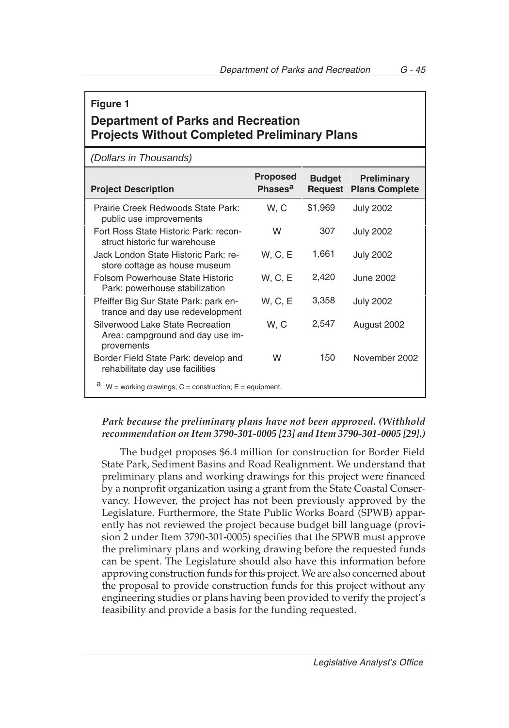**Figure 1**

## Department of Parks and Recreation Projects Without Completed Preliminary Plans

*(Dollars in Thousands)*

| Project Description | Proposed Phases[a] | Budget Request | Preliminary Plans Complete |
|---|---|---|---|
| Prairie Creek Redwoods State Park: public use improvements | W, C | $1,969 | July 2002 |
| Fort Ross State Historic Park: reconstruct historic fur warehouse | W | 307 | July 2002 |
| Jack London State Historic Park: restore cottage as house museum | W, C, E | 1,661 | July 2002 |
| Folsom Powerhouse State Historic Park: powerhouse stabilization | W, C, E | 2,420 | June 2002 |
| Pfeiffer Big Sur State Park: park entrance and day use redevelopment | W, C, E | 3,358 | July 2002 |
| Silverwood Lake State Recreation Area: campground and day use improvements | W, C | 2,547 | August 2002 |
| Border Field State Park: develop and rehabilitate day use facilities | W | 150 | November 2002 |

[a] W = working drawings; C = construction; E = equipment.

***Park because the preliminary plans have not been approved. (Withhold recommendation on Item 3790-301-0005 [23] and Item 3790-301-0005 [29].)***

The budget proposes $6.4 million for construction for Border Field State Park, Sediment Basins and Road Realignment. We understand that preliminary plans and working drawings for this project were financed by a nonprofit organization using a grant from the State Coastal Conservancy. However, the project has not been previously approved by the Legislature. Furthermore, the State Public Works Board (SPWB) apparently has not reviewed the project because budget bill language (provision 2 under Item 3790-301-0005) specifies that the SPWB must approve the preliminary plans and working drawing before the requested funds can be spent. The Legislature should also have this information before approving construction funds for this project. We are also concerned about the proposal to provide construction funds for this project without any engineering studies or plans having been provided to verify the project's feasibility and provide a basis for the funding requested.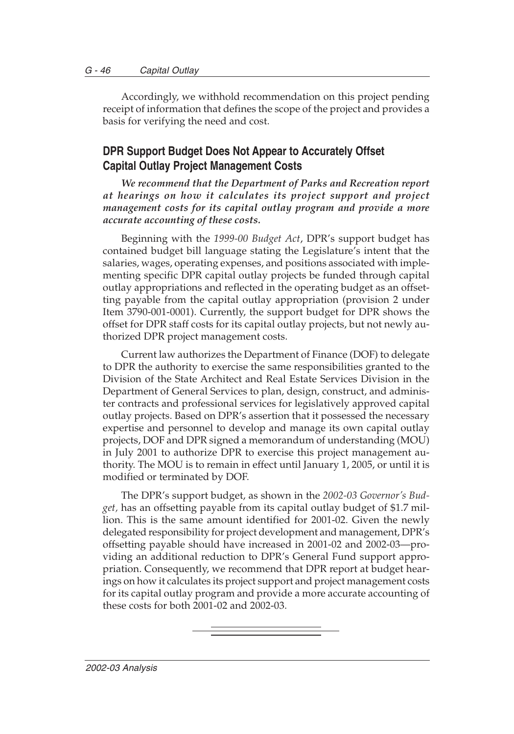Accordingly, we withhold recommendation on this project pending receipt of information that defines the scope of the project and provides a basis for verifying the need and cost.

## DPR Support Budget Does Not Appear to Accurately Offset Capital Outlay Project Management Costs

***We recommend that the Department of Parks and Recreation report at hearings on how it calculates its project support and project management costs for its capital outlay program and provide a more accurate accounting of these costs.***

Beginning with the *1999-00 Budget Act*, DPR's support budget has contained budget bill language stating the Legislature's intent that the salaries, wages, operating expenses, and positions associated with implementing specific DPR capital outlay projects be funded through capital outlay appropriations and reflected in the operating budget as an offsetting payable from the capital outlay appropriation (provision 2 under Item 3790-001-0001). Currently, the support budget for DPR shows the offset for DPR staff costs for its capital outlay projects, but not newly authorized DPR project management costs.

Current law authorizes the Department of Finance (DOF) to delegate to DPR the authority to exercise the same responsibilities granted to the Division of the State Architect and Real Estate Services Division in the Department of General Services to plan, design, construct, and administer contracts and professional services for legislatively approved capital outlay projects. Based on DPR's assertion that it possessed the necessary expertise and personnel to develop and manage its own capital outlay projects, DOF and DPR signed a memorandum of understanding (MOU) in July 2001 to authorize DPR to exercise this project management authority. The MOU is to remain in effect until January 1, 2005, or until it is modified or terminated by DOF.

The DPR's support budget, as shown in the *2002-03 Governor's Budget,* has an offsetting payable from its capital outlay budget of $1.7 million. This is the same amount identified for 2001-02. Given the newly delegated responsibility for project development and management, DPR's offsetting payable should have increased in 2001-02 and 2002-03—providing an additional reduction to DPR's General Fund support appropriation. Consequently, we recommend that DPR report at budget hearings on how it calculates its project support and project management costs for its capital outlay program and provide a more accurate accounting of these costs for both 2001-02 and 2002-03.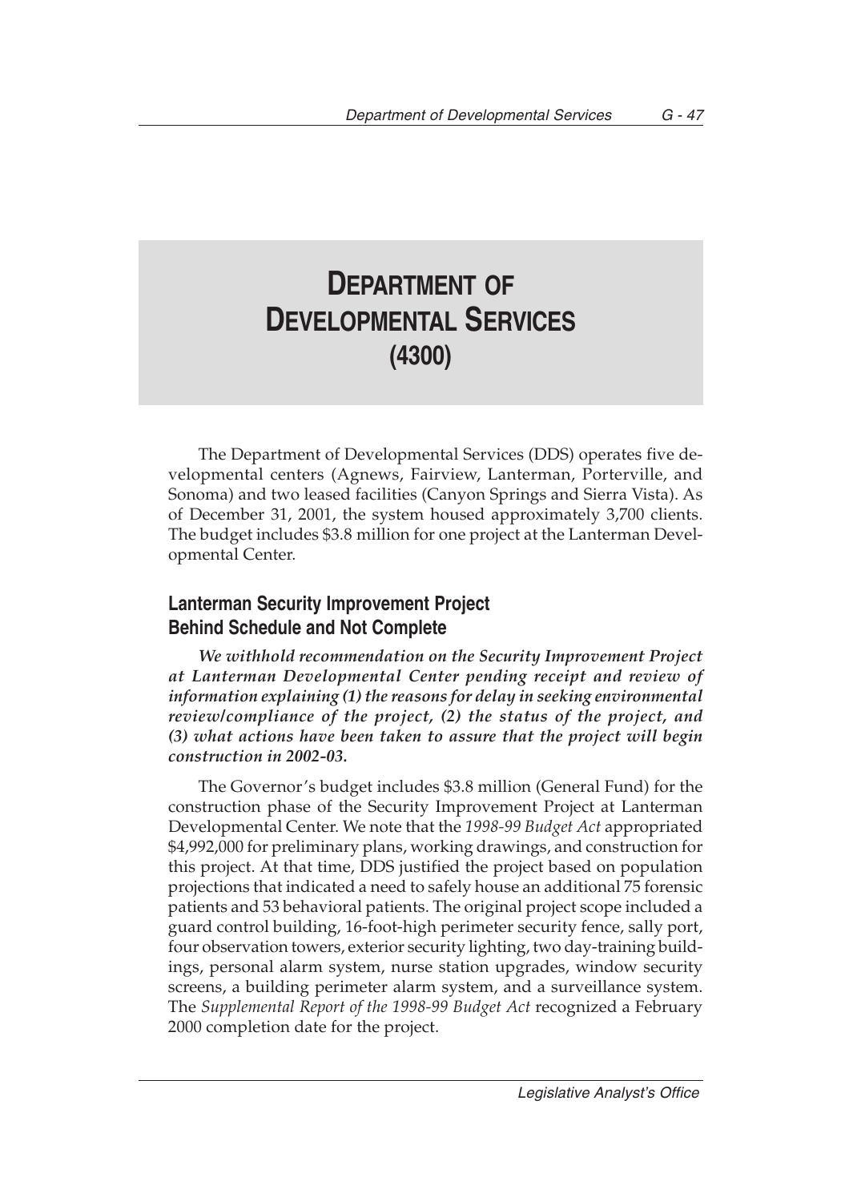# Department of Developmental Services (4300)

The Department of Developmental Services (DDS) operates five developmental centers (Agnews, Fairview, Lanterman, Porterville, and Sonoma) and two leased facilities (Canyon Springs and Sierra Vista). As of December 31, 2001, the system housed approximately 3,700 clients. The budget includes $3.8 million for one project at the Lanterman Developmental Center.

## Lanterman Security Improvement Project Behind Schedule and Not Complete

***We withhold recommendation on the Security Improvement Project at Lanterman Developmental Center pending receipt and review of information explaining (1) the reasons for delay in seeking environmental review/compliance of the project, (2) the status of the project, and (3) what actions have been taken to assure that the project will begin construction in 2002-03.***

The Governor's budget includes $3.8 million (General Fund) for the construction phase of the Security Improvement Project at Lanterman Developmental Center. We note that the *1998-99 Budget Act* appropriated $4,992,000 for preliminary plans, working drawings, and construction for this project. At that time, DDS justified the project based on population projections that indicated a need to safely house an additional 75 forensic patients and 53 behavioral patients. The original project scope included a guard control building, 16-foot-high perimeter security fence, sally port, four observation towers, exterior security lighting, two day-training buildings, personal alarm system, nurse station upgrades, window security screens, a building perimeter alarm system, and a surveillance system. The *Supplemental Report of the 1998-99 Budget Act* recognized a February 2000 completion date for the project.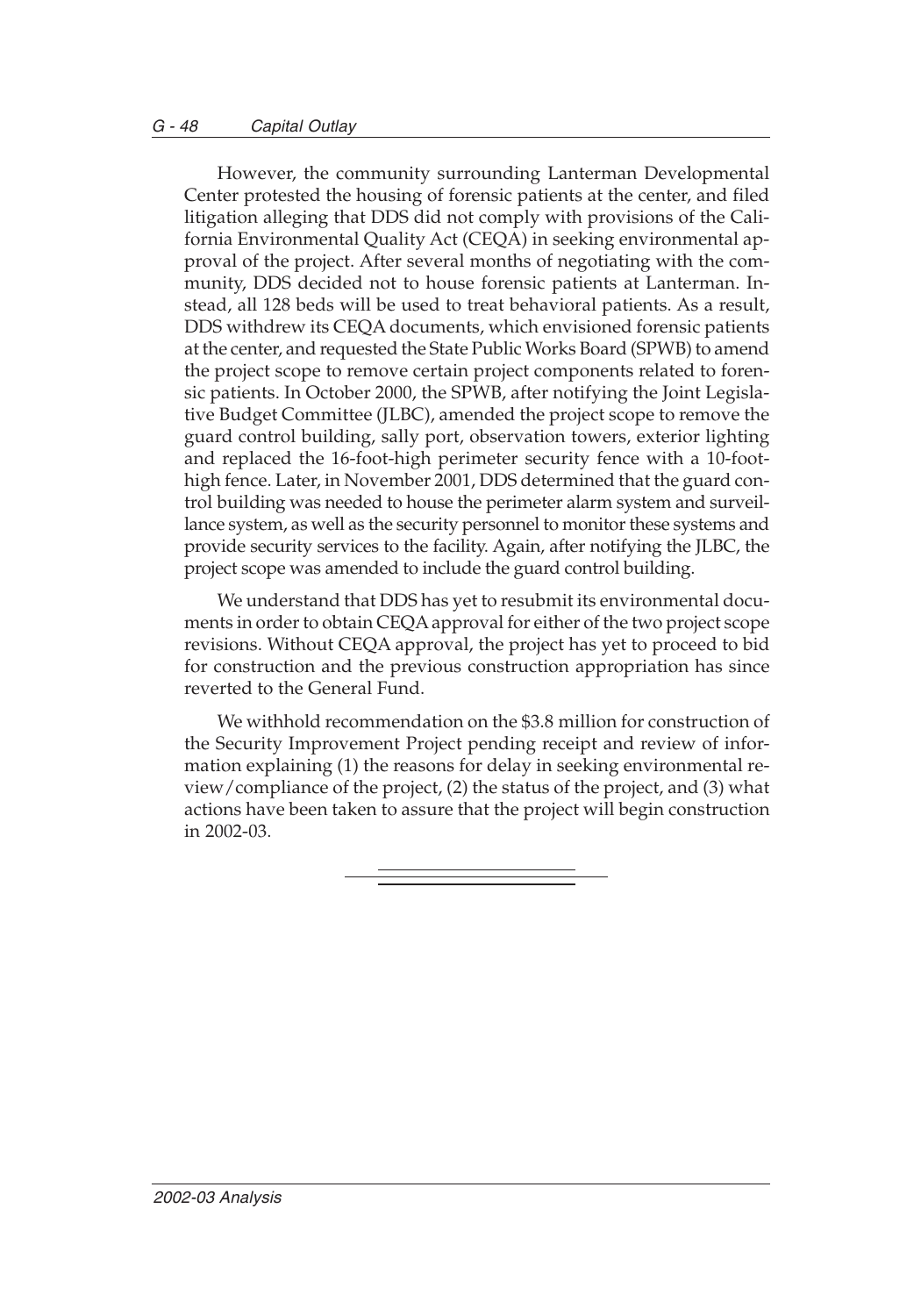However, the community surrounding Lanterman Developmental Center protested the housing of forensic patients at the center, and filed litigation alleging that DDS did not comply with provisions of the California Environmental Quality Act (CEQA) in seeking environmental approval of the project. After several months of negotiating with the community, DDS decided not to house forensic patients at Lanterman. Instead, all 128 beds will be used to treat behavioral patients. As a result, DDS withdrew its CEQA documents, which envisioned forensic patients at the center, and requested the State Public Works Board (SPWB) to amend the project scope to remove certain project components related to forensic patients. In October 2000, the SPWB, after notifying the Joint Legislative Budget Committee (JLBC), amended the project scope to remove the guard control building, sally port, observation towers, exterior lighting and replaced the 16-foot-high perimeter security fence with a 10-foot-high fence. Later, in November 2001, DDS determined that the guard control building was needed to house the perimeter alarm system and surveillance system, as well as the security personnel to monitor these systems and provide security services to the facility. Again, after notifying the JLBC, the project scope was amended to include the guard control building.

We understand that DDS has yet to resubmit its environmental documents in order to obtain CEQA approval for either of the two project scope revisions. Without CEQA approval, the project has yet to proceed to bid for construction and the previous construction appropriation has since reverted to the General Fund.

We withhold recommendation on the $3.8 million for construction of the Security Improvement Project pending receipt and review of information explaining (1) the reasons for delay in seeking environmental review/compliance of the project, (2) the status of the project, and (3) what actions have been taken to assure that the project will begin construction in 2002-03.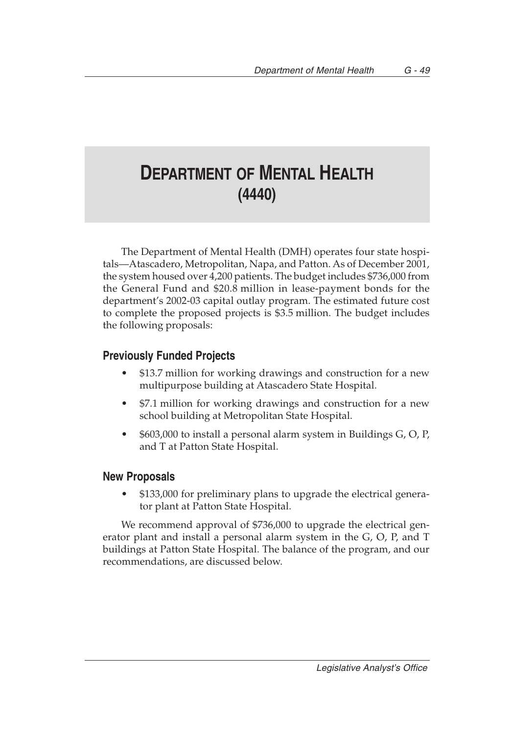# DEPARTMENT OF MENTAL HEALTH (4440)

The Department of Mental Health (DMH) operates four state hospitals—Atascadero, Metropolitan, Napa, and Patton. As of December 2001, the system housed over 4,200 patients. The budget includes $736,000 from the General Fund and $20.8 million in lease-payment bonds for the department's 2002-03 capital outlay program. The estimated future cost to complete the proposed projects is $3.5 million. The budget includes the following proposals:

## Previously Funded Projects

- $13.7 million for working drawings and construction for a new multipurpose building at Atascadero State Hospital.
- $7.1 million for working drawings and construction for a new school building at Metropolitan State Hospital.
- $603,000 to install a personal alarm system in Buildings G, O, P, and T at Patton State Hospital.

## New Proposals

- $133,000 for preliminary plans to upgrade the electrical generator plant at Patton State Hospital.

We recommend approval of $736,000 to upgrade the electrical generator plant and install a personal alarm system in the G, O, P, and T buildings at Patton State Hospital. The balance of the program, and our recommendations, are discussed below.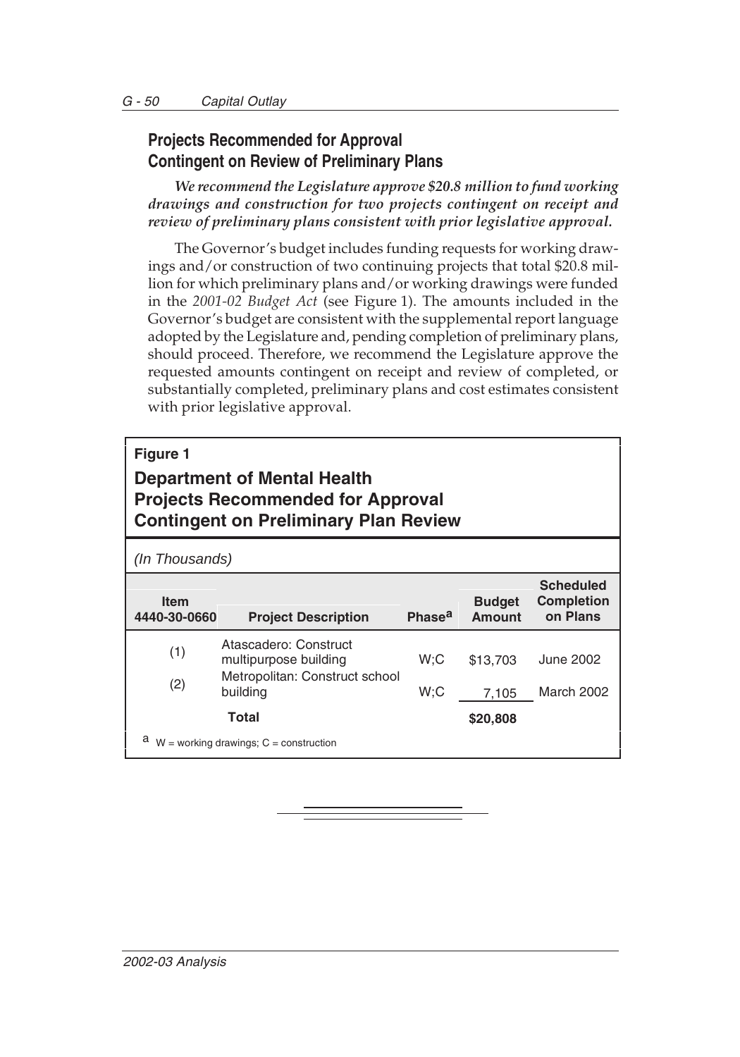## Projects Recommended for Approval Contingent on Review of Preliminary Plans

***We recommend the Legislature approve $20.8 million to fund working drawings and construction for two projects contingent on receipt and review of preliminary plans consistent with prior legislative approval.***

The Governor's budget includes funding requests for working drawings and/or construction of two continuing projects that total $20.8 million for which preliminary plans and/or working drawings were funded in the *2001-02 Budget Act* (see Figure 1). The amounts included in the Governor's budget are consistent with the supplemental report language adopted by the Legislature and, pending completion of preliminary plans, should proceed. Therefore, we recommend the Legislature approve the requested amounts contingent on receipt and review of completed, or substantially completed, preliminary plans and cost estimates consistent with prior legislative approval.

**Figure 1**

**Department of Mental Health
Projects Recommended for Approval
Contingent on Preliminary Plan Review**

*(In Thousands)*

| Item 4440-30-0660 | Project Description | Phase[a] | Budget Amount | Scheduled Completion on Plans |
|---|---|---|---|---|
| (1) | Atascadero: Construct multipurpose building | W;C | $13,703 | June 2002 |
| (2) | Metropolitan: Construct school building | W;C | 7,105 | March 2002 |
| | **Total** | | **$20,808** | |

[a] W = working drawings; C = construction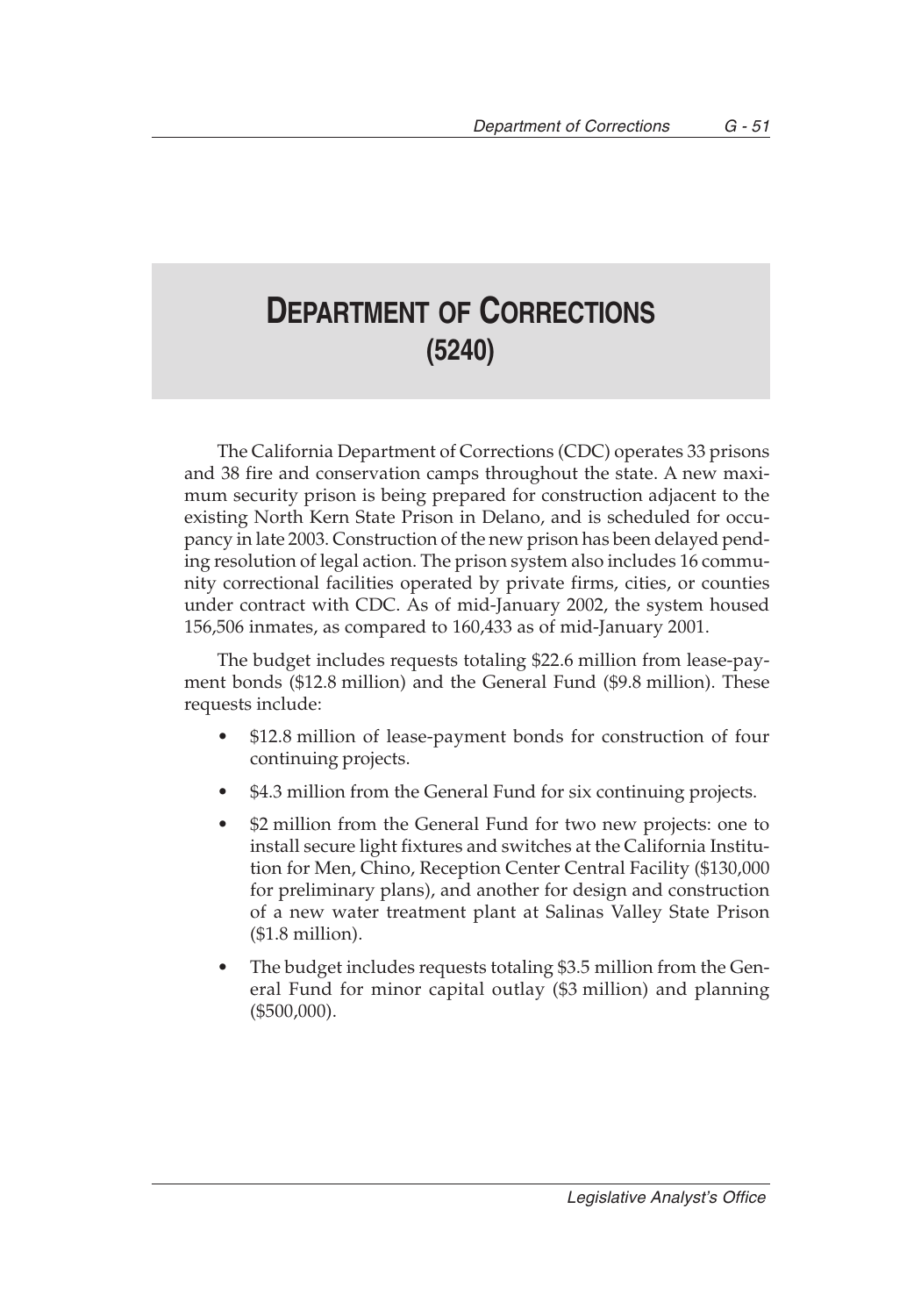# DEPARTMENT OF CORRECTIONS (5240)

The California Department of Corrections (CDC) operates 33 prisons and 38 fire and conservation camps throughout the state. A new maximum security prison is being prepared for construction adjacent to the existing North Kern State Prison in Delano, and is scheduled for occupancy in late 2003. Construction of the new prison has been delayed pending resolution of legal action. The prison system also includes 16 community correctional facilities operated by private firms, cities, or counties under contract with CDC. As of mid-January 2002, the system housed 156,506 inmates, as compared to 160,433 as of mid-January 2001.

The budget includes requests totaling $22.6 million from lease-payment bonds ($12.8 million) and the General Fund ($9.8 million). These requests include:

- $12.8 million of lease-payment bonds for construction of four continuing projects.
- $4.3 million from the General Fund for six continuing projects.
- $2 million from the General Fund for two new projects: one to install secure light fixtures and switches at the California Institution for Men, Chino, Reception Center Central Facility ($130,000 for preliminary plans), and another for design and construction of a new water treatment plant at Salinas Valley State Prison ($1.8 million).
- The budget includes requests totaling $3.5 million from the General Fund for minor capital outlay ($3 million) and planning ($500,000).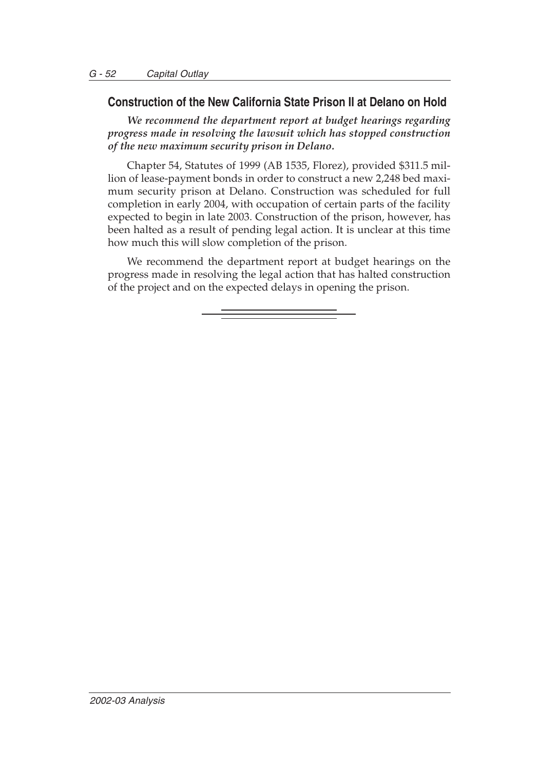## Construction of the New California State Prison II at Delano on Hold

***We recommend the department report at budget hearings regarding progress made in resolving the lawsuit which has stopped construction of the new maximum security prison in Delano.***

Chapter 54, Statutes of 1999 (AB 1535, Florez), provided $311.5 million of lease-payment bonds in order to construct a new 2,248 bed maximum security prison at Delano. Construction was scheduled for full completion in early 2004, with occupation of certain parts of the facility expected to begin in late 2003. Construction of the prison, however, has been halted as a result of pending legal action. It is unclear at this time how much this will slow completion of the prison.

We recommend the department report at budget hearings on the progress made in resolving the legal action that has halted construction of the project and on the expected delays in opening the prison.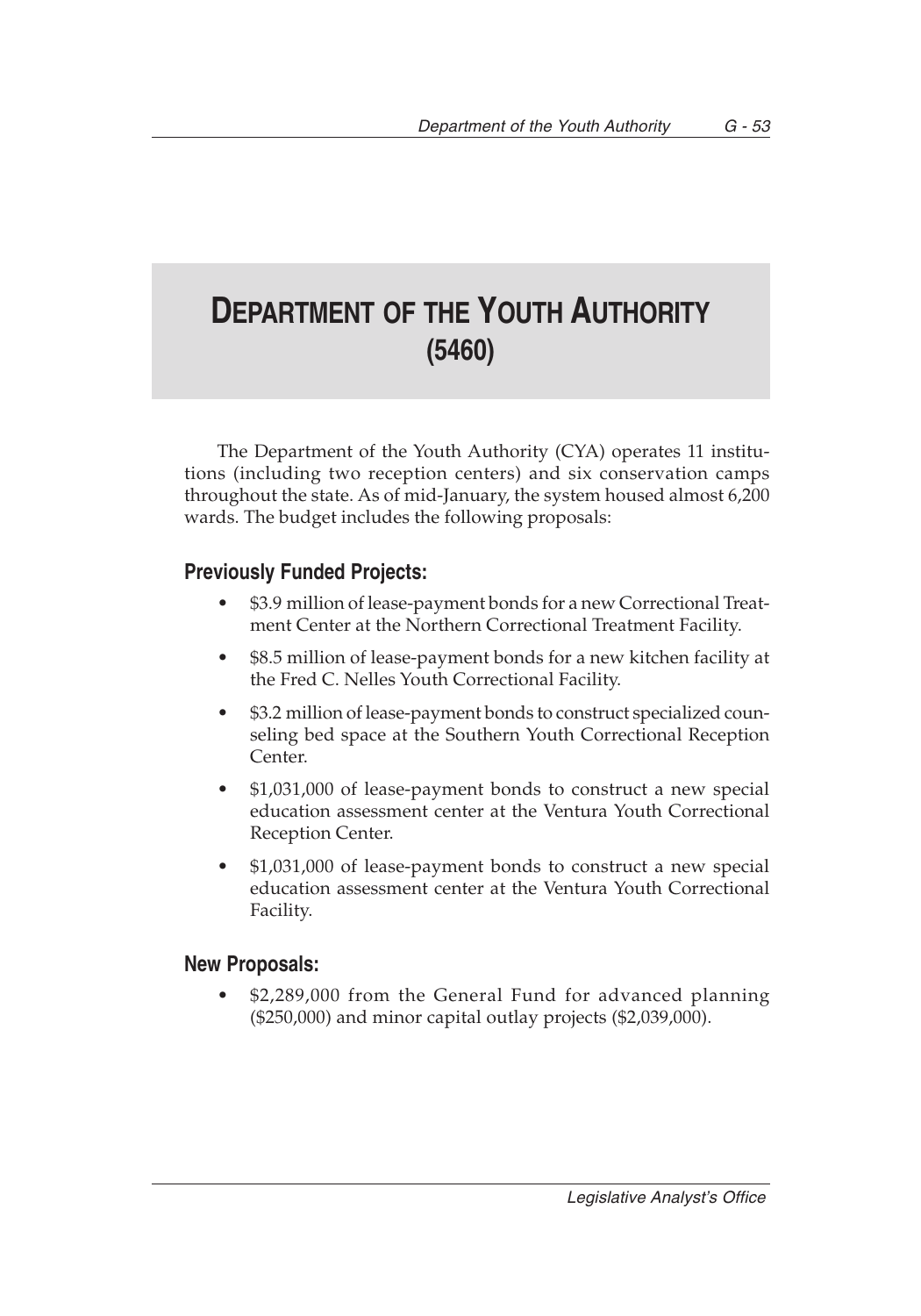# DEPARTMENT OF THE YOUTH AUTHORITY (5460)

The Department of the Youth Authority (CYA) operates 11 institutions (including two reception centers) and six conservation camps throughout the state. As of mid-January, the system housed almost 6,200 wards. The budget includes the following proposals:

## Previously Funded Projects:

- $3.9 million of lease-payment bonds for a new Correctional Treatment Center at the Northern Correctional Treatment Facility.
- $8.5 million of lease-payment bonds for a new kitchen facility at the Fred C. Nelles Youth Correctional Facility.
- $3.2 million of lease-payment bonds to construct specialized counseling bed space at the Southern Youth Correctional Reception Center.
- $1,031,000 of lease-payment bonds to construct a new special education assessment center at the Ventura Youth Correctional Reception Center.
- $1,031,000 of lease-payment bonds to construct a new special education assessment center at the Ventura Youth Correctional Facility.

## New Proposals:

- $2,289,000 from the General Fund for advanced planning ($250,000) and minor capital outlay projects ($2,039,000).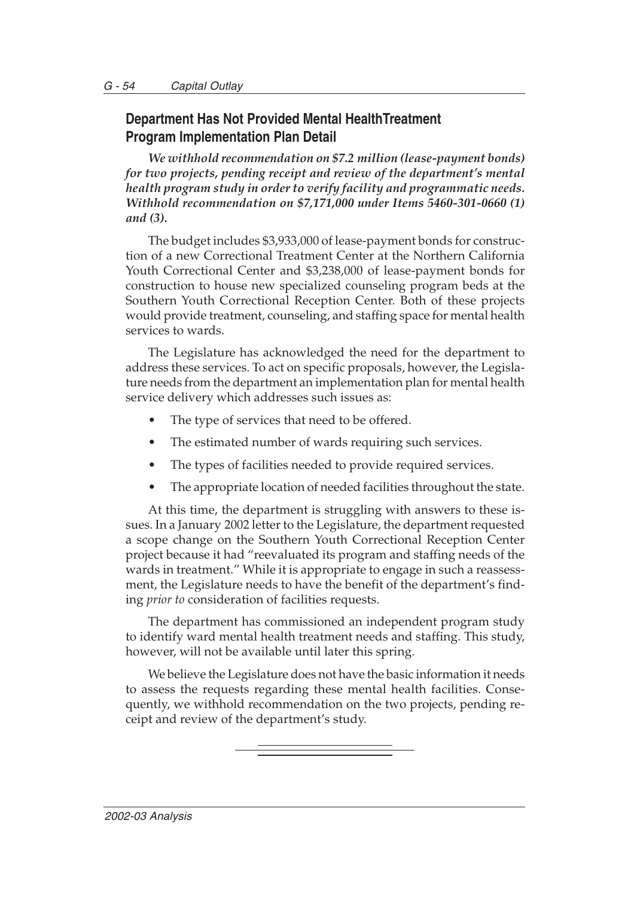## Department Has Not Provided Mental HealthTreatment Program Implementation Plan Detail

***We withhold recommendation on $7.2 million (lease-payment bonds) for two projects, pending receipt and review of the department's mental health program study in order to verify facility and programmatic needs. Withhold recommendation on $7,171,000 under Items 5460-301-0660 (1) and (3).***

The budget includes $3,933,000 of lease-payment bonds for construction of a new Correctional Treatment Center at the Northern California Youth Correctional Center and $3,238,000 of lease-payment bonds for construction to house new specialized counseling program beds at the Southern Youth Correctional Reception Center. Both of these projects would provide treatment, counseling, and staffing space for mental health services to wards.

The Legislature has acknowledged the need for the department to address these services. To act on specific proposals, however, the Legislature needs from the department an implementation plan for mental health service delivery which addresses such issues as:

- The type of services that need to be offered.
- The estimated number of wards requiring such services.
- The types of facilities needed to provide required services.
- The appropriate location of needed facilities throughout the state.

At this time, the department is struggling with answers to these issues. In a January 2002 letter to the Legislature, the department requested a scope change on the Southern Youth Correctional Reception Center project because it had "reevaluated its program and staffing needs of the wards in treatment." While it is appropriate to engage in such a reassessment, the Legislature needs to have the benefit of the department's finding *prior to* consideration of facilities requests.

The department has commissioned an independent program study to identify ward mental health treatment needs and staffing. This study, however, will not be available until later this spring.

We believe the Legislature does not have the basic information it needs to assess the requests regarding these mental health facilities. Consequently, we withhold recommendation on the two projects, pending receipt and review of the department's study.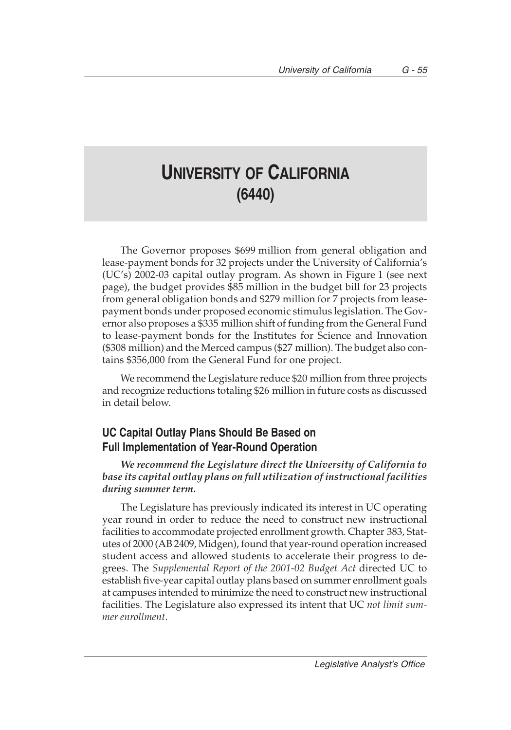# UNIVERSITY OF CALIFORNIA (6440)

The Governor proposes $699 million from general obligation and lease-payment bonds for 32 projects under the University of California's (UC's) 2002-03 capital outlay program. As shown in Figure 1 (see next page), the budget provides $85 million in the budget bill for 23 projects from general obligation bonds and $279 million for 7 projects from lease-payment bonds under proposed economic stimulus legislation. The Governor also proposes a $335 million shift of funding from the General Fund to lease-payment bonds for the Institutes for Science and Innovation ($308 million) and the Merced campus ($27 million). The budget also contains $356,000 from the General Fund for one project.

We recommend the Legislature reduce $20 million from three projects and recognize reductions totaling $26 million in future costs as discussed in detail below.

## UC Capital Outlay Plans Should Be Based on Full Implementation of Year-Round Operation

***We recommend the Legislature direct the University of California to base its capital outlay plans on full utilization of instructional facilities during summer term.***

The Legislature has previously indicated its interest in UC operating year round in order to reduce the need to construct new instructional facilities to accommodate projected enrollment growth. Chapter 383, Statutes of 2000 (AB 2409, Midgen), found that year-round operation increased student access and allowed students to accelerate their progress to degrees. The *Supplemental Report of the 2001-02 Budget Act* directed UC to establish five-year capital outlay plans based on summer enrollment goals at campuses intended to minimize the need to construct new instructional facilities. The Legislature also expressed its intent that UC *not limit summer enrollment*.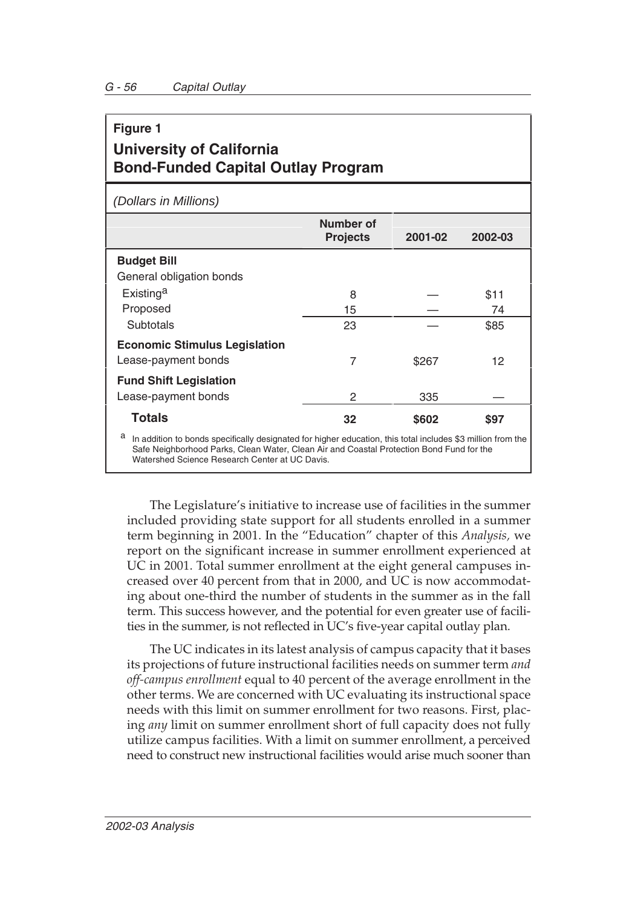**Figure 1**

**University of California Bond-Funded Capital Outlay Program**

*(Dollars in Millions)*

| | Number of Projects | 2001-02 | 2002-03 |
|---|---|---|---|
| **Budget Bill** | | | |
| General obligation bonds | | | |
| Existing[a] | 8 | — | $11 |
| Proposed | 15 | — | 74 |
| Subtotals | 23 | — | $85 |
| **Economic Stimulus Legislation** | | | |
| Lease-payment bonds | 7 | $267 | 12 |
| **Fund Shift Legislation** | | | |
| Lease-payment bonds | 2 | 335 | — |
| **Totals** | **32** | **$602** | **$97** |

[a] In addition to bonds specifically designated for higher education, this total includes $3 million from the Safe Neighborhood Parks, Clean Water, Clean Air and Coastal Protection Bond Fund for the Watershed Science Research Center at UC Davis.

The Legislature's initiative to increase use of facilities in the summer included providing state support for all students enrolled in a summer term beginning in 2001. In the "Education" chapter of this *Analysis,* we report on the significant increase in summer enrollment experienced at UC in 2001. Total summer enrollment at the eight general campuses increased over 40 percent from that in 2000, and UC is now accommodating about one-third the number of students in the summer as in the fall term. This success however, and the potential for even greater use of facilities in the summer, is not reflected in UC's five-year capital outlay plan.

The UC indicates in its latest analysis of campus capacity that it bases its projections of future instructional facilities needs on summer term *and off-campus enrollment* equal to 40 percent of the average enrollment in the other terms. We are concerned with UC evaluating its instructional space needs with this limit on summer enrollment for two reasons. First, placing *any* limit on summer enrollment short of full capacity does not fully utilize campus facilities. With a limit on summer enrollment, a perceived need to construct new instructional facilities would arise much sooner than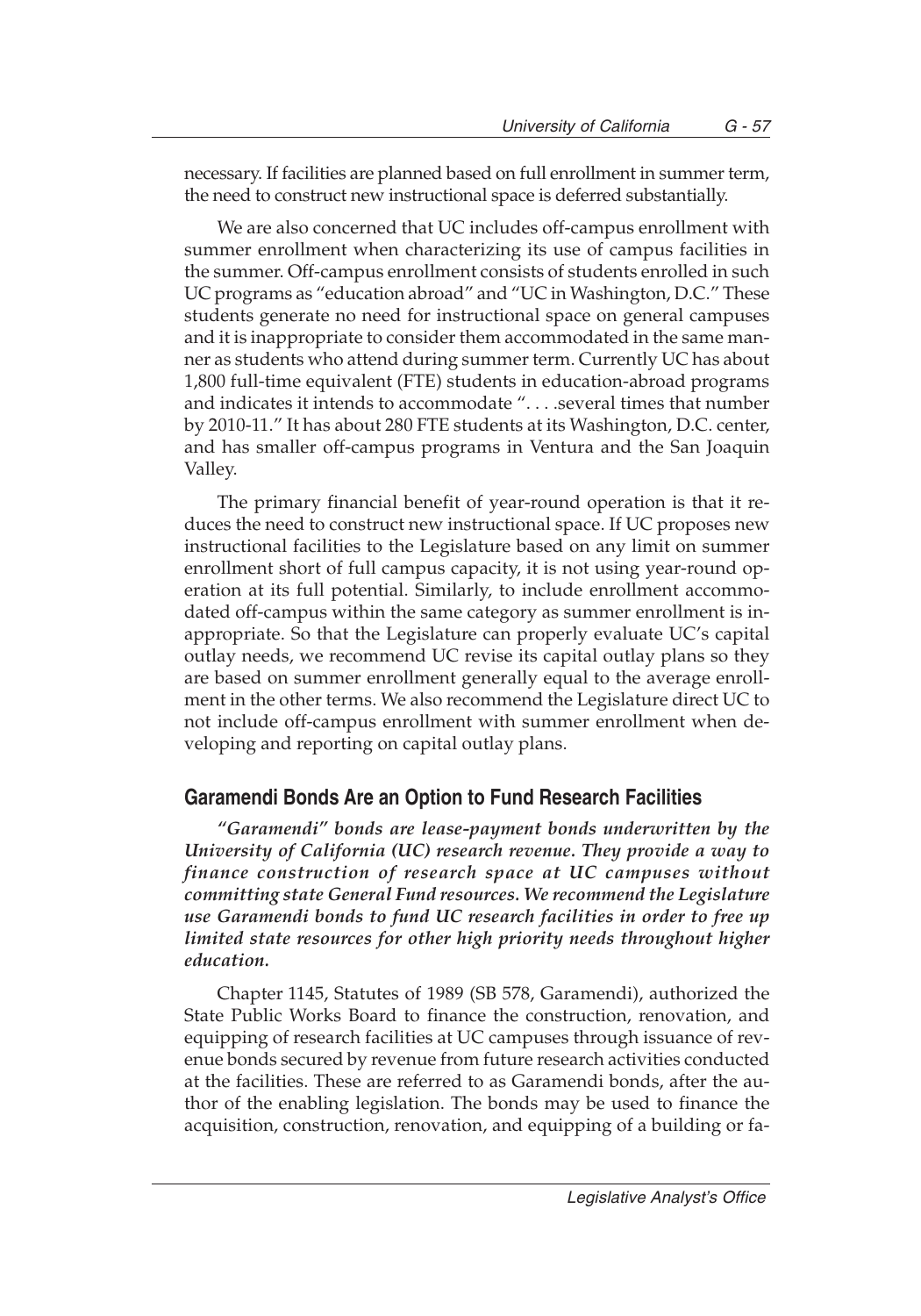necessary. If facilities are planned based on full enrollment in summer term, the need to construct new instructional space is deferred substantially.

We are also concerned that UC includes off-campus enrollment with summer enrollment when characterizing its use of campus facilities in the summer. Off-campus enrollment consists of students enrolled in such UC programs as "education abroad" and "UC in Washington, D.C." These students generate no need for instructional space on general campuses and it is inappropriate to consider them accommodated in the same manner as students who attend during summer term. Currently UC has about 1,800 full-time equivalent (FTE) students in education-abroad programs and indicates it intends to accommodate ". . . .several times that number by 2010-11." It has about 280 FTE students at its Washington, D.C. center, and has smaller off-campus programs in Ventura and the San Joaquin Valley.

The primary financial benefit of year-round operation is that it reduces the need to construct new instructional space. If UC proposes new instructional facilities to the Legislature based on any limit on summer enrollment short of full campus capacity, it is not using year-round operation at its full potential. Similarly, to include enrollment accommodated off-campus within the same category as summer enrollment is inappropriate. So that the Legislature can properly evaluate UC's capital outlay needs, we recommend UC revise its capital outlay plans so they are based on summer enrollment generally equal to the average enrollment in the other terms. We also recommend the Legislature direct UC to not include off-campus enrollment with summer enrollment when developing and reporting on capital outlay plans.

## Garamendi Bonds Are an Option to Fund Research Facilities

***"Garamendi" bonds are lease-payment bonds underwritten by the University of California (UC) research revenue. They provide a way to finance construction of research space at UC campuses without committing state General Fund resources. We recommend the Legislature use Garamendi bonds to fund UC research facilities in order to free up limited state resources for other high priority needs throughout higher education.***

Chapter 1145, Statutes of 1989 (SB 578, Garamendi), authorized the State Public Works Board to finance the construction, renovation, and equipping of research facilities at UC campuses through issuance of revenue bonds secured by revenue from future research activities conducted at the facilities. These are referred to as Garamendi bonds, after the author of the enabling legislation. The bonds may be used to finance the acquisition, construction, renovation, and equipping of a building or fa-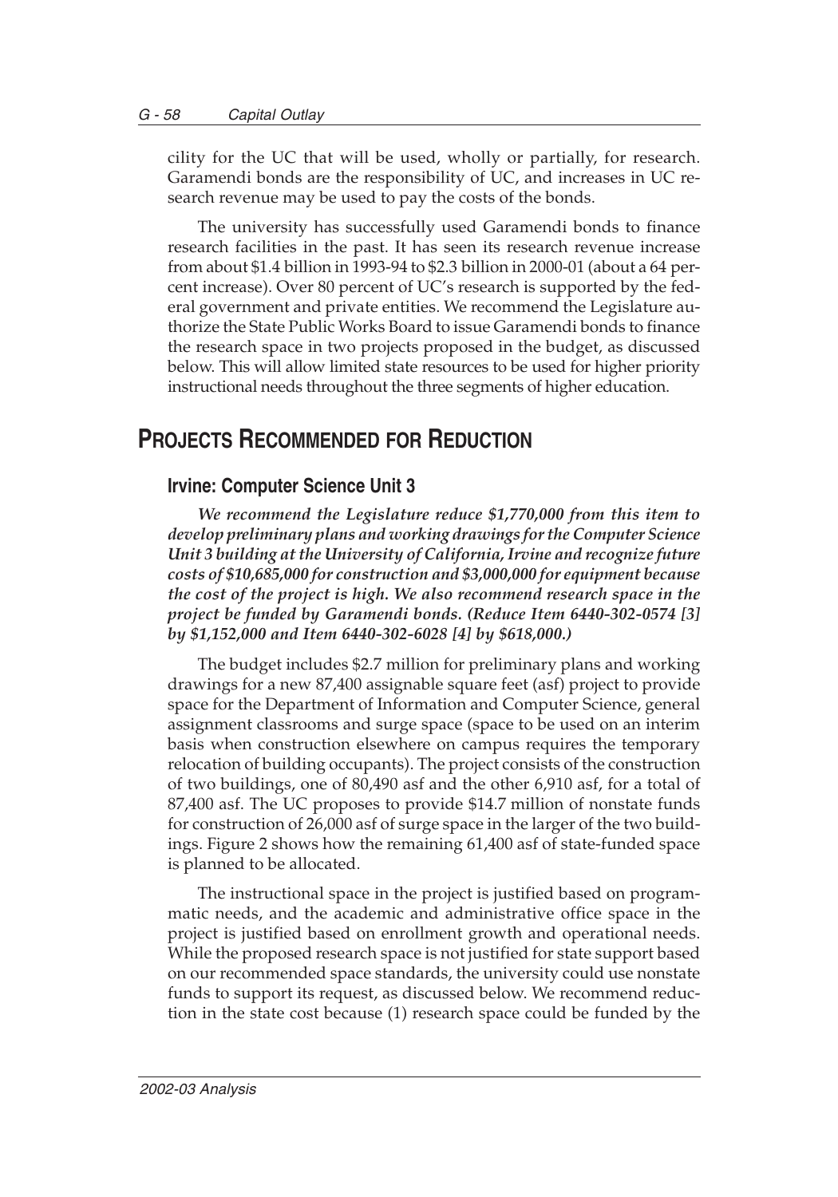cility for the UC that will be used, wholly or partially, for research. Garamendi bonds are the responsibility of UC, and increases in UC research revenue may be used to pay the costs of the bonds.

The university has successfully used Garamendi bonds to finance research facilities in the past. It has seen its research revenue increase from about $1.4 billion in 1993-94 to $2.3 billion in 2000-01 (about a 64 percent increase). Over 80 percent of UC's research is supported by the federal government and private entities. We recommend the Legislature authorize the State Public Works Board to issue Garamendi bonds to finance the research space in two projects proposed in the budget, as discussed below. This will allow limited state resources to be used for higher priority instructional needs throughout the three segments of higher education.

## PROJECTS RECOMMENDED FOR REDUCTION

### Irvine: Computer Science Unit 3

***We recommend the Legislature reduce $1,770,000 from this item to develop preliminary plans and working drawings for the Computer Science Unit 3 building at the University of California, Irvine and recognize future costs of $10,685,000 for construction and $3,000,000 for equipment because the cost of the project is high. We also recommend research space in the project be funded by Garamendi bonds. (Reduce Item 6440-302-0574 [3] by $1,152,000 and Item 6440-302-6028 [4] by $618,000.)***

The budget includes $2.7 million for preliminary plans and working drawings for a new 87,400 assignable square feet (asf) project to provide space for the Department of Information and Computer Science, general assignment classrooms and surge space (space to be used on an interim basis when construction elsewhere on campus requires the temporary relocation of building occupants). The project consists of the construction of two buildings, one of 80,490 asf and the other 6,910 asf, for a total of 87,400 asf. The UC proposes to provide $14.7 million of nonstate funds for construction of 26,000 asf of surge space in the larger of the two buildings. Figure 2 shows how the remaining 61,400 asf of state-funded space is planned to be allocated.

The instructional space in the project is justified based on programmatic needs, and the academic and administrative office space in the project is justified based on enrollment growth and operational needs. While the proposed research space is not justified for state support based on our recommended space standards, the university could use nonstate funds to support its request, as discussed below. We recommend reduction in the state cost because (1) research space could be funded by the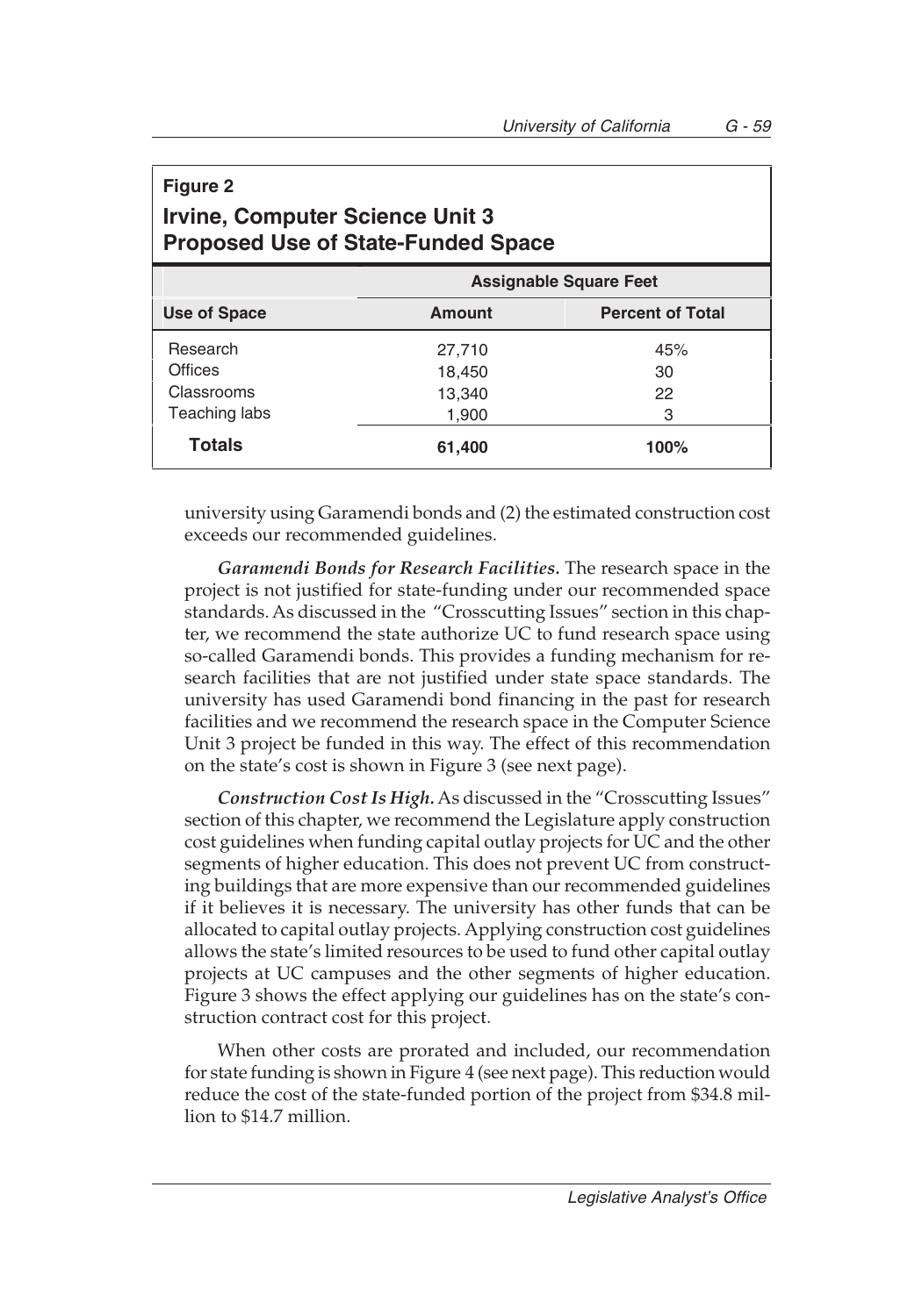**Figure 2**

**Irvine, Computer Science Unit 3 Proposed Use of State-Funded Space**

| | Assignable Square Feet | |
|---|---|---|
| **Use of Space** | **Amount** | **Percent of Total** |
| Research | 27,710 | 45% |
| Offices | 18,450 | 30 |
| Classrooms | 13,340 | 22 |
| Teaching labs | 1,900 | 3 |
| **Totals** | **61,400** | **100%** |

university using Garamendi bonds and (2) the estimated construction cost exceeds our recommended guidelines.

***Garamendi Bonds for Research Facilities.*** The research space in the project is not justified for state-funding under our recommended space standards. As discussed in the "Crosscutting Issues" section in this chapter, we recommend the state authorize UC to fund research space using so-called Garamendi bonds. This provides a funding mechanism for research facilities that are not justified under state space standards. The university has used Garamendi bond financing in the past for research facilities and we recommend the research space in the Computer Science Unit 3 project be funded in this way. The effect of this recommendation on the state's cost is shown in Figure 3 (see next page).

***Construction Cost Is High.*** As discussed in the "Crosscutting Issues" section of this chapter, we recommend the Legislature apply construction cost guidelines when funding capital outlay projects for UC and the other segments of higher education. This does not prevent UC from constructing buildings that are more expensive than our recommended guidelines if it believes it is necessary. The university has other funds that can be allocated to capital outlay projects. Applying construction cost guidelines allows the state's limited resources to be used to fund other capital outlay projects at UC campuses and the other segments of higher education. Figure 3 shows the effect applying our guidelines has on the state's construction contract cost for this project.

When other costs are prorated and included, our recommendation for state funding is shown in Figure 4 (see next page). This reduction would reduce the cost of the state-funded portion of the project from $34.8 million to $14.7 million.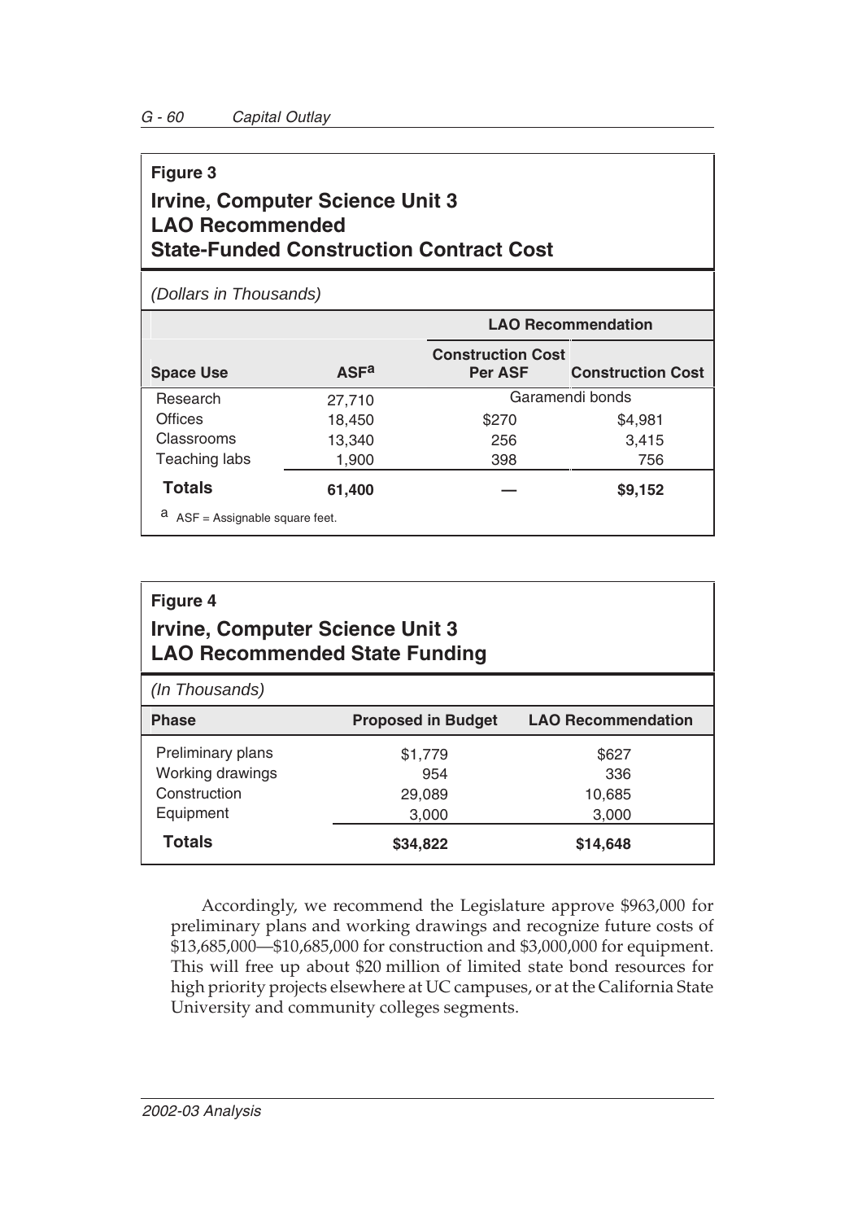**Figure 3**

**Irvine, Computer Science Unit 3**
**LAO Recommended**
**State-Funded Construction Contract Cost**

*(Dollars in Thousands)*

| | | LAO Recommendation | |
|---|---|---|---|
| **Space Use** | **ASF[a]** | **Construction Cost Per ASF** | **Construction Cost** |
| Research | 27,710 | Garamendi bonds | |
| Offices | 18,450 | $270 | $4,981 |
| Classrooms | 13,340 | 256 | 3,415 |
| Teaching labs | 1,900 | 398 | 756 |
| **Totals** | **61,400** | **—** | **$9,152** |

[a] ASF = Assignable square feet.

**Figure 4**

**Irvine, Computer Science Unit 3**
**LAO Recommended State Funding**

*(In Thousands)*

| Phase | Proposed in Budget | LAO Recommendation |
|---|---|---|
| Preliminary plans | $1,779 | $627 |
| Working drawings | 954 | 336 |
| Construction | 29,089 | 10,685 |
| Equipment | 3,000 | 3,000 |
| **Totals** | **$34,822** | **$14,648** |

Accordingly, we recommend the Legislature approve $963,000 for preliminary plans and working drawings and recognize future costs of $13,685,000—$10,685,000 for construction and $3,000,000 for equipment. This will free up about $20 million of limited state bond resources for high priority projects elsewhere at UC campuses, or at the California State University and community colleges segments.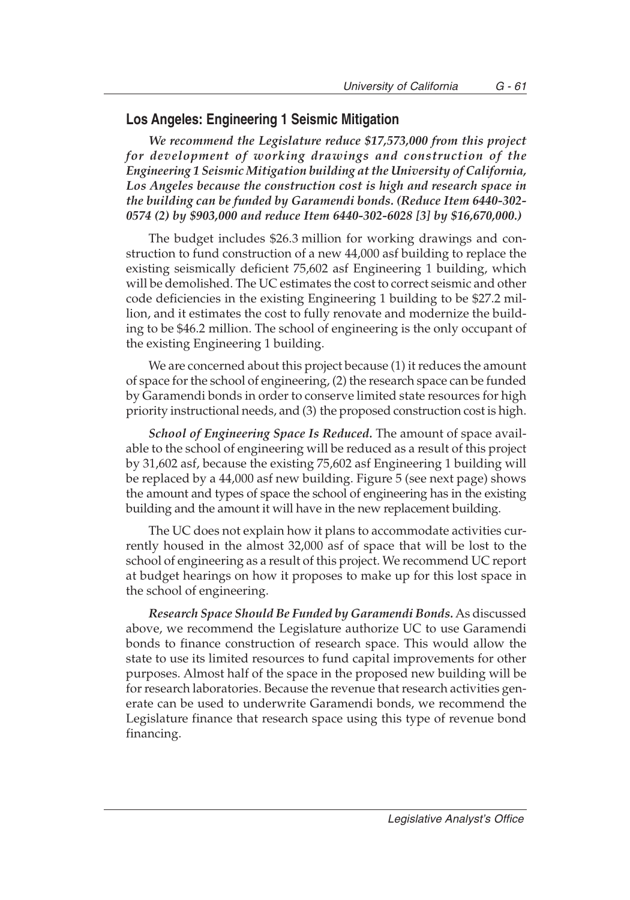## Los Angeles: Engineering 1 Seismic Mitigation

***We recommend the Legislature reduce $17,573,000 from this project for development of working drawings and construction of the Engineering 1 Seismic Mitigation building at the University of California, Los Angeles because the construction cost is high and research space in the building can be funded by Garamendi bonds. (Reduce Item 6440-302-0574 (2) by $903,000 and reduce Item 6440-302-6028 [3] by $16,670,000.)***

The budget includes $26.3 million for working drawings and construction to fund construction of a new 44,000 asf building to replace the existing seismically deficient 75,602 asf Engineering 1 building, which will be demolished. The UC estimates the cost to correct seismic and other code deficiencies in the existing Engineering 1 building to be $27.2 million, and it estimates the cost to fully renovate and modernize the building to be $46.2 million. The school of engineering is the only occupant of the existing Engineering 1 building.

We are concerned about this project because (1) it reduces the amount of space for the school of engineering, (2) the research space can be funded by Garamendi bonds in order to conserve limited state resources for high priority instructional needs, and (3) the proposed construction cost is high.

***School of Engineering Space Is Reduced.*** The amount of space available to the school of engineering will be reduced as a result of this project by 31,602 asf, because the existing 75,602 asf Engineering 1 building will be replaced by a 44,000 asf new building. Figure 5 (see next page) shows the amount and types of space the school of engineering has in the existing building and the amount it will have in the new replacement building.

The UC does not explain how it plans to accommodate activities currently housed in the almost 32,000 asf of space that will be lost to the school of engineering as a result of this project. We recommend UC report at budget hearings on how it proposes to make up for this lost space in the school of engineering.

***Research Space Should Be Funded by Garamendi Bonds.*** As discussed above, we recommend the Legislature authorize UC to use Garamendi bonds to finance construction of research space. This would allow the state to use its limited resources to fund capital improvements for other purposes. Almost half of the space in the proposed new building will be for research laboratories. Because the revenue that research activities generate can be used to underwrite Garamendi bonds, we recommend the Legislature finance that research space using this type of revenue bond financing.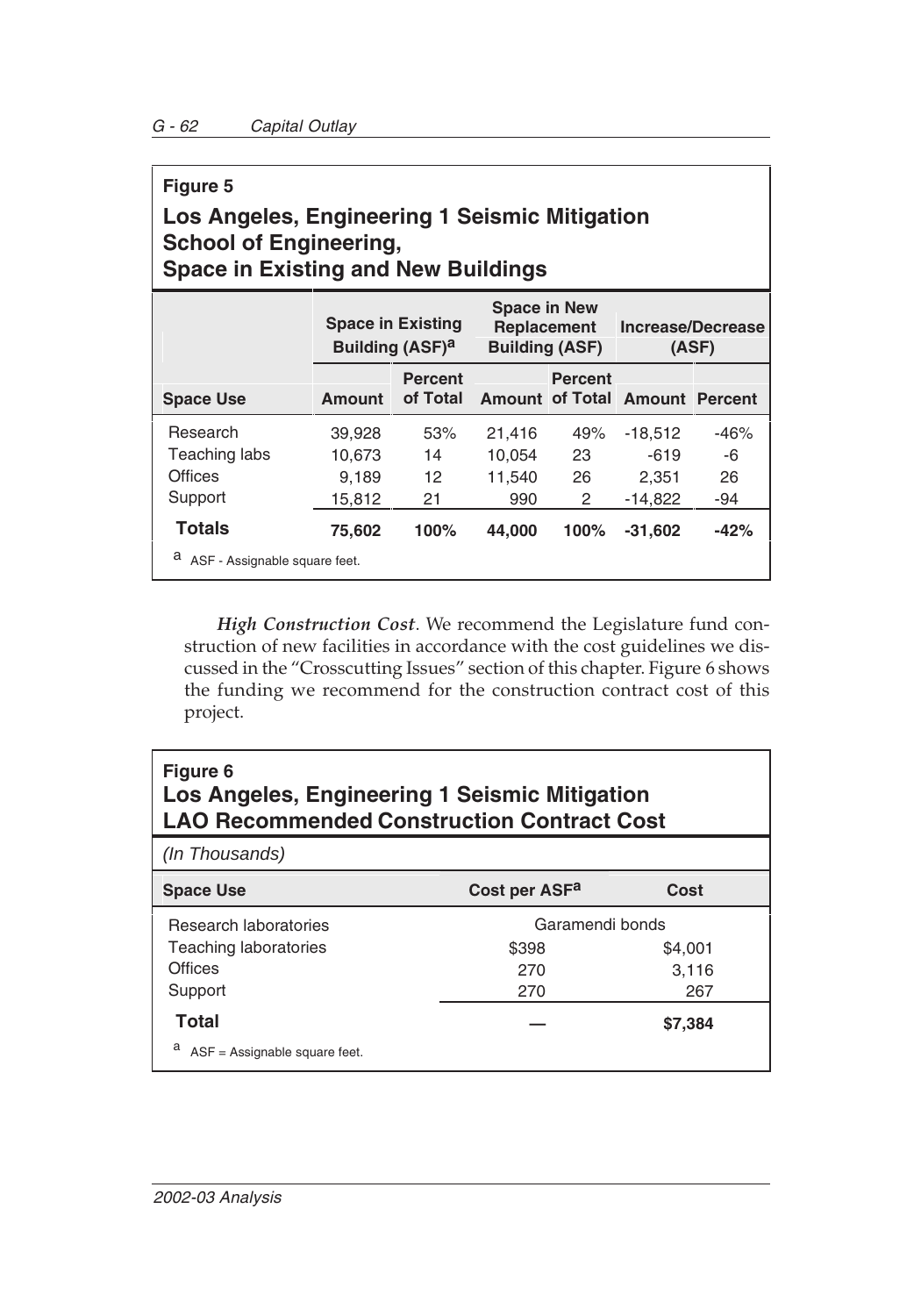**Figure 5**

**Los Angeles, Engineering 1 Seismic Mitigation School of Engineering, Space in Existing and New Buildings**

| | Space in Existing Building (ASF)[a] | | Space in New Replacement Building (ASF) | | Increase/Decrease (ASF) | |
|---|---|---|---|---|---|---|
| **Space Use** | **Amount** | **Percent of Total** | **Amount** | **Percent of Total** | **Amount** | **Percent** |
| Research | 39,928 | 53% | 21,416 | 49% | -18,512 | -46% |
| Teaching labs | 10,673 | 14 | 10,054 | 23 | -619 | -6 |
| Offices | 9,189 | 12 | 11,540 | 26 | 2,351 | 26 |
| Support | 15,812 | 21 | 990 | 2 | -14,822 | -94 |
| **Totals** | **75,602** | **100%** | **44,000** | **100%** | **-31,602** | **-42%** |

[a] ASF - Assignable square feet.

***High Construction Cost***. We recommend the Legislature fund construction of new facilities in accordance with the cost guidelines we discussed in the "Crosscutting Issues" section of this chapter. Figure 6 shows the funding we recommend for the construction contract cost of this project.

**Figure 6**

**Los Angeles, Engineering 1 Seismic Mitigation LAO Recommended Construction Contract Cost**

*(In Thousands)*

| Space Use | Cost per ASF[a] | Cost |
|---|---|---|
| Research laboratories | Garamendi bonds | |
| Teaching laboratories | $398 | $4,001 |
| Offices | 270 | 3,116 |
| Support | 270 | 267 |
| **Total** | **—** | **$7,384** |

[a] ASF = Assignable square feet.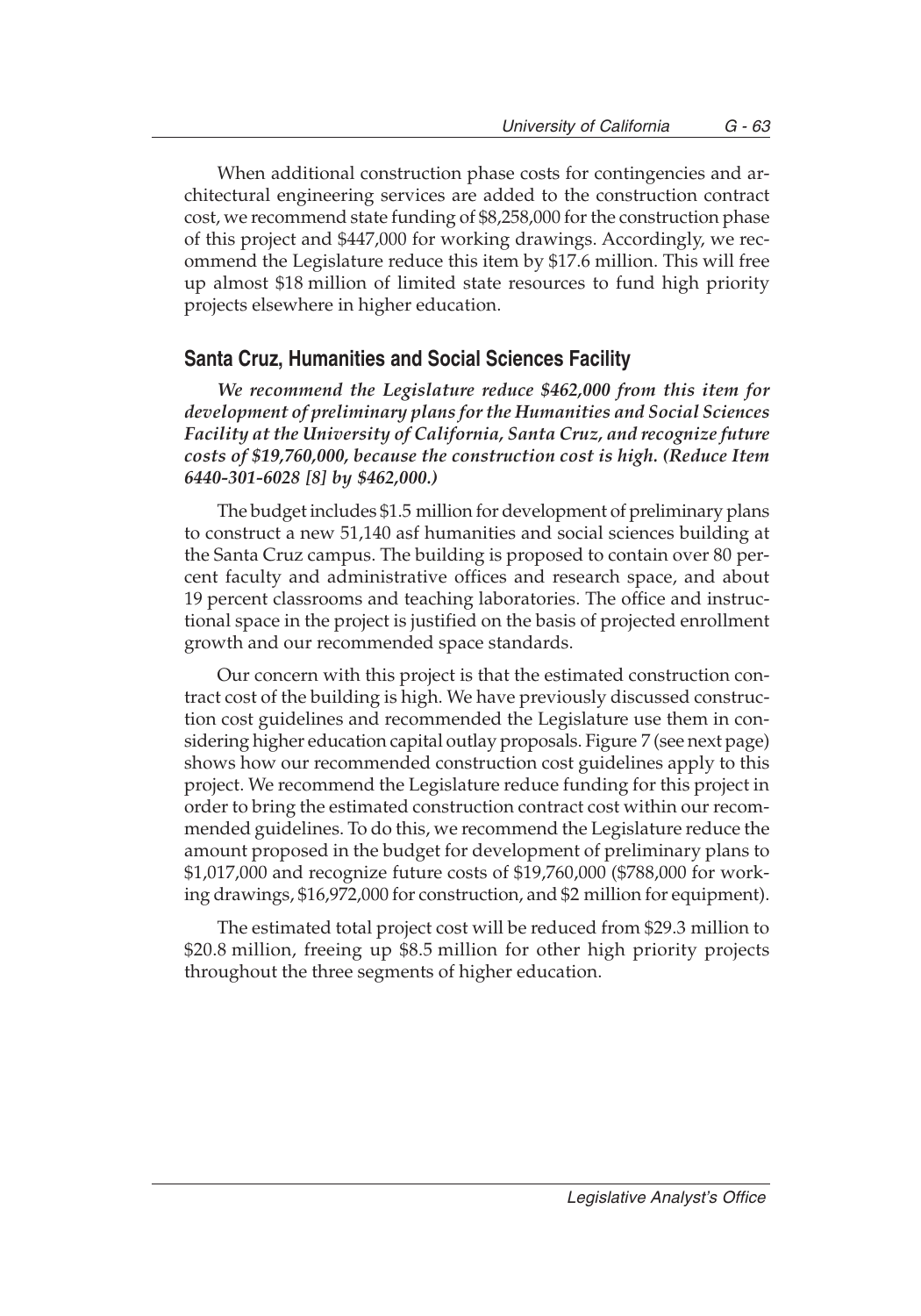When additional construction phase costs for contingencies and architectural engineering services are added to the construction contract cost, we recommend state funding of $8,258,000 for the construction phase of this project and $447,000 for working drawings. Accordingly, we recommend the Legislature reduce this item by $17.6 million. This will free up almost $18 million of limited state resources to fund high priority projects elsewhere in higher education.

## Santa Cruz, Humanities and Social Sciences Facility

***We recommend the Legislature reduce $462,000 from this item for development of preliminary plans for the Humanities and Social Sciences Facility at the University of California, Santa Cruz, and recognize future costs of $19,760,000, because the construction cost is high. (Reduce Item 6440-301-6028 [8] by $462,000.)***

The budget includes $1.5 million for development of preliminary plans to construct a new 51,140 asf humanities and social sciences building at the Santa Cruz campus. The building is proposed to contain over 80 percent faculty and administrative offices and research space, and about 19 percent classrooms and teaching laboratories. The office and instructional space in the project is justified on the basis of projected enrollment growth and our recommended space standards.

Our concern with this project is that the estimated construction contract cost of the building is high. We have previously discussed construction cost guidelines and recommended the Legislature use them in considering higher education capital outlay proposals. Figure 7 (see next page) shows how our recommended construction cost guidelines apply to this project. We recommend the Legislature reduce funding for this project in order to bring the estimated construction contract cost within our recommended guidelines. To do this, we recommend the Legislature reduce the amount proposed in the budget for development of preliminary plans to $1,017,000 and recognize future costs of $19,760,000 ($788,000 for working drawings, $16,972,000 for construction, and $2 million for equipment).

The estimated total project cost will be reduced from $29.3 million to $20.8 million, freeing up $8.5 million for other high priority projects throughout the three segments of higher education.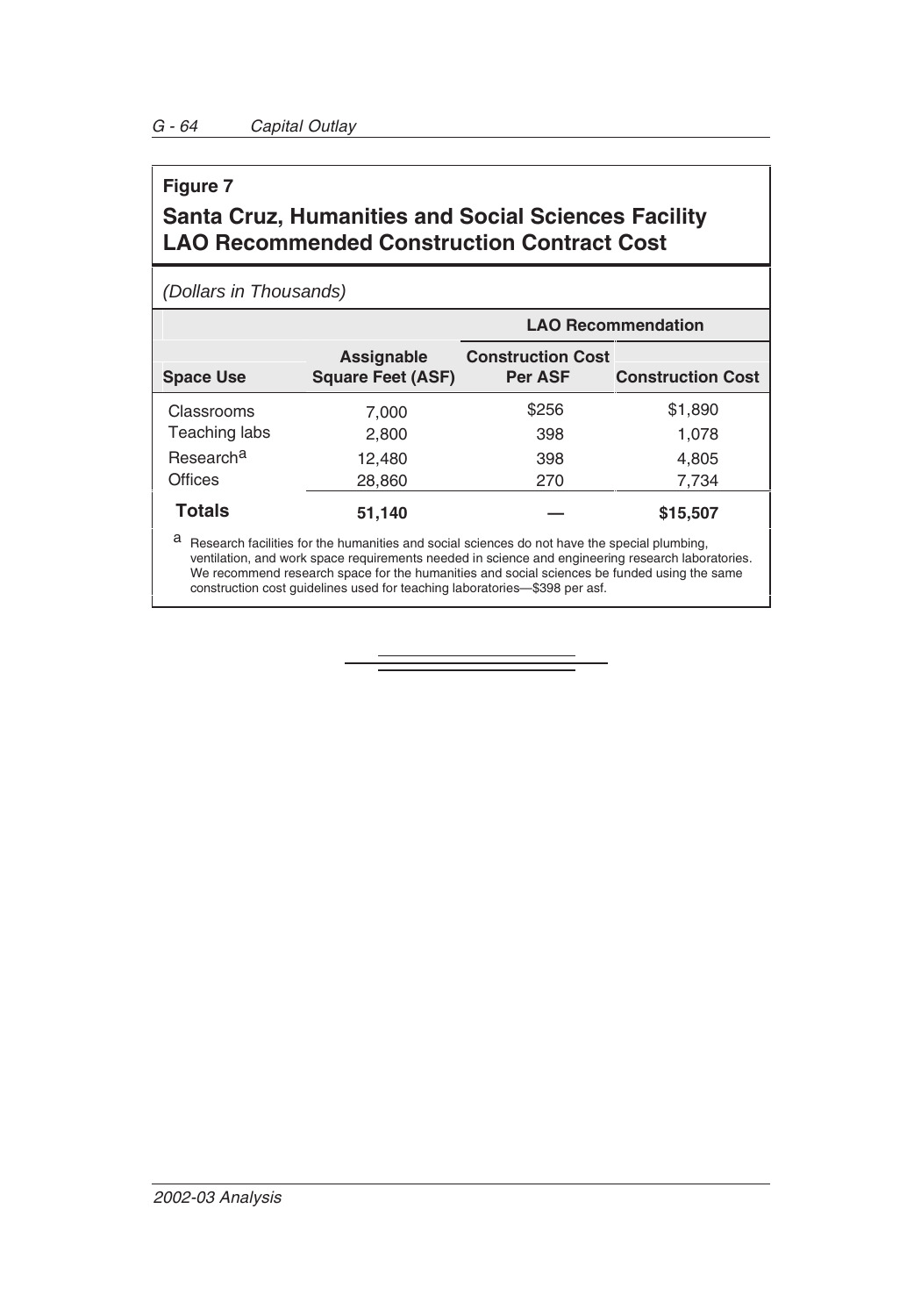**Figure 7**

**Santa Cruz, Humanities and Social Sciences Facility LAO Recommended Construction Contract Cost**

*(Dollars in Thousands)*

| | | LAO Recommendation | |
|---|---|---|---|
| **Space Use** | **Assignable Square Feet (ASF)** | **Construction Cost Per ASF** | **Construction Cost** |
| Classrooms | 7,000 | $256 | $1,890 |
| Teaching labs | 2,800 | 398 | 1,078 |
| Research[a] | 12,480 | 398 | 4,805 |
| Offices | 28,860 | 270 | 7,734 |
| **Totals** | **51,140** | **—** | **$15,507** |

[a] Research facilities for the humanities and social sciences do not have the special plumbing, ventilation, and work space requirements needed in science and engineering research laboratories. We recommend research space for the humanities and social sciences be funded using the same construction cost guidelines used for teaching laboratories—$398 per asf.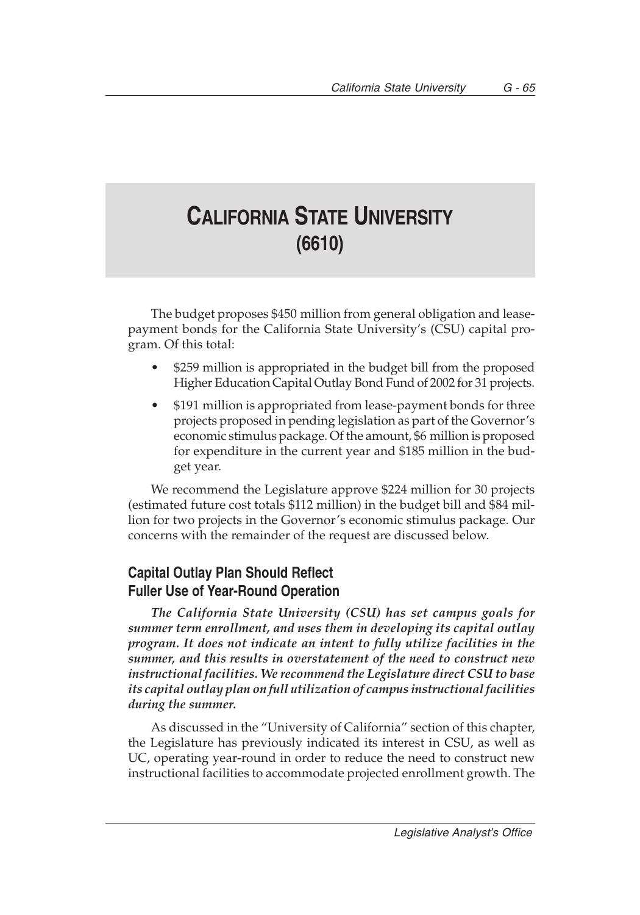# CALIFORNIA STATE UNIVERSITY (6610)

The budget proposes $450 million from general obligation and lease-payment bonds for the California State University's (CSU) capital program. Of this total:

- $259 million is appropriated in the budget bill from the proposed Higher Education Capital Outlay Bond Fund of 2002 for 31 projects.
- $191 million is appropriated from lease-payment bonds for three projects proposed in pending legislation as part of the Governor's economic stimulus package. Of the amount, $6 million is proposed for expenditure in the current year and $185 million in the budget year.

We recommend the Legislature approve $224 million for 30 projects (estimated future cost totals $112 million) in the budget bill and $84 million for two projects in the Governor's economic stimulus package. Our concerns with the remainder of the request are discussed below.

## Capital Outlay Plan Should Reflect Fuller Use of Year-Round Operation

***The California State University (CSU) has set campus goals for summer term enrollment, and uses them in developing its capital outlay program. It does not indicate an intent to fully utilize facilities in the summer, and this results in overstatement of the need to construct new instructional facilities. We recommend the Legislature direct CSU to base its capital outlay plan on full utilization of campus instructional facilities during the summer.***

As discussed in the "University of California" section of this chapter, the Legislature has previously indicated its interest in CSU, as well as UC, operating year-round in order to reduce the need to construct new instructional facilities to accommodate projected enrollment growth. The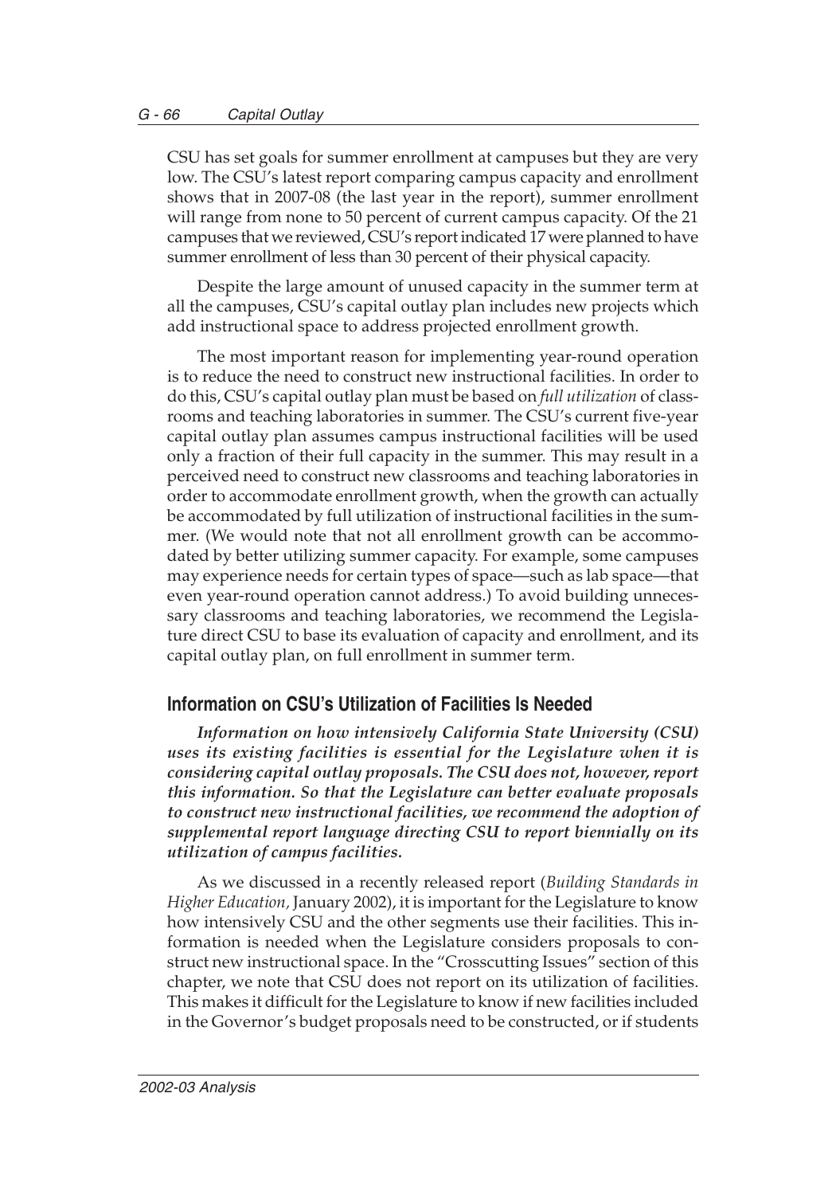CSU has set goals for summer enrollment at campuses but they are very low. The CSU's latest report comparing campus capacity and enrollment shows that in 2007-08 (the last year in the report), summer enrollment will range from none to 50 percent of current campus capacity. Of the 21 campuses that we reviewed, CSU's report indicated 17 were planned to have summer enrollment of less than 30 percent of their physical capacity.

Despite the large amount of unused capacity in the summer term at all the campuses, CSU's capital outlay plan includes new projects which add instructional space to address projected enrollment growth.

The most important reason for implementing year-round operation is to reduce the need to construct new instructional facilities. In order to do this, CSU's capital outlay plan must be based on *full utilization* of classrooms and teaching laboratories in summer. The CSU's current five-year capital outlay plan assumes campus instructional facilities will be used only a fraction of their full capacity in the summer. This may result in a perceived need to construct new classrooms and teaching laboratories in order to accommodate enrollment growth, when the growth can actually be accommodated by full utilization of instructional facilities in the summer. (We would note that not all enrollment growth can be accommodated by better utilizing summer capacity. For example, some campuses may experience needs for certain types of space—such as lab space—that even year-round operation cannot address.) To avoid building unnecessary classrooms and teaching laboratories, we recommend the Legislature direct CSU to base its evaluation of capacity and enrollment, and its capital outlay plan, on full enrollment in summer term.

## Information on CSU's Utilization of Facilities Is Needed

***Information on how intensively California State University (CSU) uses its existing facilities is essential for the Legislature when it is considering capital outlay proposals. The CSU does not, however, report this information. So that the Legislature can better evaluate proposals to construct new instructional facilities, we recommend the adoption of supplemental report language directing CSU to report biennially on its utilization of campus facilities.***

As we discussed in a recently released report (*Building Standards in Higher Education,* January 2002), it is important for the Legislature to know how intensively CSU and the other segments use their facilities. This information is needed when the Legislature considers proposals to construct new instructional space. In the "Crosscutting Issues" section of this chapter, we note that CSU does not report on its utilization of facilities. This makes it difficult for the Legislature to know if new facilities included in the Governor's budget proposals need to be constructed, or if students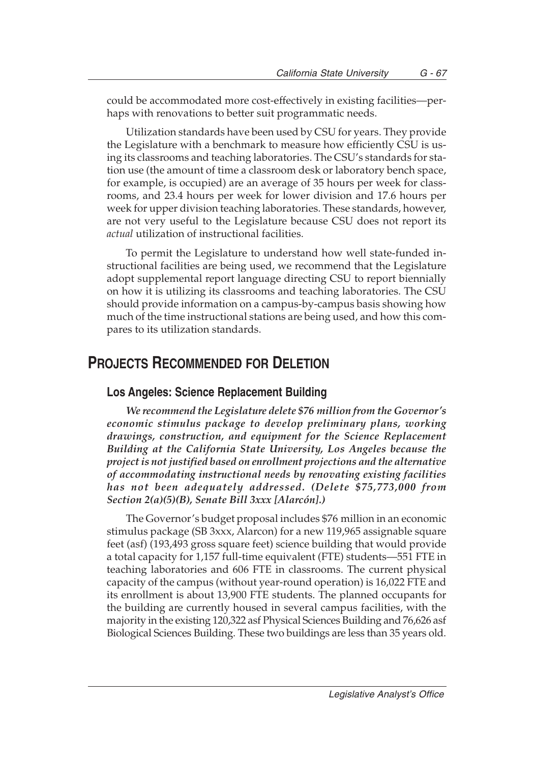could be accommodated more cost-effectively in existing facilities—perhaps with renovations to better suit programmatic needs.

Utilization standards have been used by CSU for years. They provide the Legislature with a benchmark to measure how efficiently CSU is using its classrooms and teaching laboratories. The CSU's standards for station use (the amount of time a classroom desk or laboratory bench space, for example, is occupied) are an average of 35 hours per week for classrooms, and 23.4 hours per week for lower division and 17.6 hours per week for upper division teaching laboratories. These standards, however, are not very useful to the Legislature because CSU does not report its *actual* utilization of instructional facilities.

To permit the Legislature to understand how well state-funded instructional facilities are being used, we recommend that the Legislature adopt supplemental report language directing CSU to report biennially on how it is utilizing its classrooms and teaching laboratories. The CSU should provide information on a campus-by-campus basis showing how much of the time instructional stations are being used, and how this compares to its utilization standards.

## PROJECTS RECOMMENDED FOR DELETION

### Los Angeles: Science Replacement Building

***We recommend the Legislature delete $76 million from the Governor's economic stimulus package to develop preliminary plans, working drawings, construction, and equipment for the Science Replacement Building at the California State University, Los Angeles because the project is not justified based on enrollment projections and the alternative of accommodating instructional needs by renovating existing facilities has not been adequately addressed. (Delete $75,773,000 from Section 2(a)(5)(B), Senate Bill 3xxx [Alarcón].)***

The Governor's budget proposal includes $76 million in an economic stimulus package (SB 3xxx, Alarcon) for a new 119,965 assignable square feet (asf) (193,493 gross square feet) science building that would provide a total capacity for 1,157 full-time equivalent (FTE) students—551 FTE in teaching laboratories and 606 FTE in classrooms. The current physical capacity of the campus (without year-round operation) is 16,022 FTE and its enrollment is about 13,900 FTE students. The planned occupants for the building are currently housed in several campus facilities, with the majority in the existing 120,322 asf Physical Sciences Building and 76,626 asf Biological Sciences Building. These two buildings are less than 35 years old.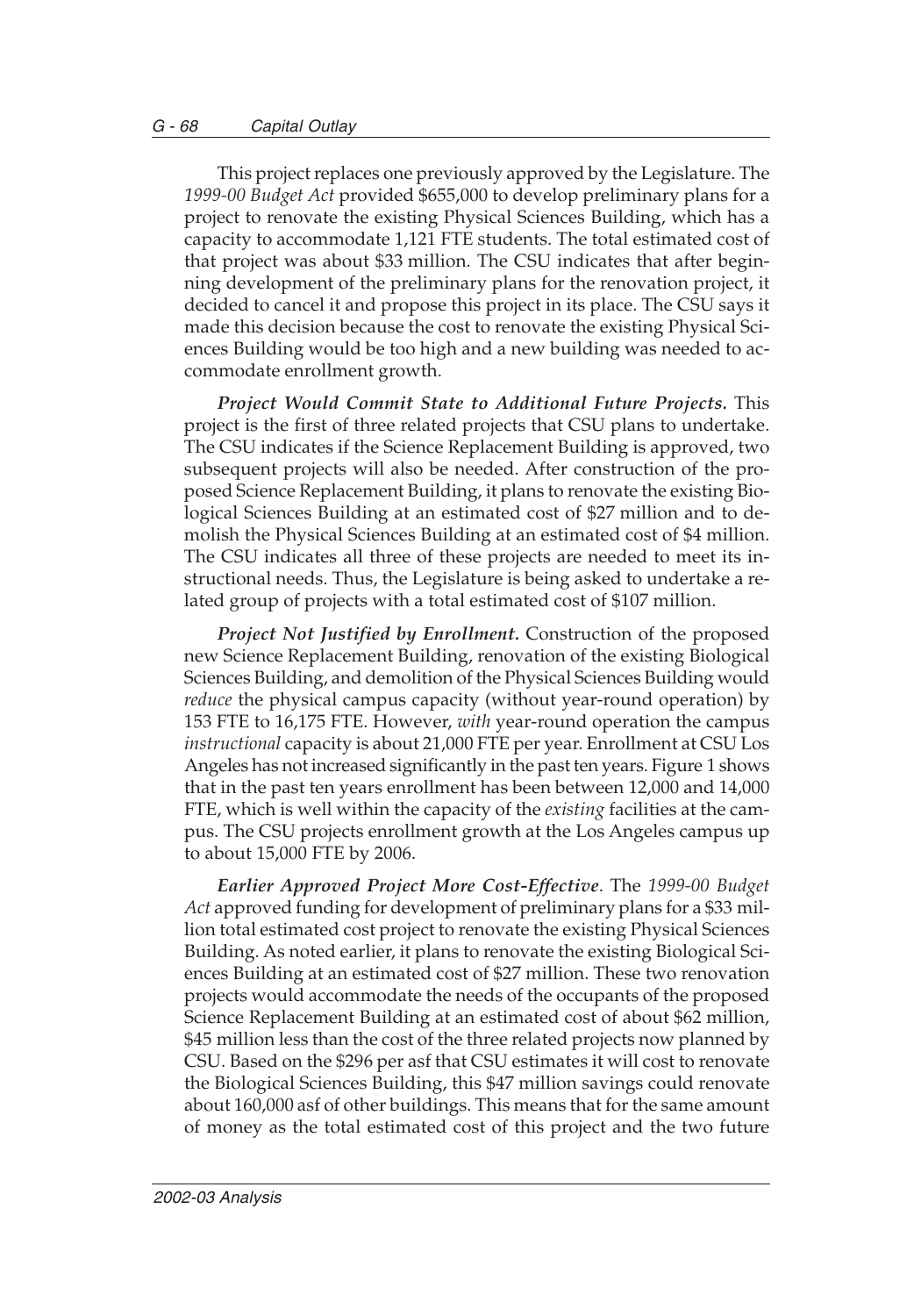This project replaces one previously approved by the Legislature. The *1999-00 Budget Act* provided $655,000 to develop preliminary plans for a project to renovate the existing Physical Sciences Building, which has a capacity to accommodate 1,121 FTE students. The total estimated cost of that project was about $33 million. The CSU indicates that after beginning development of the preliminary plans for the renovation project, it decided to cancel it and propose this project in its place. The CSU says it made this decision because the cost to renovate the existing Physical Sciences Building would be too high and a new building was needed to accommodate enrollment growth.

***Project Would Commit State to Additional Future Projects.*** This project is the first of three related projects that CSU plans to undertake. The CSU indicates if the Science Replacement Building is approved, two subsequent projects will also be needed. After construction of the proposed Science Replacement Building, it plans to renovate the existing Biological Sciences Building at an estimated cost of $27 million and to demolish the Physical Sciences Building at an estimated cost of $4 million. The CSU indicates all three of these projects are needed to meet its instructional needs. Thus, the Legislature is being asked to undertake a related group of projects with a total estimated cost of $107 million.

***Project Not Justified by Enrollment.*** Construction of the proposed new Science Replacement Building, renovation of the existing Biological Sciences Building, and demolition of the Physical Sciences Building would *reduce* the physical campus capacity (without year-round operation) by 153 FTE to 16,175 FTE. However, *with* year-round operation the campus *instructional* capacity is about 21,000 FTE per year. Enrollment at CSU Los Angeles has not increased significantly in the past ten years. Figure 1 shows that in the past ten years enrollment has been between 12,000 and 14,000 FTE, which is well within the capacity of the *existing* facilities at the campus. The CSU projects enrollment growth at the Los Angeles campus up to about 15,000 FTE by 2006.

***Earlier Approved Project More Cost-Effective***. The *1999-00 Budget Act* approved funding for development of preliminary plans for a $33 million total estimated cost project to renovate the existing Physical Sciences Building. As noted earlier, it plans to renovate the existing Biological Sciences Building at an estimated cost of $27 million. These two renovation projects would accommodate the needs of the occupants of the proposed Science Replacement Building at an estimated cost of about $62 million, $45 million less than the cost of the three related projects now planned by CSU. Based on the $296 per asf that CSU estimates it will cost to renovate the Biological Sciences Building, this $47 million savings could renovate about 160,000 asf of other buildings. This means that for the same amount of money as the total estimated cost of this project and the two future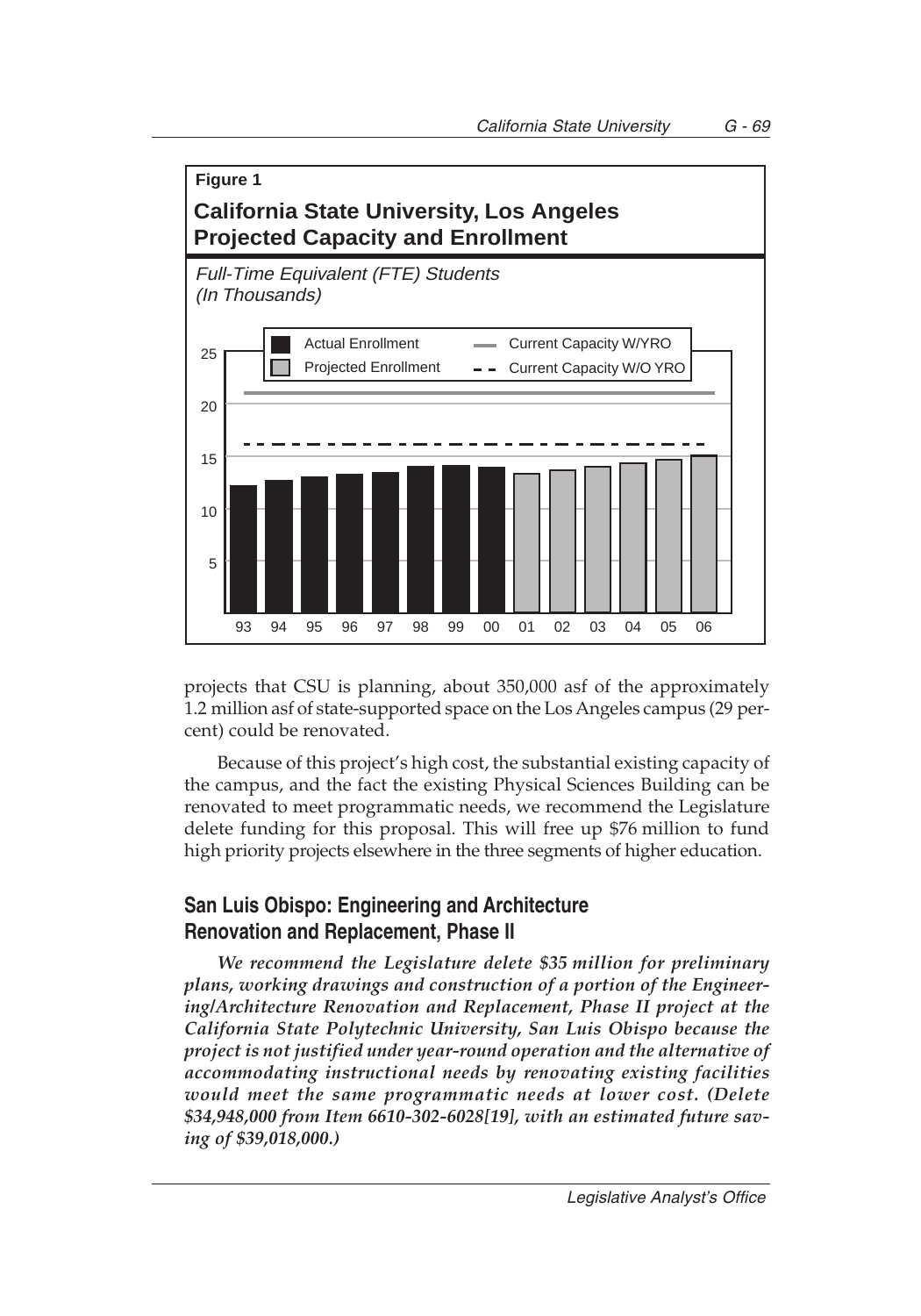**Figure 1**

**California State University, Los Angeles Projected Capacity and Enrollment**

*Full-Time Equivalent (FTE) Students (In Thousands)*

projects that CSU is planning, about 350,000 asf of the approximately 1.2 million asf of state-supported space on the Los Angeles campus (29 percent) could be renovated.

Because of this project's high cost, the substantial existing capacity of the campus, and the fact the existing Physical Sciences Building can be renovated to meet programmatic needs, we recommend the Legislature delete funding for this proposal. This will free up $76 million to fund high priority projects elsewhere in the three segments of higher education.

## San Luis Obispo: Engineering and Architecture Renovation and Replacement, Phase II

***We recommend the Legislature delete $35 million for preliminary plans, working drawings and construction of a portion of the Engineering/Architecture Renovation and Replacement, Phase II project at the California State Polytechnic University, San Luis Obispo because the project is not justified under year-round operation and the alternative of accommodating instructional needs by renovating existing facilities would meet the same programmatic needs at lower cost. (Delete $34,948,000 from Item 6610-302-6028[19], with an estimated future saving of $39,018,000.)***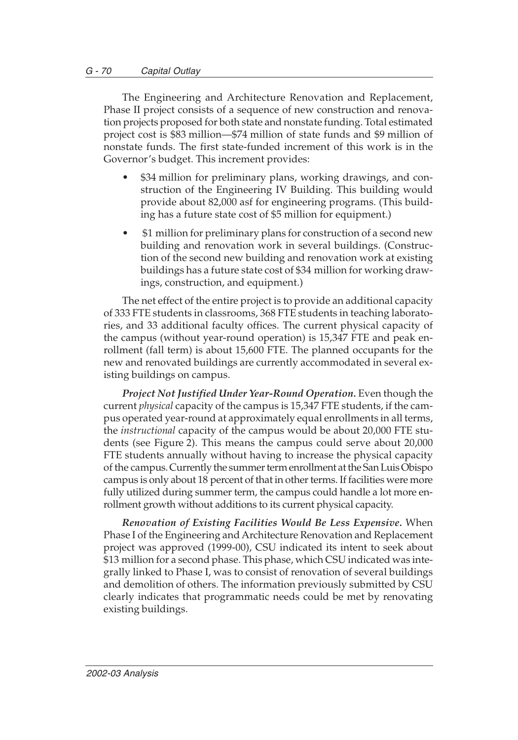The Engineering and Architecture Renovation and Replacement, Phase II project consists of a sequence of new construction and renovation projects proposed for both state and nonstate funding. Total estimated project cost is $83 million—$74 million of state funds and $9 million of nonstate funds. The first state-funded increment of this work is in the Governor's budget. This increment provides:

- $34 million for preliminary plans, working drawings, and construction of the Engineering IV Building. This building would provide about 82,000 asf for engineering programs. (This building has a future state cost of $5 million for equipment.)
- $1 million for preliminary plans for construction of a second new building and renovation work in several buildings. (Construction of the second new building and renovation work at existing buildings has a future state cost of $34 million for working drawings, construction, and equipment.)

The net effect of the entire project is to provide an additional capacity of 333 FTE students in classrooms, 368 FTE students in teaching laboratories, and 33 additional faculty offices. The current physical capacity of the campus (without year-round operation) is 15,347 FTE and peak enrollment (fall term) is about 15,600 FTE. The planned occupants for the new and renovated buildings are currently accommodated in several existing buildings on campus.

***Project Not Justified Under Year-Round Operation.*** Even though the current *physical* capacity of the campus is 15,347 FTE students, if the campus operated year-round at approximately equal enrollments in all terms, the *instructional* capacity of the campus would be about 20,000 FTE students (see Figure 2). This means the campus could serve about 20,000 FTE students annually without having to increase the physical capacity of the campus. Currently the summer term enrollment at the San Luis Obispo campus is only about 18 percent of that in other terms. If facilities were more fully utilized during summer term, the campus could handle a lot more enrollment growth without additions to its current physical capacity.

***Renovation of Existing Facilities Would Be Less Expensive.*** When Phase I of the Engineering and Architecture Renovation and Replacement project was approved (1999-00), CSU indicated its intent to seek about $13 million for a second phase. This phase, which CSU indicated was integrally linked to Phase I, was to consist of renovation of several buildings and demolition of others. The information previously submitted by CSU clearly indicates that programmatic needs could be met by renovating existing buildings.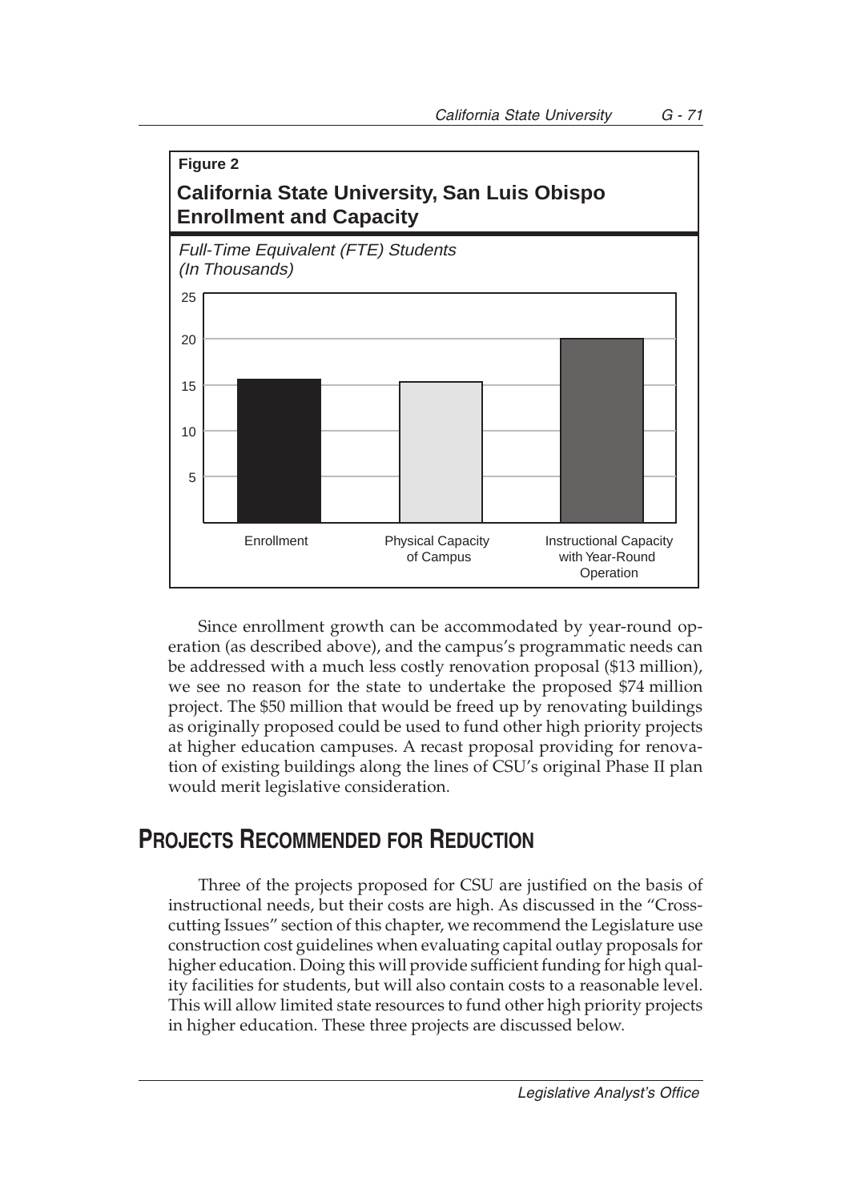**Figure 2**

**California State University, San Luis Obispo Enrollment and Capacity**

*Full-Time Equivalent (FTE) Students (In Thousands)*

| | FTE Students (In Thousands) |
|---|---|
| Enrollment | ~15.7 |
| Physical Capacity of Campus | ~15.3 |
| Instructional Capacity with Year-Round Operation | ~20 |

Since enrollment growth can be accommodated by year-round operation (as described above), and the campus's programmatic needs can be addressed with a much less costly renovation proposal ($13 million), we see no reason for the state to undertake the proposed $74 million project. The $50 million that would be freed up by renovating buildings as originally proposed could be used to fund other high priority projects at higher education campuses. A recast proposal providing for renovation of existing buildings along the lines of CSU's original Phase II plan would merit legislative consideration.

## PROJECTS RECOMMENDED FOR REDUCTION

Three of the projects proposed for CSU are justified on the basis of instructional needs, but their costs are high. As discussed in the "Crosscutting Issues" section of this chapter, we recommend the Legislature use construction cost guidelines when evaluating capital outlay proposals for higher education. Doing this will provide sufficient funding for high quality facilities for students, but will also contain costs to a reasonable level. This will allow limited state resources to fund other high priority projects in higher education. These three projects are discussed below.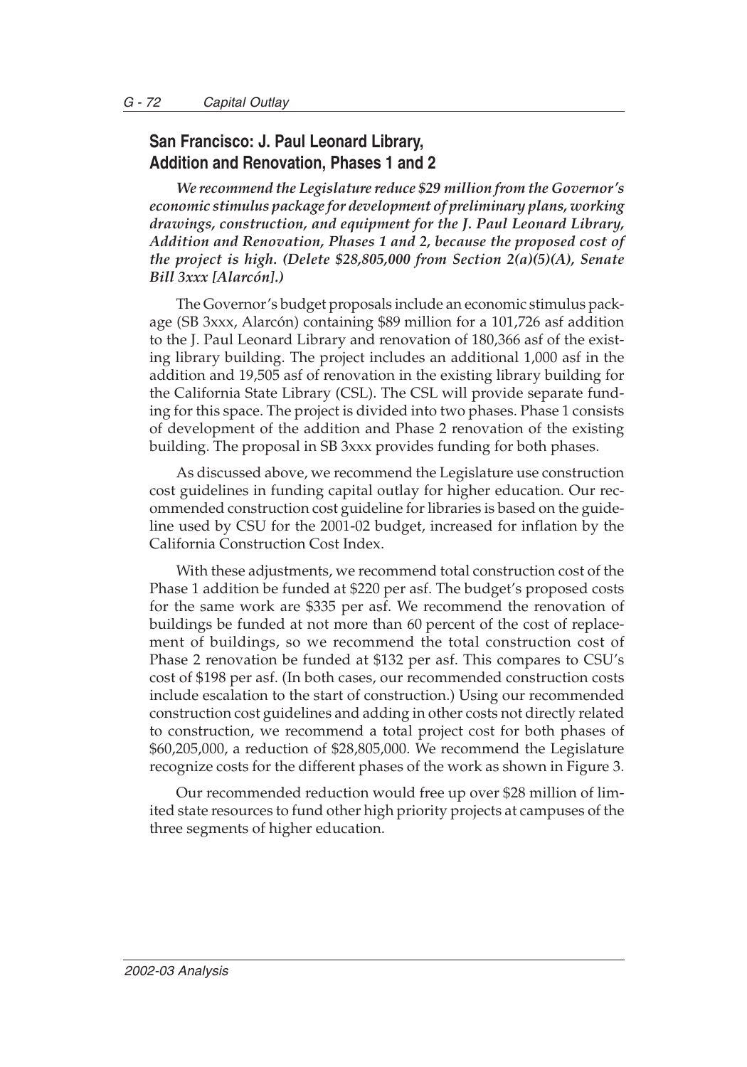## San Francisco: J. Paul Leonard Library, Addition and Renovation, Phases 1 and 2

***We recommend the Legislature reduce $29 million from the Governor's economic stimulus package for development of preliminary plans, working drawings, construction, and equipment for the J. Paul Leonard Library, Addition and Renovation, Phases 1 and 2, because the proposed cost of the project is high. (Delete $28,805,000 from Section 2(a)(5)(A), Senate Bill 3xxx [Alarcón].)***

The Governor's budget proposals include an economic stimulus package (SB 3xxx, Alarcón) containing $89 million for a 101,726 asf addition to the J. Paul Leonard Library and renovation of 180,366 asf of the existing library building. The project includes an additional 1,000 asf in the addition and 19,505 asf of renovation in the existing library building for the California State Library (CSL). The CSL will provide separate funding for this space. The project is divided into two phases. Phase 1 consists of development of the addition and Phase 2 renovation of the existing building. The proposal in SB 3xxx provides funding for both phases.

As discussed above, we recommend the Legislature use construction cost guidelines in funding capital outlay for higher education. Our recommended construction cost guideline for libraries is based on the guideline used by CSU for the 2001-02 budget, increased for inflation by the California Construction Cost Index.

With these adjustments, we recommend total construction cost of the Phase 1 addition be funded at $220 per asf. The budget's proposed costs for the same work are $335 per asf. We recommend the renovation of buildings be funded at not more than 60 percent of the cost of replacement of buildings, so we recommend the total construction cost of Phase 2 renovation be funded at $132 per asf. This compares to CSU's cost of $198 per asf. (In both cases, our recommended construction costs include escalation to the start of construction.) Using our recommended construction cost guidelines and adding in other costs not directly related to construction, we recommend a total project cost for both phases of $60,205,000, a reduction of $28,805,000. We recommend the Legislature recognize costs for the different phases of the work as shown in Figure 3.

Our recommended reduction would free up over $28 million of limited state resources to fund other high priority projects at campuses of the three segments of higher education.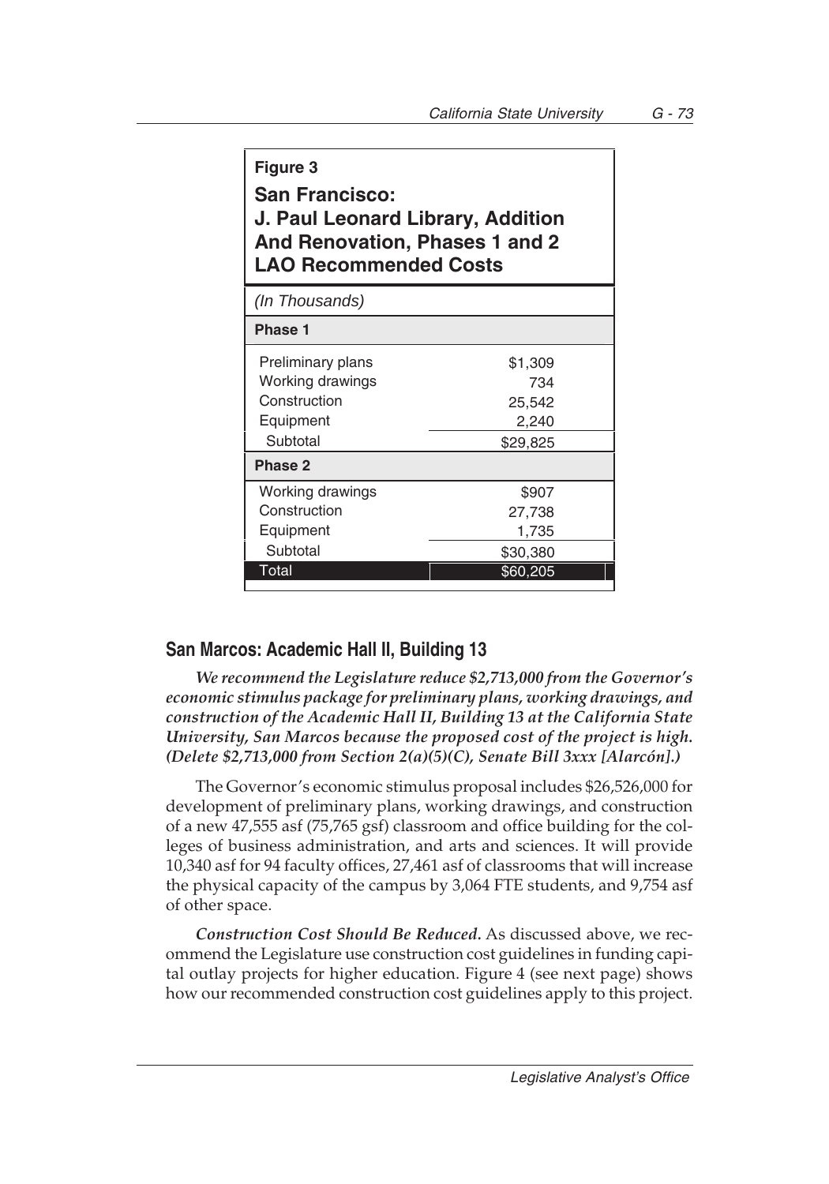**Figure 3**

**San Francisco: J. Paul Leonard Library, Addition And Renovation, Phases 1 and 2 LAO Recommended Costs**

*(In Thousands)*

| | |
|---|---|
| **Phase 1** | |
| Preliminary plans | $1,309 |
| Working drawings | 734 |
| Construction | 25,542 |
| Equipment | 2,240 |
| Subtotal | $29,825 |
| **Phase 2** | |
| Working drawings | $907 |
| Construction | 27,738 |
| Equipment | 1,735 |
| Subtotal | $30,380 |
| Total | $60,205 |

## San Marcos: Academic Hall II, Building 13

***We recommend the Legislature reduce $2,713,000 from the Governor's economic stimulus package for preliminary plans, working drawings, and construction of the Academic Hall II, Building 13 at the California State University, San Marcos because the proposed cost of the project is high. (Delete $2,713,000 from Section 2(a)(5)(C), Senate Bill 3xxx [Alarcón].)***

The Governor's economic stimulus proposal includes $26,526,000 for development of preliminary plans, working drawings, and construction of a new 47,555 asf (75,765 gsf) classroom and office building for the colleges of business administration, and arts and sciences. It will provide 10,340 asf for 94 faculty offices, 27,461 asf of classrooms that will increase the physical capacity of the campus by 3,064 FTE students, and 9,754 asf of other space.

***Construction Cost Should Be Reduced.*** As discussed above, we recommend the Legislature use construction cost guidelines in funding capital outlay projects for higher education. Figure 4 (see next page) shows how our recommended construction cost guidelines apply to this project.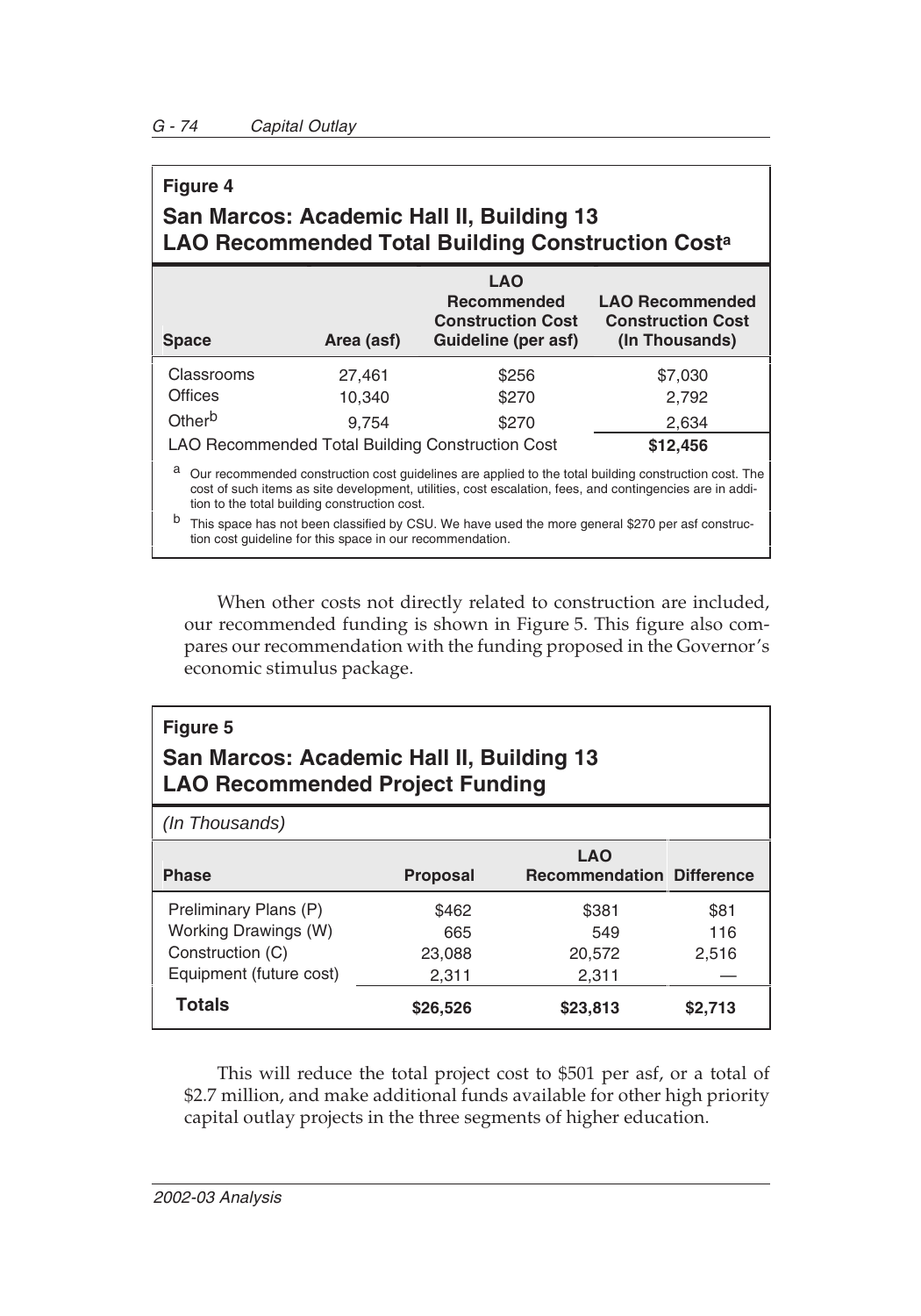**Figure 4**

**San Marcos: Academic Hall II, Building 13**
**LAO Recommended Total Building Construction Cost**[a]

| Space | Area (asf) | LAO Recommended Construction Cost Guideline (per asf) | LAO Recommended Construction Cost (In Thousands) |
|---|---|---|---|
| Classrooms | 27,461 | $256 | $7,030 |
| Offices | 10,340 | $270 | 2,792 |
| Other[b] | 9,754 | $270 | 2,634 |
| LAO Recommended Total Building Construction Cost | | | **$12,456** |

[a] Our recommended construction cost guidelines are applied to the total building construction cost. The cost of such items as site development, utilities, cost escalation, fees, and contingencies are in addition to the total building construction cost.

[b] This space has not been classified by CSU. We have used the more general $270 per asf construction cost guideline for this space in our recommendation.

When other costs not directly related to construction are included, our recommended funding is shown in Figure 5. This figure also compares our recommendation with the funding proposed in the Governor's economic stimulus package.

**Figure 5**

**San Marcos: Academic Hall II, Building 13**
**LAO Recommended Project Funding**

*(In Thousands)*

| Phase | Proposal | LAO Recommendation | Difference |
|---|---|---|---|
| Preliminary Plans (P) | $462 | $381 | $81 |
| Working Drawings (W) | 665 | 549 | 116 |
| Construction (C) | 23,088 | 20,572 | 2,516 |
| Equipment (future cost) | 2,311 | 2,311 | — |
| **Totals** | **$26,526** | **$23,813** | **$2,713** |

This will reduce the total project cost to $501 per asf, or a total of $2.7 million, and make additional funds available for other high priority capital outlay projects in the three segments of higher education.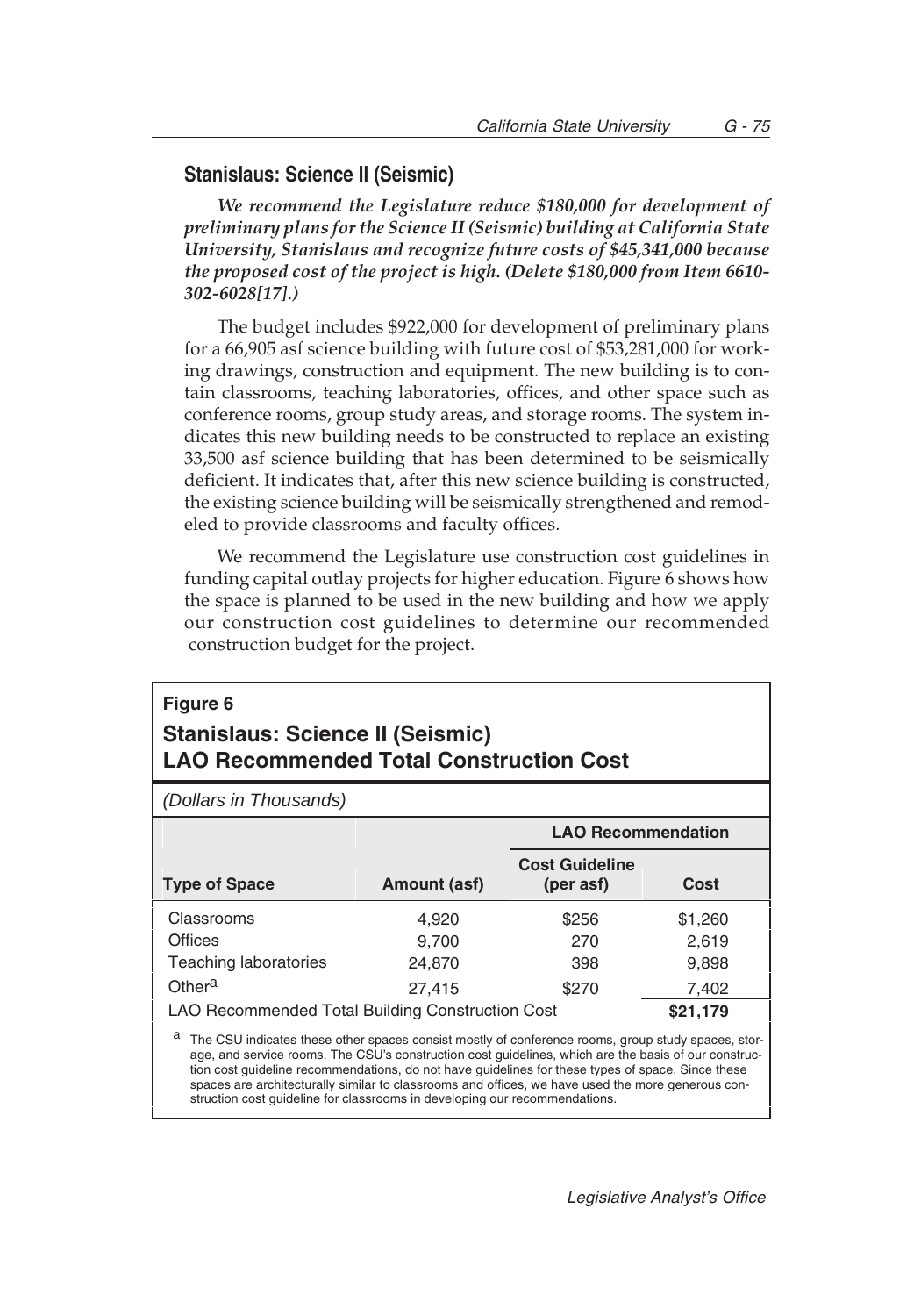## Stanislaus: Science II (Seismic)

***We recommend the Legislature reduce $180,000 for development of preliminary plans for the Science II (Seismic) building at California State University, Stanislaus and recognize future costs of $45,341,000 because the proposed cost of the project is high. (Delete $180,000 from Item 6610-302-6028[17].)***

The budget includes $922,000 for development of preliminary plans for a 66,905 asf science building with future cost of $53,281,000 for working drawings, construction and equipment. The new building is to contain classrooms, teaching laboratories, offices, and other space such as conference rooms, group study areas, and storage rooms. The system indicates this new building needs to be constructed to replace an existing 33,500 asf science building that has been determined to be seismically deficient. It indicates that, after this new science building is constructed, the existing science building will be seismically strengthened and remodeled to provide classrooms and faculty offices.

We recommend the Legislature use construction cost guidelines in funding capital outlay projects for higher education. Figure 6 shows how the space is planned to be used in the new building and how we apply our construction cost guidelines to determine our recommended construction budget for the project.

**Figure 6**

**Stanislaus: Science II (Seismic)**
**LAO Recommended Total Construction Cost**

*(Dollars in Thousands)*

| | | LAO Recommendation | |
|---|---|---|---|
| **Type of Space** | **Amount (asf)** | **Cost Guideline (per asf)** | **Cost** |
| Classrooms | 4,920 | $256 | $1,260 |
| Offices | 9,700 | 270 | 2,619 |
| Teaching laboratories | 24,870 | 398 | 9,898 |
| Other[a] | 27,415 | $270 | 7,402 |
| LAO Recommended Total Building Construction Cost | | | **$21,179** |

[a] The CSU indicates these other spaces consist mostly of conference rooms, group study spaces, storage, and service rooms. The CSU's construction cost guidelines, which are the basis of our construction cost guideline recommendations, do not have guidelines for these types of space. Since these spaces are architecturally similar to classrooms and offices, we have used the more generous construction cost guideline for classrooms in developing our recommendations.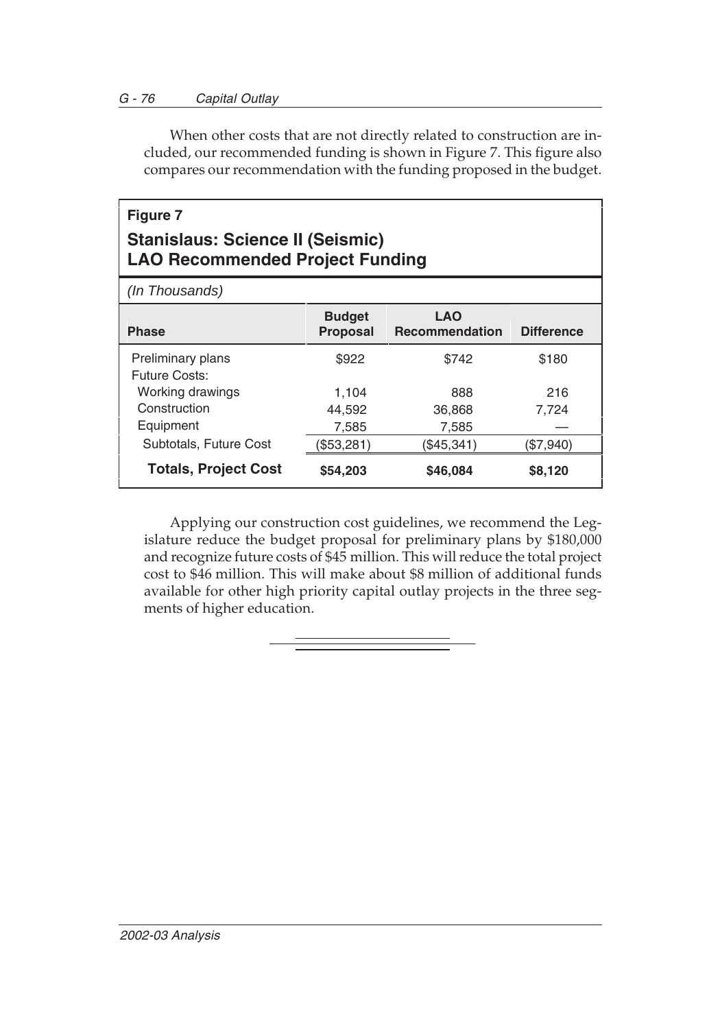When other costs that are not directly related to construction are included, our recommended funding is shown in Figure 7. This figure also compares our recommendation with the funding proposed in the budget.

**Figure 7**

**Stanislaus: Science II (Seismic)**
**LAO Recommended Project Funding**

*(In Thousands)*

| Phase | Budget Proposal | LAO Recommendation | Difference |
|---|---|---|---|
| Preliminary plans | $922 | $742 | $180 |
| Future Costs: | | | |
| Working drawings | 1,104 | 888 | 216 |
| Construction | 44,592 | 36,868 | 7,724 |
| Equipment | 7,585 | 7,585 | — |
| Subtotals, Future Cost | ($53,281) | ($45,341) | ($7,940) |
| **Totals, Project Cost** | **$54,203** | **$46,084** | **$8,120** |

Applying our construction cost guidelines, we recommend the Legislature reduce the budget proposal for preliminary plans by $180,000 and recognize future costs of $45 million. This will reduce the total project cost to $46 million. This will make about $8 million of additional funds available for other high priority capital outlay projects in the three segments of higher education.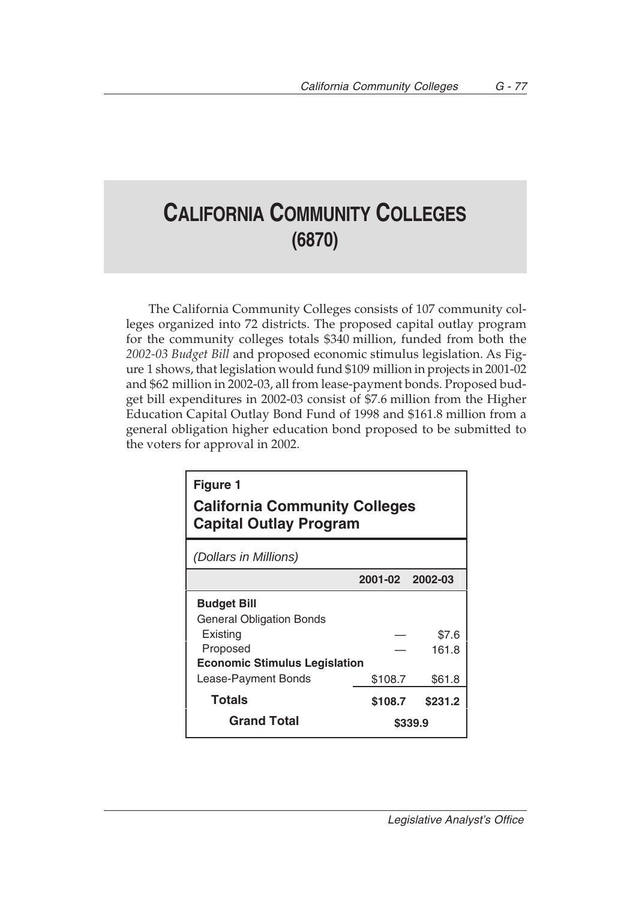# CALIFORNIA COMMUNITY COLLEGES
## (6870)

The California Community Colleges consists of 107 community colleges organized into 72 districts. The proposed capital outlay program for the community colleges totals $340 million, funded from both the *2002-03 Budget Bill* and proposed economic stimulus legislation. As Figure 1 shows, that legislation would fund $109 million in projects in 2001-02 and $62 million in 2002-03, all from lease-payment bonds. Proposed budget bill expenditures in 2002-03 consist of $7.6 million from the Higher Education Capital Outlay Bond Fund of 1998 and $161.8 million from a general obligation higher education bond proposed to be submitted to the voters for approval in 2002.

**Figure 1**

**California Community Colleges Capital Outlay Program**

*(Dollars in Millions)*

| | 2001-02 | 2002-03 |
|---|---|---|
| **Budget Bill** | | |
| General Obligation Bonds | | |
| Existing | — | $7.6 |
| Proposed | — | 161.8 |
| **Economic Stimulus Legislation** | | |
| Lease-Payment Bonds | $108.7 | $61.8 |
| **Totals** | **$108.7** | **$231.2** |
| **Grand Total** | **$339.9** | |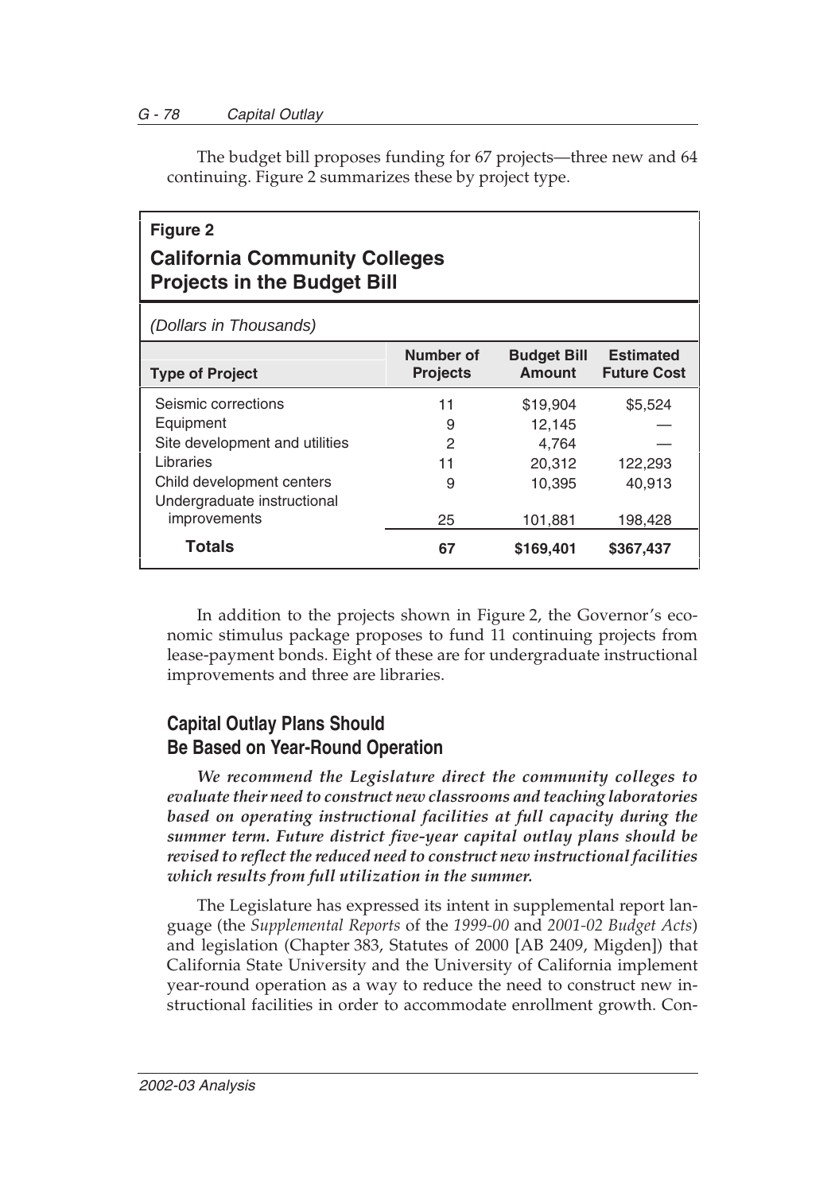The budget bill proposes funding for 67 projects—three new and 64 continuing. Figure 2 summarizes these by project type.

**Figure 2**

**California Community Colleges Projects in the Budget Bill**

*(Dollars in Thousands)*

| Type of Project | Number of Projects | Budget Bill Amount | Estimated Future Cost |
|---|---|---|---|
| Seismic corrections | 11 | $19,904 | $5,524 |
| Equipment | 9 | 12,145 | — |
| Site development and utilities | 2 | 4,764 | — |
| Libraries | 11 | 20,312 | 122,293 |
| Child development centers | 9 | 10,395 | 40,913 |
| Undergraduate instructional improvements | 25 | 101,881 | 198,428 |
| **Totals** | **67** | **$169,401** | **$367,437** |

In addition to the projects shown in Figure 2, the Governor's economic stimulus package proposes to fund 11 continuing projects from lease-payment bonds. Eight of these are for undergraduate instructional improvements and three are libraries.

## Capital Outlay Plans Should Be Based on Year-Round Operation

***We recommend the Legislature direct the community colleges to evaluate their need to construct new classrooms and teaching laboratories based on operating instructional facilities at full capacity during the summer term. Future district five-year capital outlay plans should be revised to reflect the reduced need to construct new instructional facilities which results from full utilization in the summer.***

The Legislature has expressed its intent in supplemental report language (the *Supplemental Reports* of the *1999-00* and *2001-02 Budget Acts*) and legislation (Chapter 383, Statutes of 2000 [AB 2409, Migden]) that California State University and the University of California implement year-round operation as a way to reduce the need to construct new instructional facilities in order to accommodate enrollment growth. Con-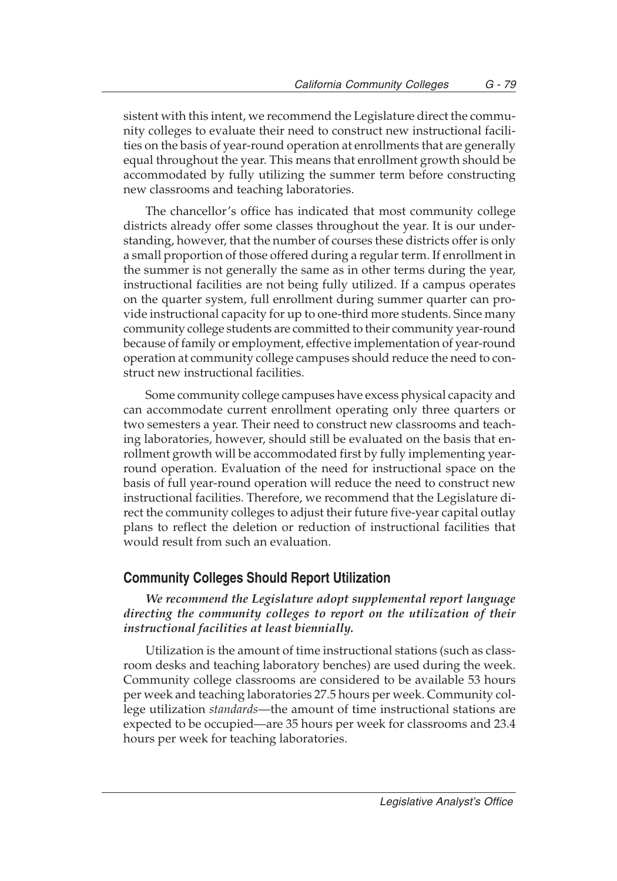sistent with this intent, we recommend the Legislature direct the community colleges to evaluate their need to construct new instructional facilities on the basis of year-round operation at enrollments that are generally equal throughout the year. This means that enrollment growth should be accommodated by fully utilizing the summer term before constructing new classrooms and teaching laboratories.

The chancellor's office has indicated that most community college districts already offer some classes throughout the year. It is our understanding, however, that the number of courses these districts offer is only a small proportion of those offered during a regular term. If enrollment in the summer is not generally the same as in other terms during the year, instructional facilities are not being fully utilized. If a campus operates on the quarter system, full enrollment during summer quarter can provide instructional capacity for up to one-third more students. Since many community college students are committed to their community year-round because of family or employment, effective implementation of year-round operation at community college campuses should reduce the need to construct new instructional facilities.

Some community college campuses have excess physical capacity and can accommodate current enrollment operating only three quarters or two semesters a year. Their need to construct new classrooms and teaching laboratories, however, should still be evaluated on the basis that enrollment growth will be accommodated first by fully implementing year-round operation. Evaluation of the need for instructional space on the basis of full year-round operation will reduce the need to construct new instructional facilities. Therefore, we recommend that the Legislature direct the community colleges to adjust their future five-year capital outlay plans to reflect the deletion or reduction of instructional facilities that would result from such an evaluation.

## Community Colleges Should Report Utilization

***We recommend the Legislature adopt supplemental report language directing the community colleges to report on the utilization of their instructional facilities at least biennially.***

Utilization is the amount of time instructional stations (such as classroom desks and teaching laboratory benches) are used during the week. Community college classrooms are considered to be available 53 hours per week and teaching laboratories 27.5 hours per week. Community college utilization *standards*—the amount of time instructional stations are expected to be occupied—are 35 hours per week for classrooms and 23.4 hours per week for teaching laboratories.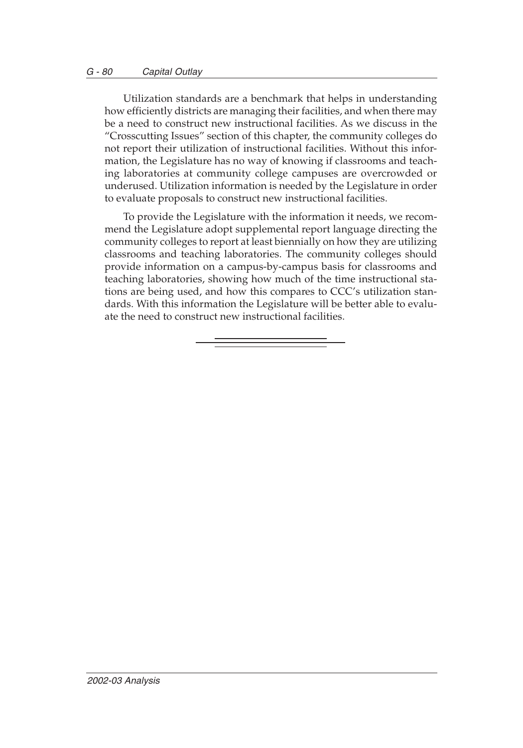Utilization standards are a benchmark that helps in understanding how efficiently districts are managing their facilities, and when there may be a need to construct new instructional facilities. As we discuss in the "Crosscutting Issues" section of this chapter, the community colleges do not report their utilization of instructional facilities. Without this information, the Legislature has no way of knowing if classrooms and teaching laboratories at community college campuses are overcrowded or underused. Utilization information is needed by the Legislature in order to evaluate proposals to construct new instructional facilities.

To provide the Legislature with the information it needs, we recommend the Legislature adopt supplemental report language directing the community colleges to report at least biennially on how they are utilizing classrooms and teaching laboratories. The community colleges should provide information on a campus-by-campus basis for classrooms and teaching laboratories, showing how much of the time instructional stations are being used, and how this compares to CCC's utilization standards. With this information the Legislature will be better able to evaluate the need to construct new instructional facilities.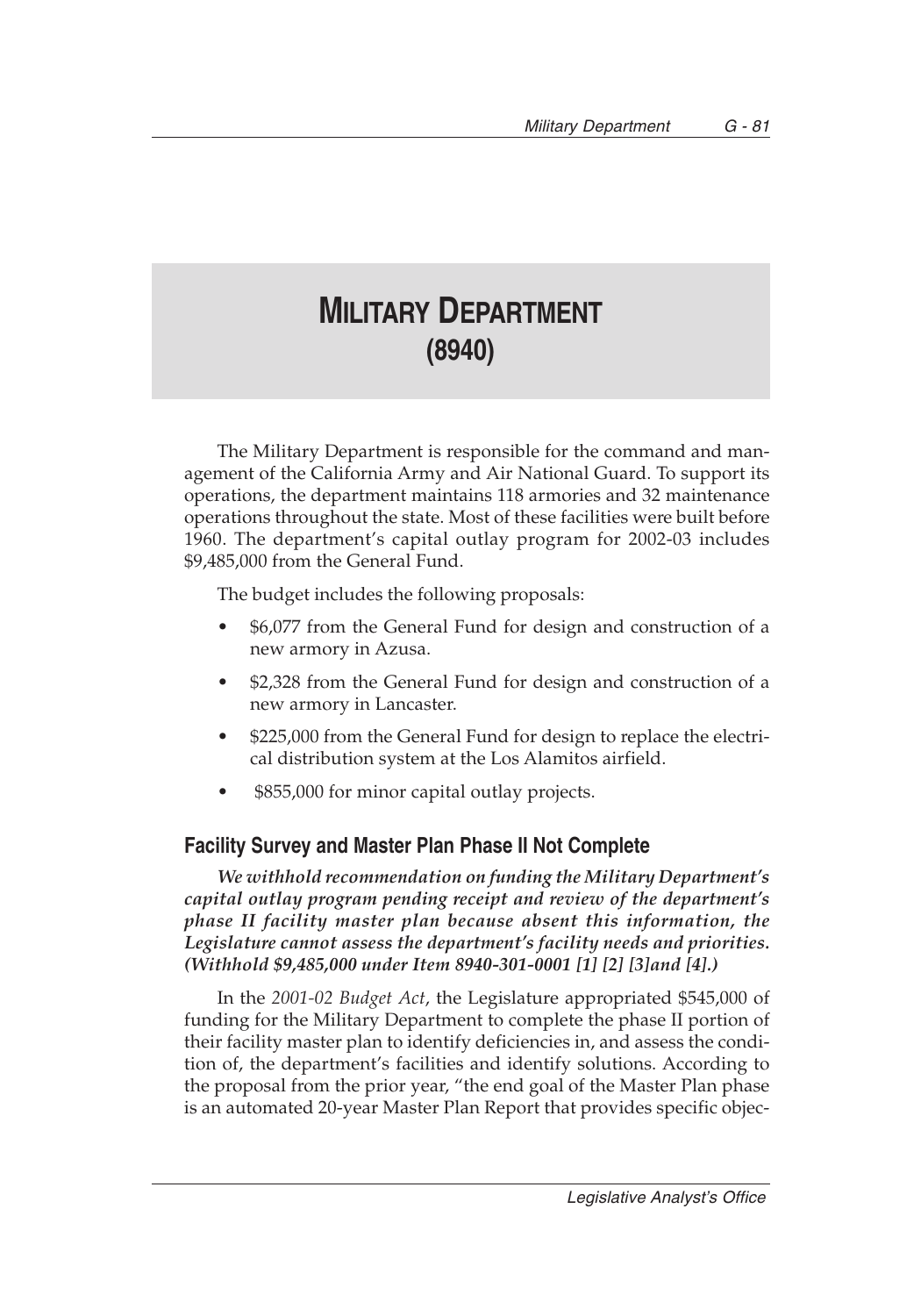# MILITARY DEPARTMENT (8940)

The Military Department is responsible for the command and management of the California Army and Air National Guard. To support its operations, the department maintains 118 armories and 32 maintenance operations throughout the state. Most of these facilities were built before 1960. The department's capital outlay program for 2002-03 includes $9,485,000 from the General Fund.

The budget includes the following proposals:

- $6,077 from the General Fund for design and construction of a new armory in Azusa.
- $2,328 from the General Fund for design and construction of a new armory in Lancaster.
- $225,000 from the General Fund for design to replace the electrical distribution system at the Los Alamitos airfield.
- $855,000 for minor capital outlay projects.

## Facility Survey and Master Plan Phase II Not Complete

***We withhold recommendation on funding the Military Department's capital outlay program pending receipt and review of the department's phase II facility master plan because absent this information, the Legislature cannot assess the department's facility needs and priorities. (Withhold $9,485,000 under Item 8940-301-0001 [1] [2] [3]and [4].)***

In the *2001-02 Budget Act*, the Legislature appropriated $545,000 of funding for the Military Department to complete the phase II portion of their facility master plan to identify deficiencies in, and assess the condition of, the department's facilities and identify solutions. According to the proposal from the prior year, "the end goal of the Master Plan phase is an automated 20-year Master Plan Report that provides specific objec-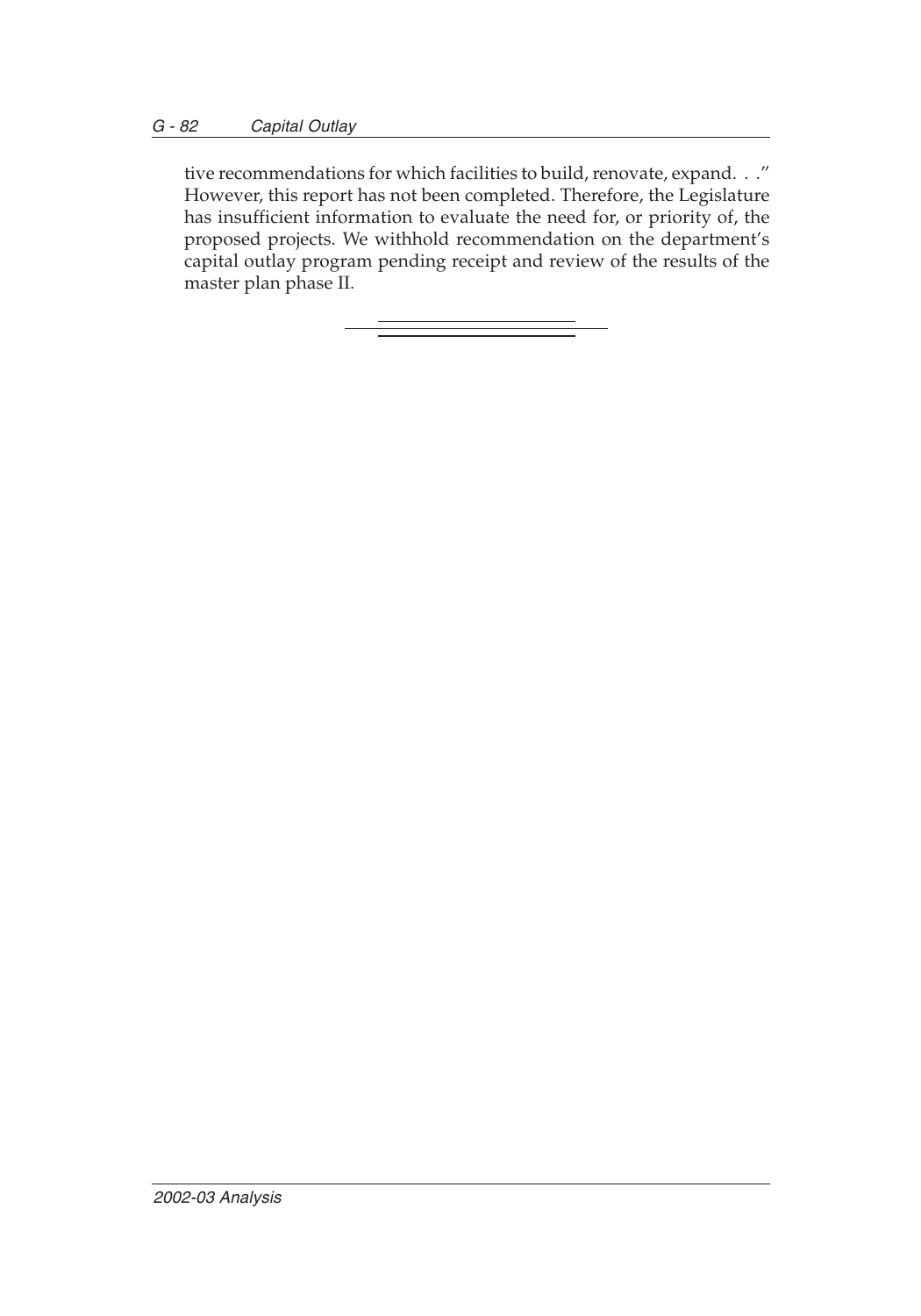tive recommendations for which facilities to build, renovate, expand. . ." However, this report has not been completed. Therefore, the Legislature has insufficient information to evaluate the need for, or priority of, the proposed projects. We withhold recommendation on the department's capital outlay program pending receipt and review of the results of the master plan phase II.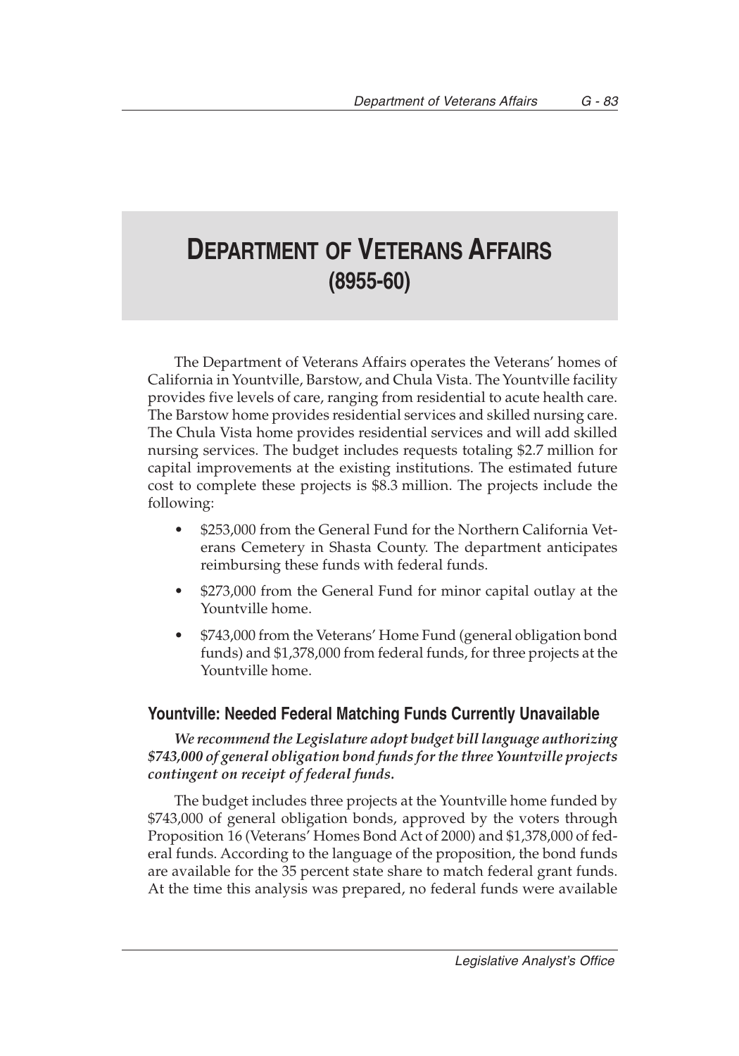# DEPARTMENT OF VETERANS AFFAIRS (8955-60)

The Department of Veterans Affairs operates the Veterans' homes of California in Yountville, Barstow, and Chula Vista. The Yountville facility provides five levels of care, ranging from residential to acute health care. The Barstow home provides residential services and skilled nursing care. The Chula Vista home provides residential services and will add skilled nursing services. The budget includes requests totaling $2.7 million for capital improvements at the existing institutions. The estimated future cost to complete these projects is $8.3 million. The projects include the following:

- $253,000 from the General Fund for the Northern California Veterans Cemetery in Shasta County. The department anticipates reimbursing these funds with federal funds.
- $273,000 from the General Fund for minor capital outlay at the Yountville home.
- $743,000 from the Veterans' Home Fund (general obligation bond funds) and $1,378,000 from federal funds, for three projects at the Yountville home.

## Yountville: Needed Federal Matching Funds Currently Unavailable

***We recommend the Legislature adopt budget bill language authorizing $743,000 of general obligation bond funds for the three Yountville projects contingent on receipt of federal funds.***

The budget includes three projects at the Yountville home funded by $743,000 of general obligation bonds, approved by the voters through Proposition 16 (Veterans' Homes Bond Act of 2000) and $1,378,000 of federal funds. According to the language of the proposition, the bond funds are available for the 35 percent state share to match federal grant funds. At the time this analysis was prepared, no federal funds were available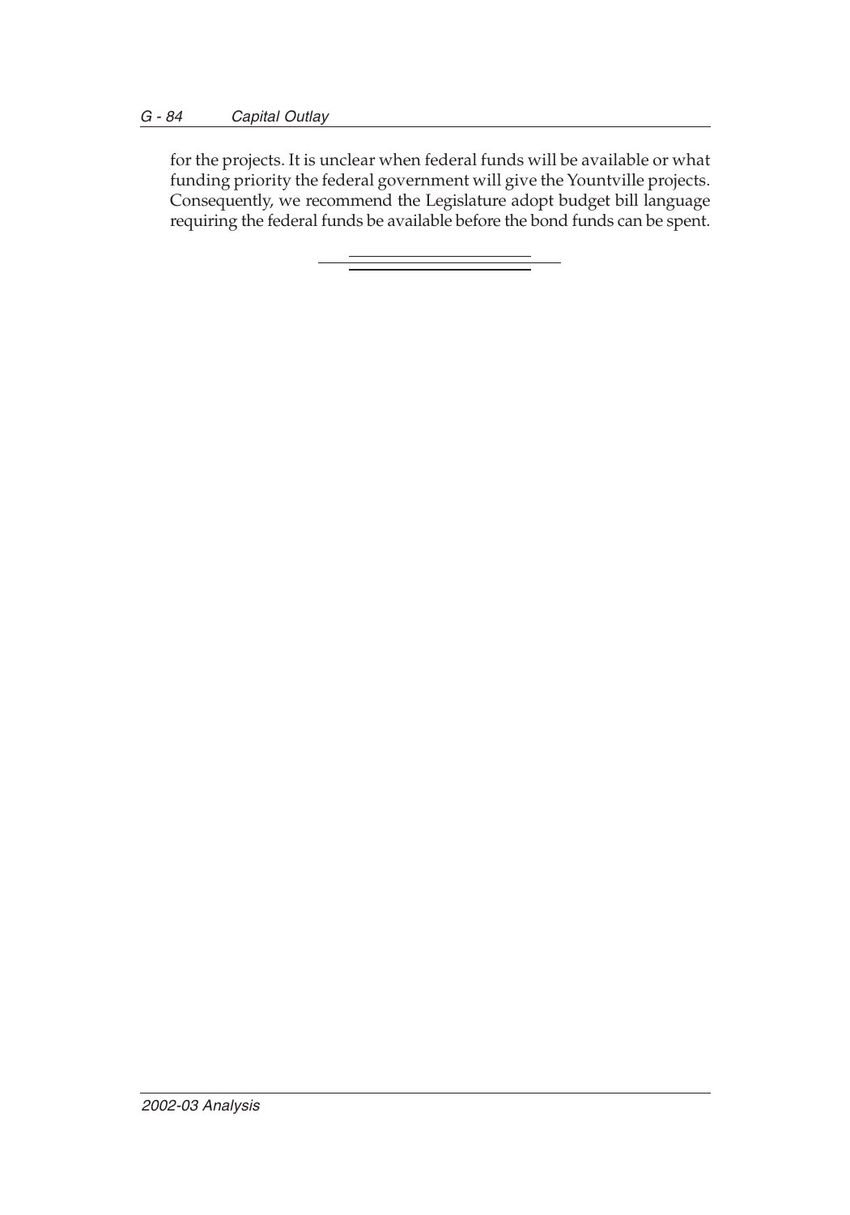for the projects. It is unclear when federal funds will be available or what funding priority the federal government will give the Yountville projects. Consequently, we recommend the Legislature adopt budget bill language requiring the federal funds be available before the bond funds can be spent.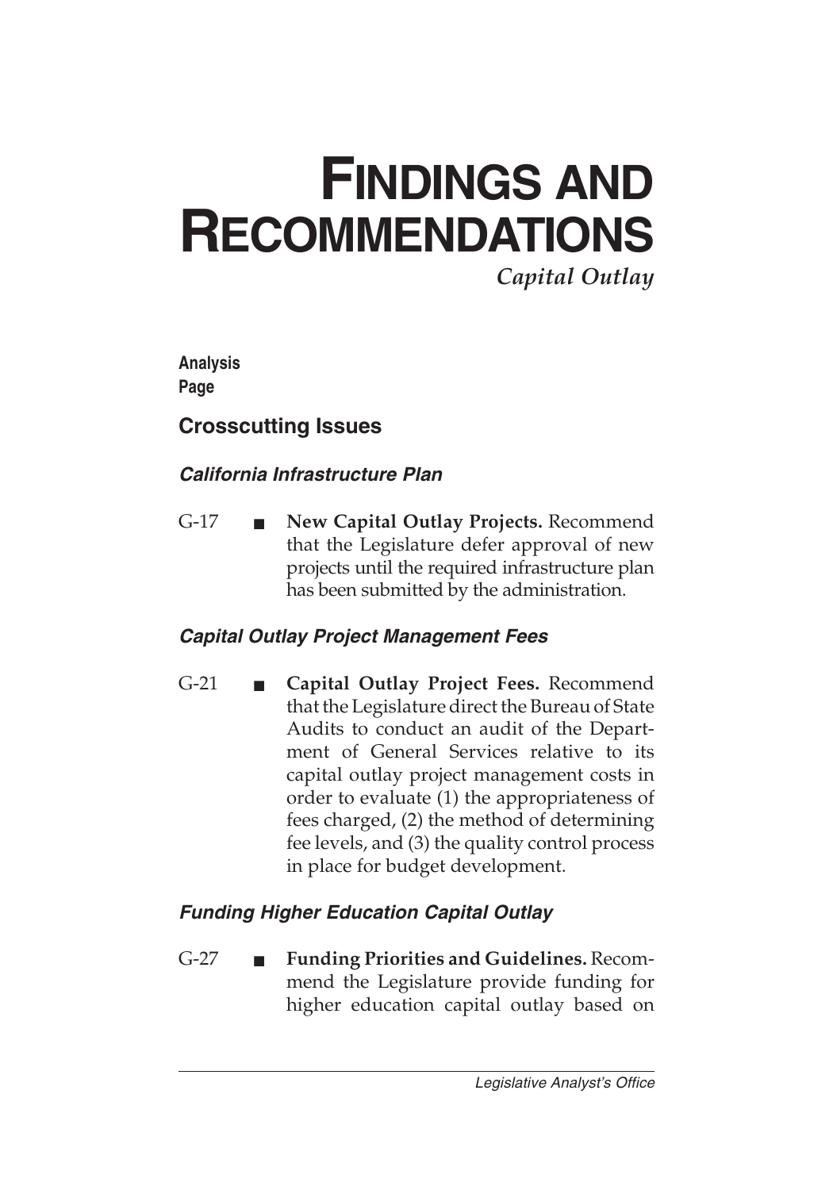# FINDINGS AND RECOMMENDATIONS

*Capital Outlay*

**Analysis Page**

## Crosscutting Issues

### *California Infrastructure Plan*

G-17 ■ **New Capital Outlay Projects.** Recommend that the Legislature defer approval of new projects until the required infrastructure plan has been submitted by the administration.

### *Capital Outlay Project Management Fees*

G-21 ■ **Capital Outlay Project Fees.** Recommend that the Legislature direct the Bureau of State Audits to conduct an audit of the Department of General Services relative to its capital outlay project management costs in order to evaluate (1) the appropriateness of fees charged, (2) the method of determining fee levels, and (3) the quality control process in place for budget development.

### *Funding Higher Education Capital Outlay*

G-27 ■ **Funding Priorities and Guidelines.** Recommend the Legislature provide funding for higher education capital outlay based on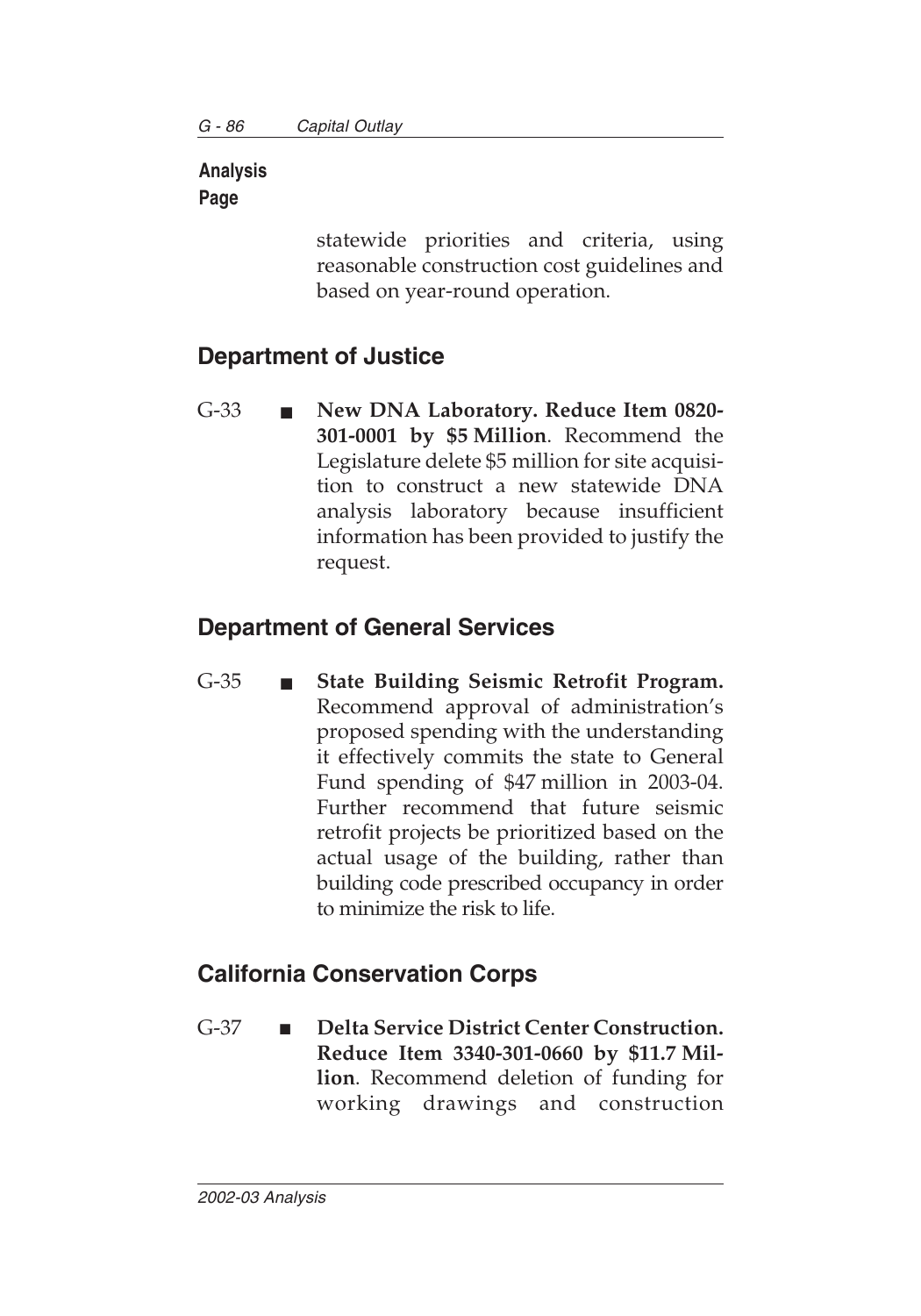**Analysis Page**

statewide priorities and criteria, using reasonable construction cost guidelines and based on year-round operation.

## Department of Justice

G-33 ■ **New DNA Laboratory. Reduce Item 0820-301-0001 by $5 Million**. Recommend the Legislature delete $5 million for site acquisition to construct a new statewide DNA analysis laboratory because insufficient information has been provided to justify the request.

## Department of General Services

G-35 ■ **State Building Seismic Retrofit Program.** Recommend approval of administration's proposed spending with the understanding it effectively commits the state to General Fund spending of $47 million in 2003-04. Further recommend that future seismic retrofit projects be prioritized based on the actual usage of the building, rather than building code prescribed occupancy in order to minimize the risk to life.

## California Conservation Corps

G-37 ■ **Delta Service District Center Construction. Reduce Item 3340-301-0660 by $11.7 Million**. Recommend deletion of funding for working drawings and construction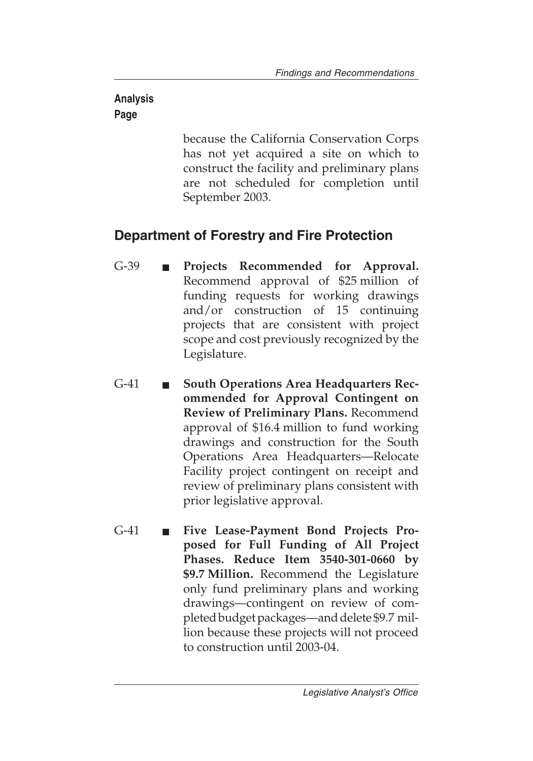**Analysis Page**

because the California Conservation Corps has not yet acquired a site on which to construct the facility and preliminary plans are not scheduled for completion until September 2003.

## Department of Forestry and Fire Protection

G-39 ■ **Projects Recommended for Approval.** Recommend approval of $25 million of funding requests for working drawings and/or construction of 15 continuing projects that are consistent with project scope and cost previously recognized by the Legislature.

G-41 ■ **South Operations Area Headquarters Recommended for Approval Contingent on Review of Preliminary Plans.** Recommend approval of $16.4 million to fund working drawings and construction for the South Operations Area Headquarters—Relocate Facility project contingent on receipt and review of preliminary plans consistent with prior legislative approval.

G-41 ■ **Five Lease-Payment Bond Projects Proposed for Full Funding of All Project Phases. Reduce Item 3540-301-0660 by $9.7 Million.** Recommend the Legislature only fund preliminary plans and working drawings—contingent on review of completed budget packages—and delete $9.7 million because these projects will not proceed to construction until 2003-04.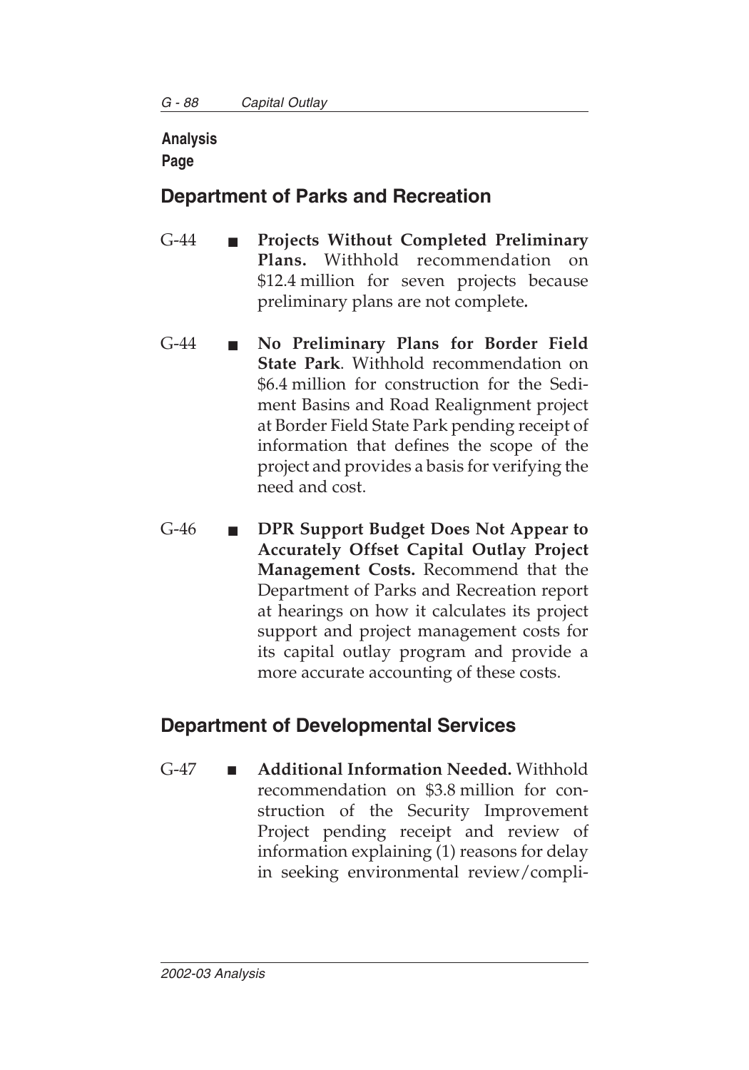**Analysis Page**

## Department of Parks and Recreation

G-44 ■ **Projects Without Completed Preliminary Plans.** Withhold recommendation on $12.4 million for seven projects because preliminary plans are not complete.

G-44 ■ **No Preliminary Plans for Border Field State Park**. Withhold recommendation on $6.4 million for construction for the Sediment Basins and Road Realignment project at Border Field State Park pending receipt of information that defines the scope of the project and provides a basis for verifying the need and cost.

G-46 ■ **DPR Support Budget Does Not Appear to Accurately Offset Capital Outlay Project Management Costs.** Recommend that the Department of Parks and Recreation report at hearings on how it calculates its project support and project management costs for its capital outlay program and provide a more accurate accounting of these costs.

## Department of Developmental Services

G-47 ■ **Additional Information Needed.** Withhold recommendation on $3.8 million for construction of the Security Improvement Project pending receipt and review of information explaining (1) reasons for delay in seeking environmental review/compli-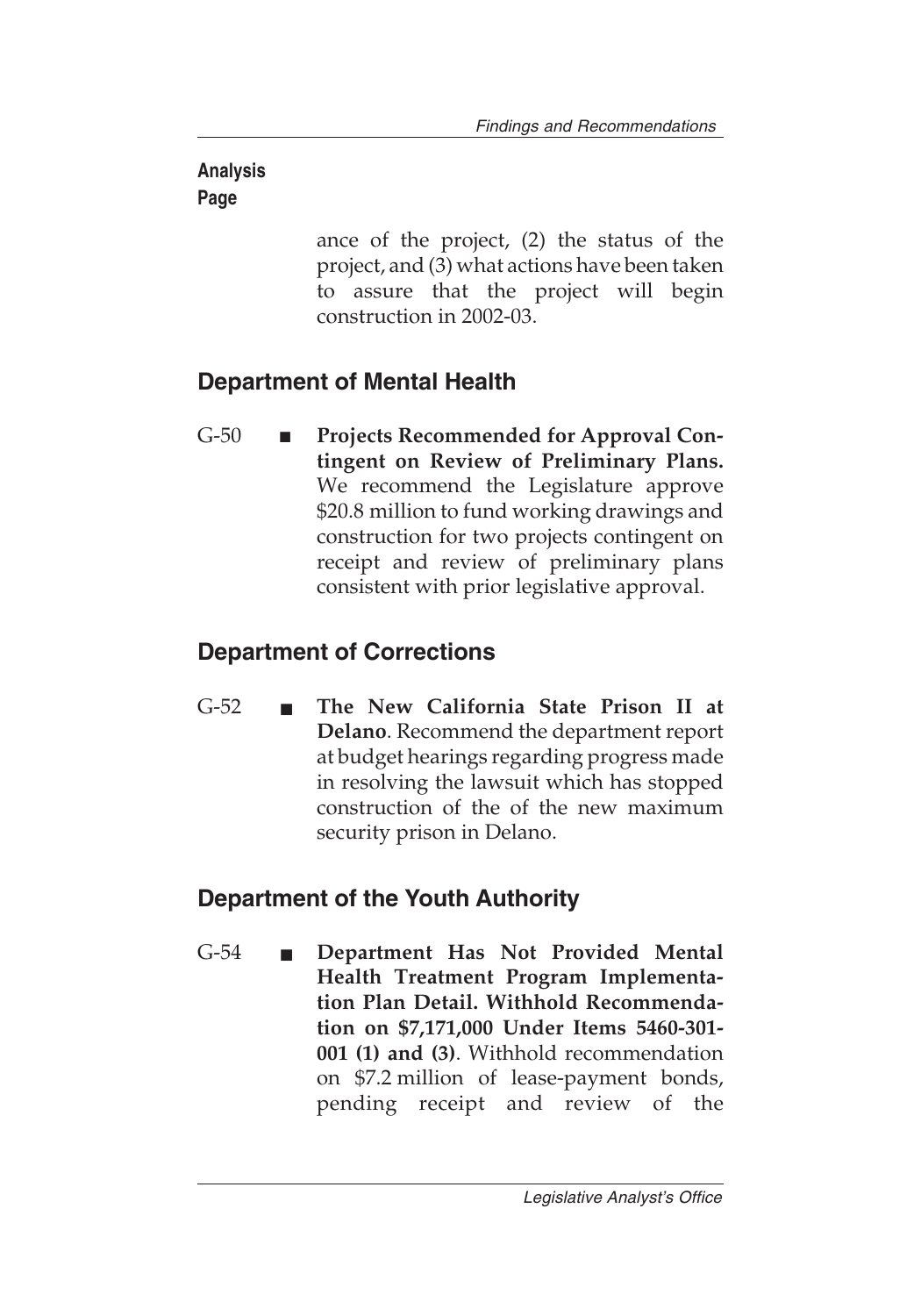**Analysis Page**

ance of the project, (2) the status of the project, and (3) what actions have been taken to assure that the project will begin construction in 2002-03.

## Department of Mental Health

G-50 ■ **Projects Recommended for Approval Contingent on Review of Preliminary Plans.** We recommend the Legislature approve $20.8 million to fund working drawings and construction for two projects contingent on receipt and review of preliminary plans consistent with prior legislative approval.

## Department of Corrections

G-52 ■ **The New California State Prison II at Delano**. Recommend the department report at budget hearings regarding progress made in resolving the lawsuit which has stopped construction of the of the new maximum security prison in Delano.

## Department of the Youth Authority

G-54 ■ **Department Has Not Provided Mental Health Treatment Program Implementation Plan Detail. Withhold Recommendation on $7,171,000 Under Items 5460-301-001 (1) and (3)**. Withhold recommendation on $7.2 million of lease-payment bonds, pending receipt and review of the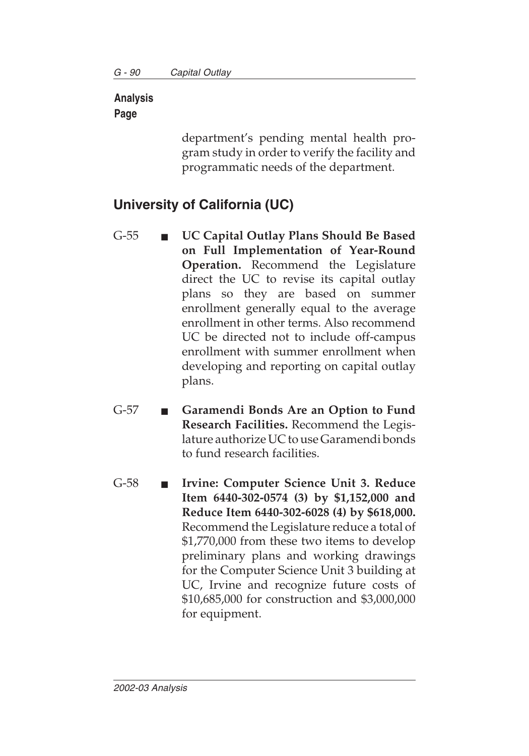**Analysis Page**

department's pending mental health program study in order to verify the facility and programmatic needs of the department.

## University of California (UC)

G-55 ■ **UC Capital Outlay Plans Should Be Based on Full Implementation of Year-Round Operation.** Recommend the Legislature direct the UC to revise its capital outlay plans so they are based on summer enrollment generally equal to the average enrollment in other terms. Also recommend UC be directed not to include off-campus enrollment with summer enrollment when developing and reporting on capital outlay plans.

G-57 ■ **Garamendi Bonds Are an Option to Fund Research Facilities.** Recommend the Legislature authorize UC to use Garamendi bonds to fund research facilities.

G-58 ■ **Irvine: Computer Science Unit 3. Reduce Item 6440-302-0574 (3) by $1,152,000 and Reduce Item 6440-302-6028 (4) by $618,000.** Recommend the Legislature reduce a total of $1,770,000 from these two items to develop preliminary plans and working drawings for the Computer Science Unit 3 building at UC, Irvine and recognize future costs of $10,685,000 for construction and $3,000,000 for equipment.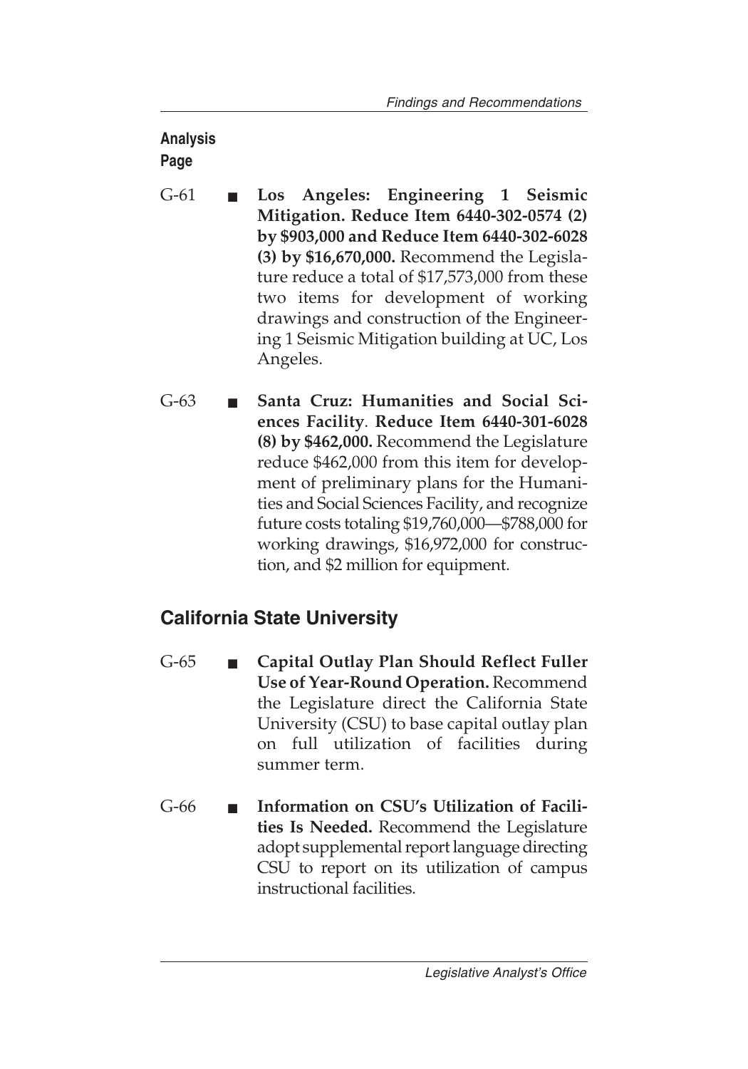**Analysis Page**

- G-61 ■ **Los Angeles: Engineering 1 Seismic Mitigation. Reduce Item 6440-302-0574 (2) by $903,000 and Reduce Item 6440-302-6028 (3) by $16,670,000.** Recommend the Legislature reduce a total of $17,573,000 from these two items for development of working drawings and construction of the Engineering 1 Seismic Mitigation building at UC, Los Angeles.

- G-63 ■ **Santa Cruz: Humanities and Social Sciences Facility**. **Reduce Item 6440-301-6028 (8) by $462,000.** Recommend the Legislature reduce $462,000 from this item for development of preliminary plans for the Humanities and Social Sciences Facility, and recognize future costs totaling $19,760,000—$788,000 for working drawings, $16,972,000 for construction, and $2 million for equipment.

## California State University

- G-65 ■ **Capital Outlay Plan Should Reflect Fuller Use of Year-Round Operation.** Recommend the Legislature direct the California State University (CSU) to base capital outlay plan on full utilization of facilities during summer term.

- G-66 ■ **Information on CSU's Utilization of Facilities Is Needed.** Recommend the Legislature adopt supplemental report language directing CSU to report on its utilization of campus instructional facilities.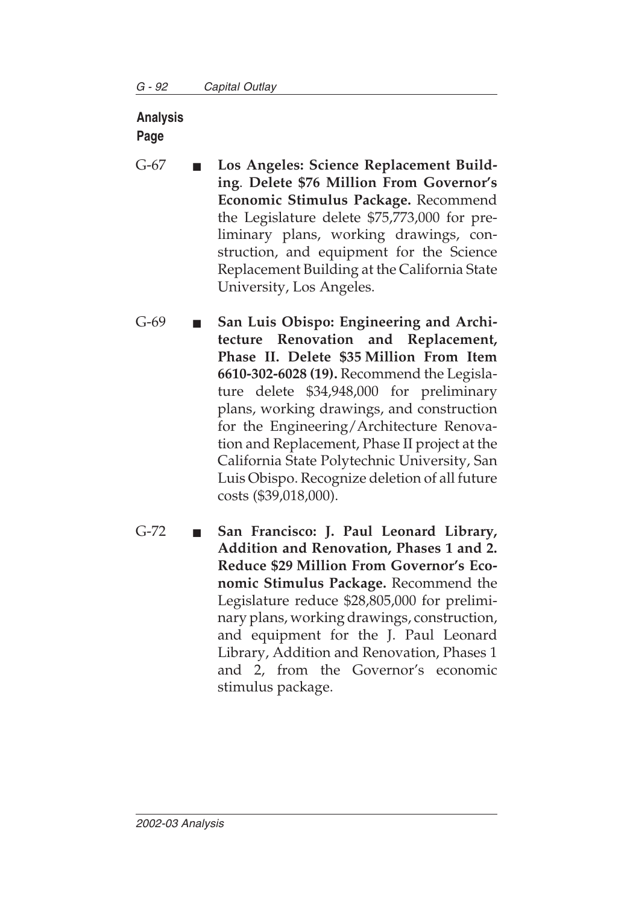**Analysis Page**

G-67 ■ **Los Angeles: Science Replacement Building**. **Delete $76 Million From Governor's Economic Stimulus Package.** Recommend the Legislature delete $75,773,000 for preliminary plans, working drawings, construction, and equipment for the Science Replacement Building at the California State University, Los Angeles.

G-69 ■ **San Luis Obispo: Engineering and Architecture Renovation and Replacement, Phase II. Delete $35 Million From Item 6610-302-6028 (19).** Recommend the Legislature delete $34,948,000 for preliminary plans, working drawings, and construction for the Engineering/Architecture Renovation and Replacement, Phase II project at the California State Polytechnic University, San Luis Obispo. Recognize deletion of all future costs ($39,018,000).

G-72 ■ **San Francisco: J. Paul Leonard Library, Addition and Renovation, Phases 1 and 2. Reduce $29 Million From Governor's Economic Stimulus Package.** Recommend the Legislature reduce $28,805,000 for preliminary plans, working drawings, construction, and equipment for the J. Paul Leonard Library, Addition and Renovation, Phases 1 and 2, from the Governor's economic stimulus package.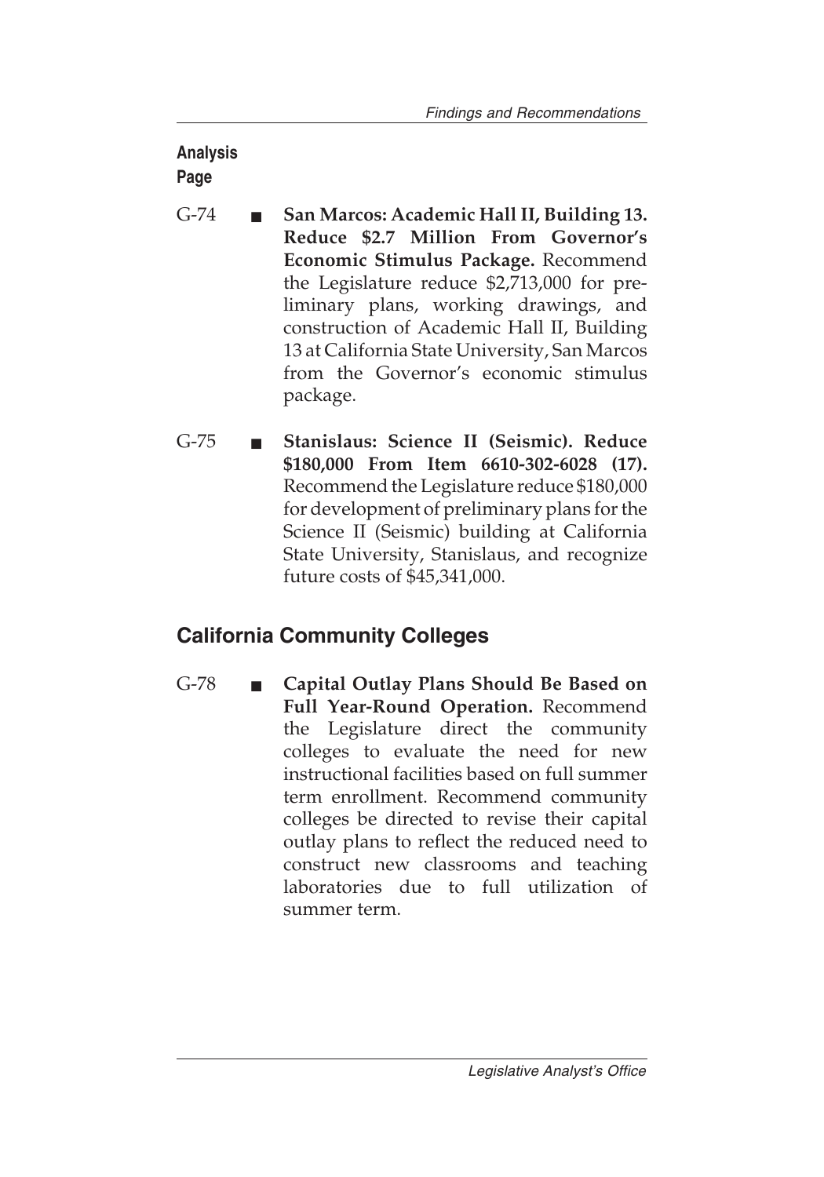**Analysis Page**

G-74 ■ **San Marcos: Academic Hall II, Building 13. Reduce $2.7 Million From Governor's Economic Stimulus Package.** Recommend the Legislature reduce $2,713,000 for preliminary plans, working drawings, and construction of Academic Hall II, Building 13 at California State University, San Marcos from the Governor's economic stimulus package.

G-75 ■ **Stanislaus: Science II (Seismic). Reduce $180,000 From Item 6610-302-6028 (17).** Recommend the Legislature reduce $180,000 for development of preliminary plans for the Science II (Seismic) building at California State University, Stanislaus, and recognize future costs of $45,341,000.

## California Community Colleges

G-78 ■ **Capital Outlay Plans Should Be Based on Full Year-Round Operation.** Recommend the Legislature direct the community colleges to evaluate the need for new instructional facilities based on full summer term enrollment. Recommend community colleges be directed to revise their capital outlay plans to reflect the reduced need to construct new classrooms and teaching laboratories due to full utilization of summer term.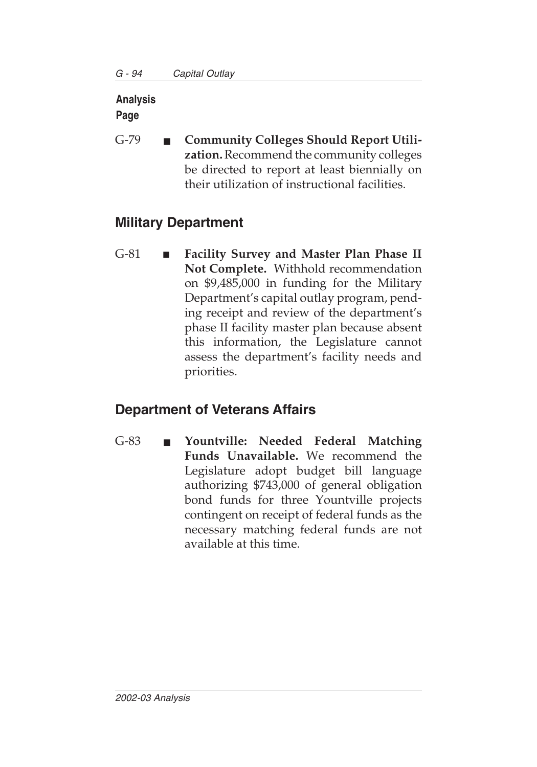**Analysis Page**

G-79 ■ **Community Colleges Should Report Utilization.** Recommend the community colleges be directed to report at least biennially on their utilization of instructional facilities.

## Military Department

G-81 ■ **Facility Survey and Master Plan Phase II Not Complete.** Withhold recommendation on $9,485,000 in funding for the Military Department's capital outlay program, pending receipt and review of the department's phase II facility master plan because absent this information, the Legislature cannot assess the department's facility needs and priorities.

## Department of Veterans Affairs

G-83 ■ **Yountville: Needed Federal Matching Funds Unavailable.** We recommend the Legislature adopt budget bill language authorizing $743,000 of general obligation bond funds for three Yountville projects contingent on receipt of federal funds as the necessary matching federal funds are not available at this time.